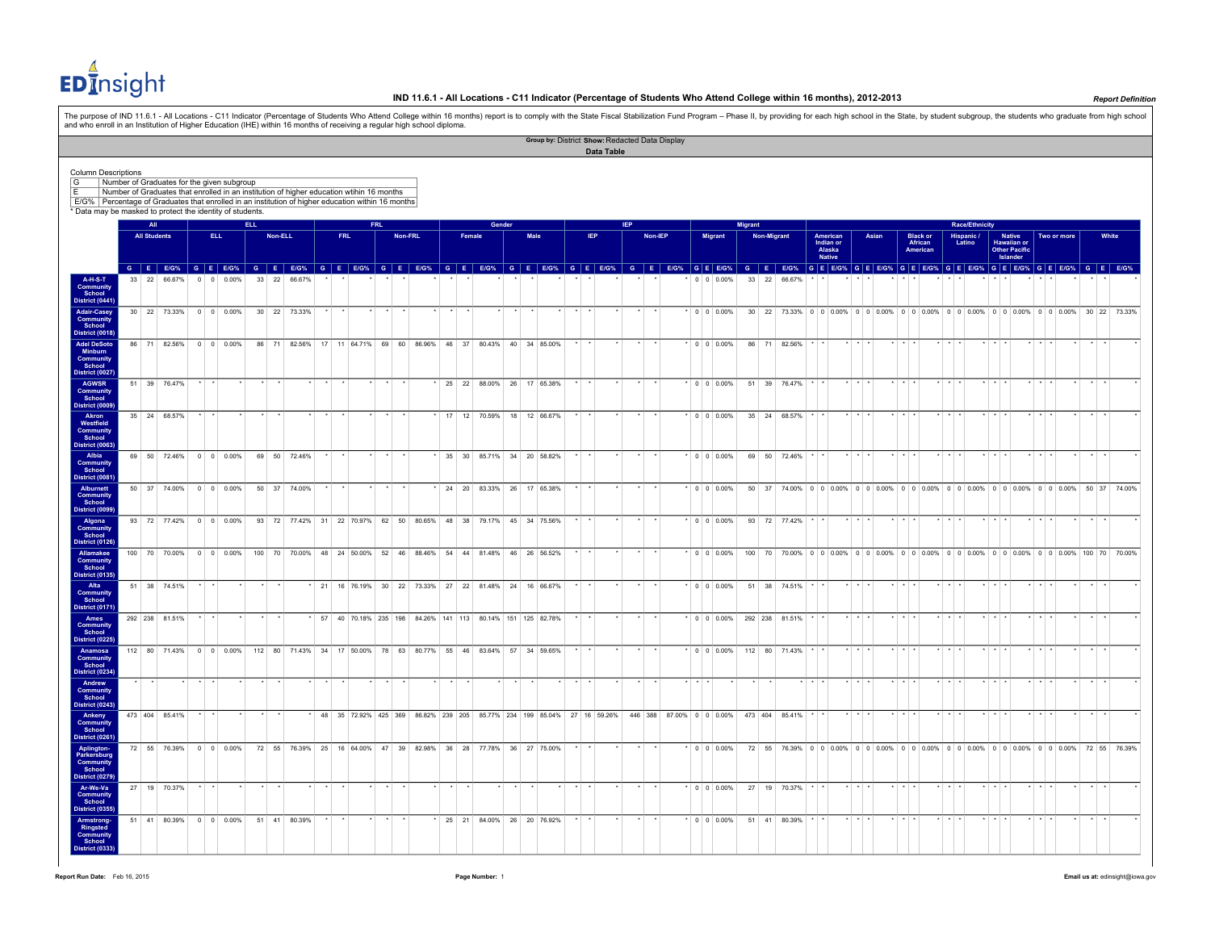# IND 11.6.1 - All Locations - C11 Indicator (Percentage of Students Who Attend College within 16 months), 2012-2013

*Report Definition*

The purpose of IND 11.6.1 - All Locations - C11 Indicator (Percentage of Students Who Attend College within 16 months) report is to comply with the State Fiscal Stabilization Fund Program – Phase II, by providing for each high school in the State, by student subgroup, the students who graduate from high school and who enroll in an Institution of Higher Education (IHE) within 16 months of receiving a regular high school diploma.

**Group by:** District **Show:** Redacted Data Display

## Data Table

Column Descriptions

| | |
|---|---|
| G | Number of Graduates for the given subgroup |
| E | Number of Graduates that enrolled in an institution of higher education within 16 months |
| E/G% | Percentage of Graduates that enrolled in an institution of higher education within 16 months |

* Data may be masked to protect the identity of students.

| | All | | | ELL | | | | | | FRL | | | | | | Gender | | | | | | IEP | | | | | | Migrant | | | | | | Race/Ethnicity | | | | | | | | | | | | | | | | | | | | |
|---|---|---|---|---|---|---|---|---|---|---|---|---|---|---|---|---|---|---|---|---|---|---|---|---|---|---|---|---|---|---|---|---|---|---|---|---|---|---|---|---|---|---|---|---|---|---|---|---|---|---|---|---|---|---|---|---|---|
| | All Students | | | ELL | | | Non-ELL | | | FRL | | | Non-FRL | | | Female | | | Male | | | IEP | | | Non-IEP | | | Migrant | | | Non-Migrant | | | American Indian or Alaska Native | | | Asian | | | Black or African American | | | Hispanic / Latino | | | Native Hawaiian or Other Pacific Islander | | | Two or more | | | White | | |
| | G | E | E/G% | G | E | E/G% | G | E | E/G% | G | E | E/G% | G | E | E/G% | G | E | E/G% | G | E | E/G% | G | E | E/G% | G | E | E/G% | G | E | E/G% | G | E | E/G% | G | E | E/G% | G | E | E/G% | G | E | E/G% | G | E | E/G% | G | E | E/G% | G | E | E/G% | G | E | E/G% |
| **A-H-S-T Community School District (0441)** | 33 | 22 | 66.67% | 0 | 0 | 0.00% | 33 | 22 | 66.67% | * | * | * | * | * | * | * | * | * | * | * | * | * | * | * | * | * | * | 0 | 0 | 0.00% | 33 | 22 | 66.67% | * | * | * | * | * | * | * | * | * | * | * | * | * | * | * | * | * | * | * | * | * |
| **Adair-Casey Community School District (0018)** | 30 | 22 | 73.33% | 0 | 0 | 0.00% | 30 | 22 | 73.33% | * | * | * | * | * | * | * | * | * | * | * | * | * | * | * | * | * | * | 0 | 0 | 0.00% | 30 | 22 | 73.33% | 0 | 0 | 0.00% | 0 | 0 | 0.00% | 0 | 0 | 0.00% | 0 | 0 | 0.00% | 0 | 0 | 0.00% | 0 | 0 | 0.00% | 30 | 22 | 73.33% |
| **Adel DeSoto Minburn Community School District (0027)** | 86 | 71 | 82.56% | 0 | 0 | 0.00% | 86 | 71 | 82.56% | 17 | 11 | 64.71% | 69 | 60 | 86.96% | 46 | 37 | 80.43% | 40 | 34 | 85.00% | * | * | * | * | * | * | 0 | 0 | 0.00% | 86 | 71 | 82.56% | * | * | * | * | * | * | * | * | * | * | * | * | * | * | * | * | * | * | * | * | * |
| **AGWSR Community School District (0009)** | 51 | 39 | 76.47% | * | * | * | * | * | * | * | * | * | * | * | * | 25 | 22 | 88.00% | 26 | 17 | 65.38% | * | * | * | * | * | * | 0 | 0 | 0.00% | 51 | 39 | 76.47% | * | * | * | * | * | * | * | * | * | * | * | * | * | * | * | * | * | * | * | * | * |
| **Akron Westfield Community School District (0063)** | 35 | 24 | 68.57% | * | * | * | * | * | * | * | * | * | * | * | * | 17 | 12 | 70.59% | 18 | 12 | 66.67% | * | * | * | * | * | * | 0 | 0 | 0.00% | 35 | 24 | 68.57% | * | * | * | * | * | * | * | * | * | * | * | * | * | * | * | * | * | * | * | * | * |
| **Albia Community School District (0081)** | 69 | 50 | 72.46% | 0 | 0 | 0.00% | 69 | 50 | 72.46% | * | * | * | * | * | * | 35 | 30 | 85.71% | 34 | 20 | 58.82% | * | * | * | * | * | * | 0 | 0 | 0.00% | 69 | 50 | 72.46% | * | * | * | * | * | * | * | * | * | * | * | * | * | * | * | * | * | * | * | * | * |
| **Alburnett Community School District (0099)** | 50 | 37 | 74.00% | 0 | 0 | 0.00% | 50 | 37 | 74.00% | * | * | * | * | * | * | 24 | 20 | 83.33% | 26 | 17 | 65.38% | * | * | * | * | * | * | 0 | 0 | 0.00% | 50 | 37 | 74.00% | 0 | 0 | 0.00% | 0 | 0 | 0.00% | 0 | 0 | 0.00% | 0 | 0 | 0.00% | 0 | 0 | 0.00% | 0 | 0 | 0.00% | 50 | 37 | 74.00% |
| **Algona Community School District (0126)** | 93 | 72 | 77.42% | 0 | 0 | 0.00% | 93 | 72 | 77.42% | 31 | 22 | 70.97% | 62 | 50 | 80.65% | 48 | 38 | 79.17% | 45 | 34 | 75.56% | * | * | * | * | * | * | 0 | 0 | 0.00% | 93 | 72 | 77.42% | * | * | * | * | * | * | * | * | * | * | * | * | * | * | * | * | * | * | * | * | * |
| **Allamakee Community School District (0135)** | 100 | 70 | 70.00% | 0 | 0 | 0.00% | 100 | 70 | 70.00% | 48 | 24 | 50.00% | 52 | 46 | 88.46% | 54 | 44 | 81.48% | 46 | 26 | 56.52% | * | * | * | * | * | * | 0 | 0 | 0.00% | 100 | 70 | 70.00% | 0 | 0 | 0.00% | 0 | 0 | 0.00% | 0 | 0 | 0.00% | 0 | 0 | 0.00% | 0 | 0 | 0.00% | 0 | 0 | 0.00% | 100 | 70 | 70.00% |
| **Alta Community School District (0171)** | 51 | 38 | 74.51% | * | * | * | * | * | * | 21 | 16 | 76.19% | 30 | 22 | 73.33% | 27 | 22 | 81.48% | 24 | 16 | 66.67% | * | * | * | * | * | * | 0 | 0 | 0.00% | 51 | 38 | 74.51% | * | * | * | * | * | * | * | * | * | * | * | * | * | * | * | * | * | * | * | * | * |
| **Ames Community School District (0225)** | 292 | 238 | 81.51% | * | * | * | * | * | * | 57 | 40 | 70.18% | 235 | 198 | 84.26% | 141 | 113 | 80.14% | 151 | 125 | 82.78% | * | * | * | * | * | * | 0 | 0 | 0.00% | 292 | 238 | 81.51% | * | * | * | * | * | * | * | * | * | * | * | * | * | * | * | * | * | * | * | * | * |
| **Anamosa Community School District (0234)** | 112 | 80 | 71.43% | 0 | 0 | 0.00% | 112 | 80 | 71.43% | 34 | 17 | 50.00% | 78 | 63 | 80.77% | 55 | 46 | 83.64% | 57 | 34 | 59.65% | * | * | * | * | * | * | 0 | 0 | 0.00% | 112 | 80 | 71.43% | * | * | * | * | * | * | * | * | * | * | * | * | * | * | * | * | * | * | * | * | * |
| **Andrew Community School District (0243)** | * | * | * | * | * | * | * | * | * | * | * | * | * | * | * | * | * | * | * | * | * | * | * | * | * | * | * | * | * | * | * | * | * | * | * | * | * | * | * | * | * | * | * | * | * | * | * | * | * | * | * | * | * | * | * | * |
| **Ankeny Community School District (0261)** | 473 | 404 | 85.41% | * | * | * | * | * | * | 48 | 35 | 72.92% | 425 | 369 | 86.82% | 239 | 205 | 85.77% | 234 | 199 | 85.04% | 27 | 16 | 59.26% | 446 | 388 | 87.00% | 0 | 0 | 0.00% | 473 | 404 | 85.41% | * | * | * | * | * | * | * | * | * | * | * | * | * | * | * | * | * | * | * | * | * |
| **Aplington-Parkersburg Community School District (0279)** | 72 | 55 | 76.39% | 0 | 0 | 0.00% | 72 | 55 | 76.39% | 25 | 16 | 64.00% | 47 | 39 | 82.98% | 36 | 28 | 77.78% | 36 | 27 | 75.00% | * | * | * | * | * | * | 0 | 0 | 0.00% | 72 | 55 | 76.39% | 0 | 0 | 0.00% | 0 | 0 | 0.00% | 0 | 0 | 0.00% | 0 | 0 | 0.00% | 0 | 0 | 0.00% | 0 | 0 | 0.00% | 72 | 55 | 76.39% |
| **Ar-We-Va Community School District (0355)** | 27 | 19 | 70.37% | * | * | * | * | * | * | * | * | * | * | * | * | * | * | * | * | * | * | * | * | * | * | * | * | 0 | 0 | 0.00% | 27 | 19 | 70.37% | * | * | * | * | * | * | * | * | * | * | * | * | * | * | * | * | * | * | * | * | * |
| **Armstrong-Ringsted Community School District (0333)** | 51 | 41 | 80.39% | 0 | 0 | 0.00% | 51 | 41 | 80.39% | * | * | * | * | * | * | 25 | 21 | 84.00% | 26 | 20 | 76.92% | * | * | * | * | * | * | 0 | 0 | 0.00% | 51 | 41 | 80.39% | * | * | * | * | * | * | * | * | * | * | * | * | * | * | * | * | * | * | * | * | * |

Report Run Date: Feb 16, 2015

Email us at: edinsight@iowa.gov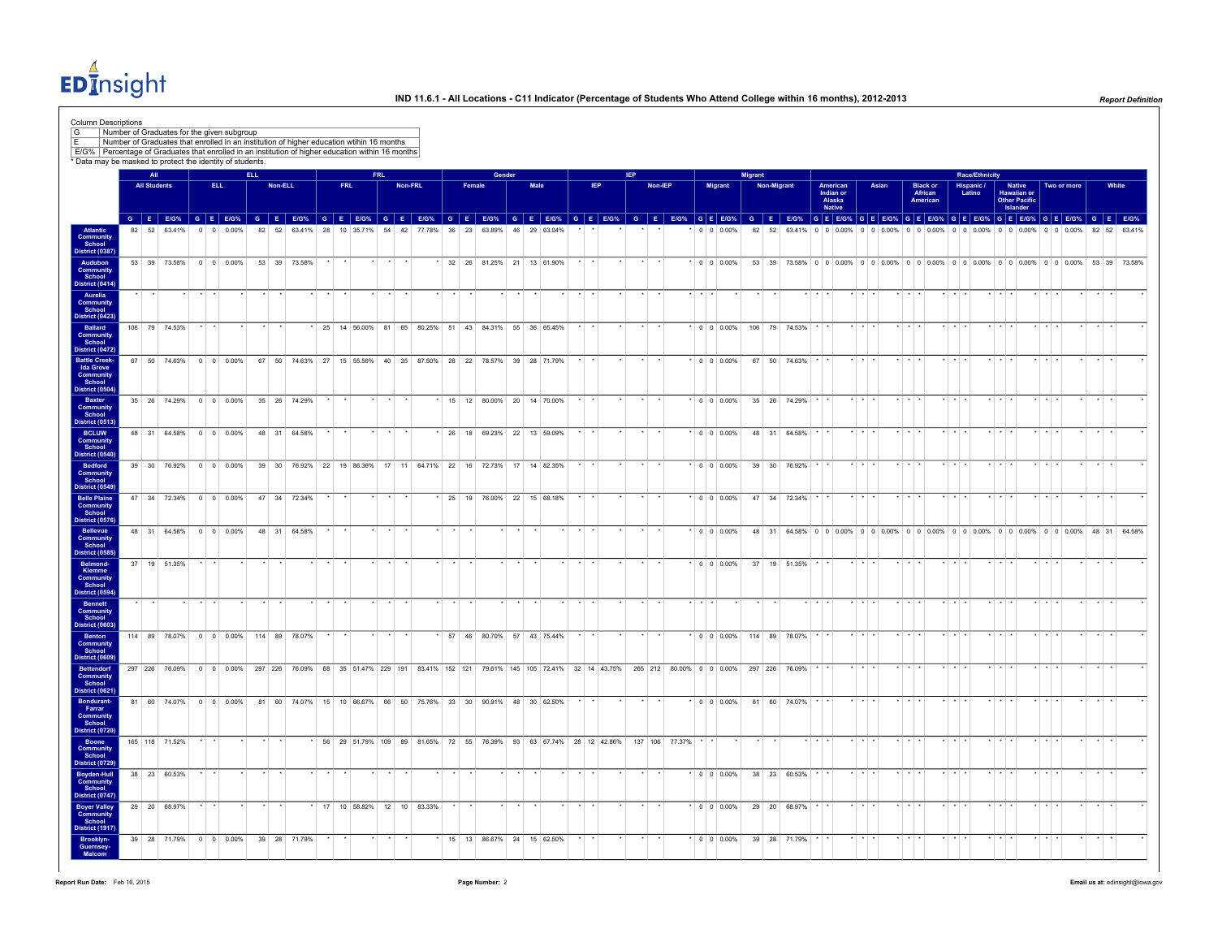Column Descriptions

| | |
|---|---|
| G | Number of Graduates for the given subgroup |
| E | Number of Graduates that enrolled in an institution of higher education within 16 months |
| E/G% | Percentage of Graduates that enrolled in an institution of higher education within 16 months |

\* Data may be masked to protect the identity of students.

| | All | | | ELL | | | | | | FRL | | | | | | Gender | | | | | | IEP | | | | | | Migrant | | | | | | Race/Ethnicity | | | | | | | | | | | | | | | | | | | | |
|---|---|---|---|---|---|---|---|---|---|---|---|---|---|---|---|---|---|---|---|---|---|---|---|---|---|---|---|---|---|---|---|---|---|---|---|---|---|---|---|---|---|---|---|---|---|---|---|---|---|---|---|---|---|---|
| | All Students | | | ELL | | | Non-ELL | | | FRL | | | Non-FRL | | | Female | | | Male | | | IEP | | | Non-IEP | | | Migrant | | | Non-Migrant | | | American Indian or Alaska Native | | | Asian | | | Black or African American | | | Hispanic / Latino | | | Native Hawaiian or Other Pacific Islander | | | Two or more | | | White | | |
| | G | E | E/G% | G | E | E/G% | G | E | E/G% | G | E | E/G% | G | E | E/G% | G | E | E/G% | G | E | E/G% | G | E | E/G% | G | E | E/G% | G | E | E/G% | G | E | E/G% | G | E | E/G% | G | E | E/G% | G | E | E/G% | G | E | E/G% | G | E | E/G% | G | E | E/G% | G | E | E/G% |
| **Atlantic Community School District (0387)** | 82 | 52 | 63.41% | 0 | 0 | 0.00% | 82 | 52 | 63.41% | 28 | 10 | 35.71% | 54 | 42 | 77.78% | 36 | 23 | 63.89% | 46 | 29 | 63.04% | * | * | * | * | * | * | 0 | 0 | 0.00% | 82 | 52 | 63.41% | 0 | 0 | 0.00% | 0 | 0 | 0.00% | 0 | 0 | 0.00% | 0 | 0 | 0.00% | 0 | 0 | 0.00% | 0 | 0 | 0.00% | 82 | 52 | 63.41% |
| **Audubon Community School District (0414)** | 53 | 39 | 73.58% | 0 | 0 | 0.00% | 53 | 39 | 73.58% | * | * | * | * | * | * | 32 | 26 | 81.25% | 21 | 13 | 61.90% | * | * | * | * | * | * | 0 | 0 | 0.00% | 53 | 39 | 73.58% | 0 | 0 | 0.00% | 0 | 0 | 0.00% | 0 | 0 | 0.00% | 0 | 0 | 0.00% | 0 | 0 | 0.00% | 0 | 0 | 0.00% | 53 | 39 | 73.58% |
| **Aurelia Community School District (0423)** | * | * | * | * | * | * | * | * | * | * | * | * | * | * | * | * | * | * | * | * | * | * | * | * | * | * | * | * | * | * | * | * | * | * | * | * | * | * | * | * | * | * | * | * | * | * | * | * | * | * | * | * | * | * |
| **Ballard Community School District (0472)** | 106 | 79 | 74.53% | * | * | * | * | * | * | 25 | 14 | 56.00% | 81 | 65 | 80.25% | 51 | 43 | 84.31% | 55 | 36 | 65.45% | * | * | * | * | * | * | 0 | 0 | 0.00% | 106 | 79 | 74.53% | * | * | * | * | * | * | * | * | * | * | * | * | * | * | * | * | * | * | * | * | * |
| **Battle Creek-Ida Grove Community School District (0504)** | 67 | 50 | 74.63% | 0 | 0 | 0.00% | 67 | 50 | 74.63% | 27 | 15 | 55.56% | 40 | 35 | 87.50% | 28 | 22 | 78.57% | 39 | 28 | 71.79% | * | * | * | * | * | * | 0 | 0 | 0.00% | 67 | 50 | 74.63% | * | * | * | * | * | * | * | * | * | * | * | * | * | * | * | * | * | * | * | * | * |
| **Baxter Community School District (0513)** | 35 | 26 | 74.29% | 0 | 0 | 0.00% | 35 | 26 | 74.29% | * | * | * | * | * | * | 15 | 12 | 80.00% | 20 | 14 | 70.00% | * | * | * | * | * | * | 0 | 0 | 0.00% | 35 | 26 | 74.29% | * | * | * | * | * | * | * | * | * | * | * | * | * | * | * | * | * | * | * | * | * |
| **BCLUW Community School District (0540)** | 48 | 31 | 64.58% | 0 | 0 | 0.00% | 48 | 31 | 64.58% | * | * | * | * | * | * | 26 | 18 | 69.23% | 22 | 13 | 59.09% | * | * | * | * | * | * | 0 | 0 | 0.00% | 48 | 31 | 64.58% | * | * | * | * | * | * | * | * | * | * | * | * | * | * | * | * | * | * | * | * | * |
| **Bedford Community School District (0549)** | 39 | 30 | 76.92% | 0 | 0 | 0.00% | 39 | 30 | 76.92% | 22 | 19 | 86.36% | 17 | 11 | 64.71% | 22 | 16 | 72.73% | 17 | 14 | 82.35% | * | * | * | * | * | * | 0 | 0 | 0.00% | 39 | 30 | 76.92% | * | * | * | * | * | * | * | * | * | * | * | * | * | * | * | * | * | * | * | * | * |
| **Belle Plaine Community School District (0576)** | 47 | 34 | 72.34% | 0 | 0 | 0.00% | 47 | 34 | 72.34% | * | * | * | * | * | * | 25 | 19 | 76.00% | 22 | 15 | 68.18% | * | * | * | * | * | * | 0 | 0 | 0.00% | 47 | 34 | 72.34% | * | * | * | * | * | * | * | * | * | * | * | * | * | * | * | * | * | * | * | * | * |
| **Bellevue Community School District (0585)** | 48 | 31 | 64.58% | 0 | 0 | 0.00% | 48 | 31 | 64.58% | * | * | * | * | * | * | * | * | * | * | * | * | * | * | * | * | * | * | 0 | 0 | 0.00% | 48 | 31 | 64.58% | 0 | 0 | 0.00% | 0 | 0 | 0.00% | 0 | 0 | 0.00% | 0 | 0 | 0.00% | 0 | 0 | 0.00% | 0 | 0 | 0.00% | 48 | 31 | 64.58% |
| **Belmond-Klemme Community School District (0594)** | 37 | 19 | 51.35% | * | * | * | * | * | * | * | * | * | * | * | * | * | * | * | * | * | * | * | * | * | * | * | * | 0 | 0 | 0.00% | 37 | 19 | 51.35% | * | * | * | * | * | * | * | * | * | * | * | * | * | * | * | * | * | * | * | * | * |
| **Bennett Community School District (0603)** | * | * | * | * | * | * | * | * | * | * | * | * | * | * | * | * | * | * | * | * | * | * | * | * | * | * | * | * | * | * | * | * | * | * | * | * | * | * | * | * | * | * | * | * | * | * | * | * | * | * | * | * | * | * |
| **Benton Community School District (0609)** | 114 | 89 | 78.07% | 0 | 0 | 0.00% | 114 | 89 | 78.07% | * | * | * | * | * | * | 57 | 46 | 80.70% | 57 | 43 | 75.44% | * | * | * | * | * | * | 0 | 0 | 0.00% | 114 | 89 | 78.07% | * | * | * | * | * | * | * | * | * | * | * | * | * | * | * | * | * | * | * | * | * |
| **Bettendorf Community School District (0621)** | 297 | 226 | 76.09% | 0 | 0 | 0.00% | 297 | 226 | 76.09% | 68 | 35 | 51.47% | 229 | 191 | 83.41% | 152 | 121 | 79.61% | 145 | 105 | 72.41% | 32 | 14 | 43.75% | 265 | 212 | 80.00% | 0 | 0 | 0.00% | 297 | 226 | 76.09% | * | * | * | * | * | * | * | * | * | * | * | * | * | * | * | * | * | * | * | * | * |
| **Bondurant-Farrar Community School District (0720)** | 81 | 60 | 74.07% | 0 | 0 | 0.00% | 81 | 60 | 74.07% | 15 | 10 | 66.67% | 66 | 50 | 75.76% | 33 | 30 | 90.91% | 48 | 30 | 62.50% | * | * | * | * | * | * | 0 | 0 | 0.00% | 81 | 60 | 74.07% | * | * | * | * | * | * | * | * | * | * | * | * | * | * | * | * | * | * | * | * | * |
| **Boone Community School District (0729)** | 165 | 118 | 71.52% | * | * | * | * | * | * | 56 | 29 | 51.79% | 109 | 89 | 81.65% | 72 | 55 | 76.39% | 93 | 63 | 67.74% | 28 | 12 | 42.86% | 137 | 106 | 77.37% | * | * | * | * | * | * | * | * | * | * | * | * | * | * | * | * | * | * | * | * | * | * | * | * | * | * | * |
| **Boyden-Hull Community School District (0747)** | 38 | 23 | 60.53% | * | * | * | * | * | * | * | * | * | * | * | * | * | * | * | * | * | * | * | * | * | * | * | * | 0 | 0 | 0.00% | 38 | 23 | 60.53% | * | * | * | * | * | * | * | * | * | * | * | * | * | * | * | * | * | * | * | * | * |
| **Boyer Valley Community School District (1917)** | 29 | 20 | 68.97% | * | * | * | * | * | * | 17 | 10 | 58.82% | 12 | 10 | 83.33% | * | * | * | * | * | * | * | * | * | * | * | * | 0 | 0 | 0.00% | 29 | 20 | 68.97% | * | * | * | * | * | * | * | * | * | * | * | * | * | * | * | * | * | * | * | * | * |
| **Brooklyn-Guernsey-Malcom** | 39 | 28 | 71.79% | 0 | 0 | 0.00% | 39 | 28 | 71.79% | * | * | * | * | * | * | 15 | 13 | 86.67% | 24 | 15 | 62.50% | * | * | * | * | * | * | 0 | 0 | 0.00% | 39 | 28 | 71.79% | * | * | * | * | * | * | * | * | * | * | * | * | * | * | * | * | * | * | * | * | * |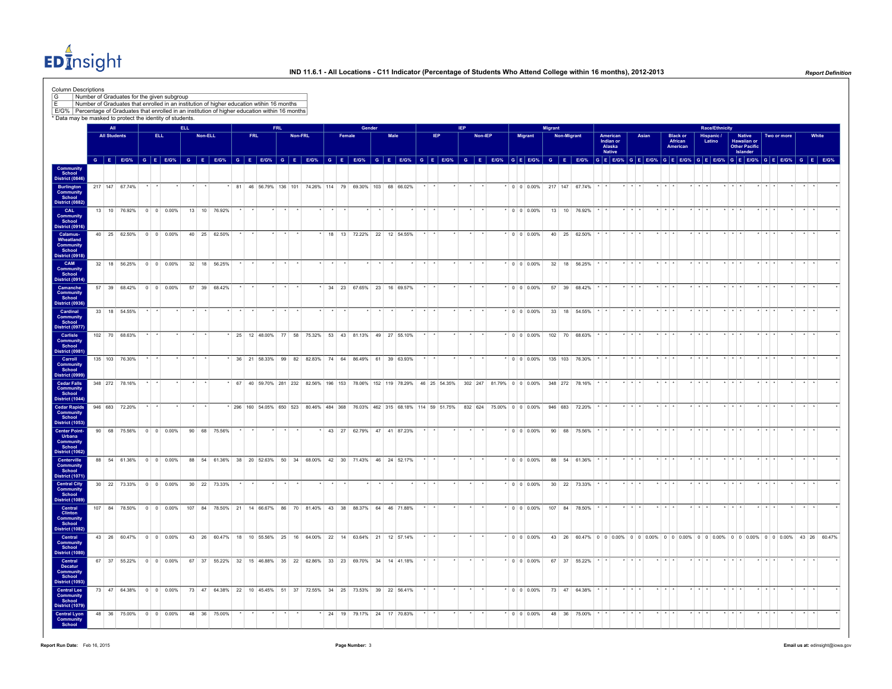# IND 11.6.1 - All Locations - C11 Indicator (Percentage of Students Who Attend College within 16 months), 2012-2013

Column Descriptions

| | |
|---|---|
| G | Number of Graduates for the given subgroup |
| E | Number of Graduates that enrolled in an institution of higher education within 16 months |
| E/G% | Percentage of Graduates that enrolled in an institution of higher education within 16 months |

\* Data may be masked to protect the identity of students.

| | All | | | ELL | | | | | | FRL | | | | | | Gender | | | | | | IEP | | | | | | Migrant | | | | | | Race/Ethnicity | | | | | | | | | | | | | | | | | | | | |
|---|---|---|---|---|---|---|---|---|---|---|---|---|---|---|---|---|---|---|---|---|---|---|---|---|---|---|---|---|---|---|---|---|---|---|---|---|---|---|---|---|---|---|---|---|---|---|---|---|---|---|---|---|---|---|---|---|
| | All Students | | | ELL | | | Non-ELL | | | FRL | | | Non-FRL | | | Female | | | Male | | | IEP | | | Non-IEP | | | Migrant | | | Non-Migrant | | | American Indian or Alaska Native | | | Asian | | | Black or African American | | | Hispanic / Latino | | | Native Hawaiian or Other Pacific Islander | | | Two or more | | | White | | |
| | G | E | E/G% | G | E | E/G% | G | E | E/G% | G | E | E/G% | G | E | E/G% | G | E | E/G% | G | E | E/G% | G | E | E/G% | G | E | E/G% | G | E | E/G% | G | E | E/G% | G | E | E/G% | G | E | E/G% | G | E | E/G% | G | E | E/G% | G | E | E/G% | G | E | E/G% | G | E | E/G% |
| Community School District (0846) | | | | | | | | | | | | | | | | | | | | | | | | | | | | | | | | | | | | | | | | | | | | | | | | | | | | | | | | |
| Burlington Community School District (0882) | 217 | 147 | 67.74% | * | * | * | * | * | * | 81 | 46 | 56.79% | 136 | 101 | 74.26% | 114 | 79 | 69.30% | 103 | 68 | 66.02% | * | * | * | * | * | * | 0 | 0 | 0.00% | 217 | 147 | 67.74% | * | * | * | * | * | * | * | * | * | * | * | * | * | * | * | * | * | * | * | * | * |
| CAL Community School District (0916) | 13 | 10 | 76.92% | 0 | 0 | 0.00% | 13 | 10 | 76.92% | * | * | * | * | * | * | * | * | * | * | * | * | * | * | * | * | * | * | 0 | 0 | 0.00% | 13 | 10 | 76.92% | * | * | * | * | * | * | * | * | * | * | * | * | * | * | * | * | * | * | * | * | * |
| Calamus-Wheatland Community School District (0918) | 40 | 25 | 62.50% | 0 | 0 | 0.00% | 40 | 25 | 62.50% | * | * | * | * | * | * | 18 | 13 | 72.22% | 22 | 12 | 54.55% | * | * | * | * | * | * | 0 | 0 | 0.00% | 40 | 25 | 62.50% | * | * | * | * | * | * | * | * | * | * | * | * | * | * | * | * | * | * | * | * | * |
| CAM Community School District (0914) | 32 | 18 | 56.25% | 0 | 0 | 0.00% | 32 | 18 | 56.25% | * | * | * | * | * | * | * | * | * | * | * | * | * | * | * | * | * | * | 0 | 0 | 0.00% | 32 | 18 | 56.25% | * | * | * | * | * | * | * | * | * | * | * | * | * | * | * | * | * | * | * | * | * |
| Camanche Community School District (0936) | 57 | 39 | 68.42% | 0 | 0 | 0.00% | 57 | 39 | 68.42% | * | * | * | * | * | * | 34 | 23 | 67.65% | 23 | 16 | 69.57% | * | * | * | * | * | * | 0 | 0 | 0.00% | 57 | 39 | 68.42% | * | * | * | * | * | * | * | * | * | * | * | * | * | * | * | * | * | * | * | * | * |
| Cardinal Community School District (0977) | 33 | 18 | 54.55% | * | * | * | * | * | * | * | * | * | * | * | * | * | * | * | * | * | * | * | * | * | * | * | * | 0 | 0 | 0.00% | 33 | 18 | 54.55% | * | * | * | * | * | * | * | * | * | * | * | * | * | * | * | * | * | * | * | * | * |
| Carlisle Community School District (0981) | 102 | 70 | 68.63% | * | * | * | * | * | * | 25 | 12 | 48.00% | 77 | 58 | 75.32% | 53 | 43 | 81.13% | 49 | 27 | 55.10% | * | * | * | * | * | * | 0 | 0 | 0.00% | 102 | 70 | 68.63% | * | * | * | * | * | * | * | * | * | * | * | * | * | * | * | * | * | * | * | * | * |
| Carroll Community School District (0999) | 135 | 103 | 76.30% | * | * | * | * | * | * | 36 | 21 | 58.33% | 99 | 82 | 82.83% | 74 | 64 | 86.49% | 61 | 39 | 63.93% | * | * | * | * | * | * | 0 | 0 | 0.00% | 135 | 103 | 76.30% | * | * | * | * | * | * | * | * | * | * | * | * | * | * | * | * | * | * | * | * | * |
| Cedar Falls Community School District (1044) | 348 | 272 | 78.16% | * | * | * | * | * | * | 67 | 40 | 59.70% | 281 | 232 | 82.56% | 196 | 153 | 78.06% | 152 | 119 | 78.29% | 46 | 25 | 54.35% | 302 | 247 | 81.79% | 0 | 0 | 0.00% | 348 | 272 | 78.16% | * | * | * | * | * | * | * | * | * | * | * | * | * | * | * | * | * | * | * | * | * |
| Cedar Rapids Community School District (1053) | 946 | 683 | 72.20% | * | * | * | * | * | * | 296 | 160 | 54.05% | 650 | 523 | 80.46% | 484 | 368 | 76.03% | 462 | 315 | 68.18% | 114 | 59 | 51.75% | 832 | 624 | 75.00% | 0 | 0 | 0.00% | 946 | 683 | 72.20% | * | * | * | * | * | * | * | * | * | * | * | * | * | * | * | * | * | * | * | * | * |
| Center Point-Urbana Community School District (1062) | 90 | 68 | 75.56% | 0 | 0 | 0.00% | 90 | 68 | 75.56% | * | * | * | * | * | * | 43 | 27 | 62.79% | 47 | 41 | 87.23% | * | * | * | * | * | * | 0 | 0 | 0.00% | 90 | 68 | 75.56% | * | * | * | * | * | * | * | * | * | * | * | * | * | * | * | * | * | * | * | * | * |
| Centerville Community School District (1071) | 88 | 54 | 61.36% | 0 | 0 | 0.00% | 88 | 54 | 61.36% | 38 | 20 | 52.63% | 50 | 34 | 68.00% | 42 | 30 | 71.43% | 46 | 24 | 52.17% | * | * | * | * | * | * | 0 | 0 | 0.00% | 88 | 54 | 61.36% | * | * | * | * | * | * | * | * | * | * | * | * | * | * | * | * | * | * | * | * | * |
| Central City Community School District (1089) | 30 | 22 | 73.33% | 0 | 0 | 0.00% | 30 | 22 | 73.33% | * | * | * | * | * | * | * | * | * | * | * | * | * | * | * | * | * | * | 0 | 0 | 0.00% | 30 | 22 | 73.33% | * | * | * | * | * | * | * | * | * | * | * | * | * | * | * | * | * | * | * | * | * |
| Central Clinton Community School District (1082) | 107 | 84 | 78.50% | 0 | 0 | 0.00% | 107 | 84 | 78.50% | 21 | 14 | 66.67% | 86 | 70 | 81.40% | 43 | 38 | 88.37% | 64 | 46 | 71.88% | * | * | * | * | * | * | 0 | 0 | 0.00% | 107 | 84 | 78.50% | * | * | * | * | * | * | * | * | * | * | * | * | * | * | * | * | * | * | * | * | * |
| Central Community School District (1080) | 43 | 26 | 60.47% | 0 | 0 | 0.00% | 43 | 26 | 60.47% | 18 | 10 | 55.56% | 25 | 16 | 64.00% | 22 | 14 | 63.64% | 21 | 12 | 57.14% | * | * | * | * | * | * | 0 | 0 | 0.00% | 43 | 26 | 60.47% | 0 | 0 | 0.00% | 0 | 0 | 0.00% | 0 | 0 | 0.00% | 0 | 0 | 0.00% | 0 | 0 | 0.00% | 0 | 0 | 0.00% | 43 | 26 | 60.47% |
| Central Decatur Community School District (1093) | 67 | 37 | 55.22% | 0 | 0 | 0.00% | 67 | 37 | 55.22% | 32 | 15 | 46.88% | 35 | 22 | 62.86% | 33 | 23 | 69.70% | 34 | 14 | 41.18% | * | * | * | * | * | * | 0 | 0 | 0.00% | 67 | 37 | 55.22% | * | * | * | * | * | * | * | * | * | * | * | * | * | * | * | * | * | * | * | * | * |
| Central Lee Community School District (1079) | 73 | 47 | 64.38% | 0 | 0 | 0.00% | 73 | 47 | 64.38% | 22 | 10 | 45.45% | 51 | 37 | 72.55% | 34 | 25 | 73.53% | 39 | 22 | 56.41% | * | * | * | * | * | * | 0 | 0 | 0.00% | 73 | 47 | 64.38% | * | * | * | * | * | * | * | * | * | * | * | * | * | * | * | * | * | * | * | * | * |
| Central Lyon Community School | 48 | 36 | 75.00% | 0 | 0 | 0.00% | 48 | 36 | 75.00% | * | * | * | * | * | * | 24 | 19 | 79.17% | 24 | 17 | 70.83% | * | * | * | * | * | * | 0 | 0 | 0.00% | 48 | 36 | 75.00% | * | * | * | * | * | * | * | * | * | * | * | * | * | * | * | * | * | * | * | * | * |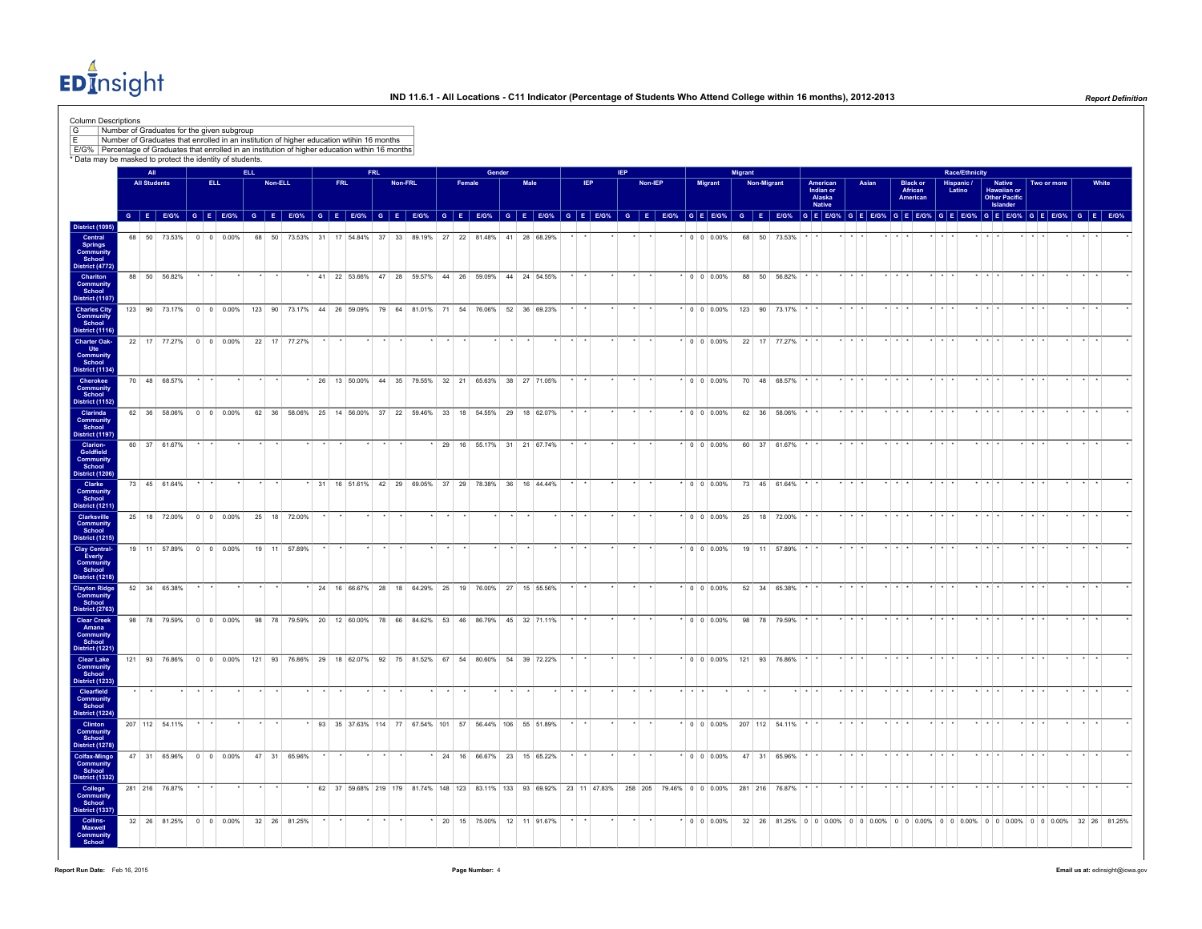Column Descriptions

| | |
|---|---|
| G | Number of Graduates for the given subgroup |
| E | Number of Graduates that enrolled in an institution of higher education within 16 months |
| E/G% | Percentage of Graduates that enrolled in an institution of higher education within 16 months |

* Data may be masked to protect the identity of students.

| | All | | | ELL | | | | | | FRL | | | | | | Gender | | | | | | IEP | | | | | | Migrant | | | | | | Race/Ethnicity | | | | | | | | | | | | | | | | | | | | |
|---|---|---|---|---|---|---|---|---|---|---|---|---|---|---|---|---|---|---|---|---|---|---|---|---|---|---|---|---|---|---|---|---|---|---|---|---|---|---|---|---|---|---|---|---|---|---|---|---|---|---|---|---|---|---|
| | All Students | | | ELL | | | Non-ELL | | | FRL | | | Non-FRL | | | Female | | | Male | | | IEP | | | Non-IEP | | | Migrant | | | Non-Migrant | | | American Indian or Alaska Native | | | Asian | | | Black or African American | | | Hispanic / Latino | | | Native Hawaiian or Other Pacific Islander | | | Two or more | | | White | | |
| | G | E | E/G% | G | E | E/G% | G | E | E/G% | G | E | E/G% | G | E | E/G% | G | E | E/G% | G | E | E/G% | G | E | E/G% | G | E | E/G% | G | E | E/G% | G | E | E/G% | G | E | E/G% | G | E | E/G% | G | E | E/G% | G | E | E/G% | G | E | E/G% | G | E | E/G% | G | E | E/G% |
| District (1095) | | | | | | | | | | | | | | | | | | | | | | | | | | | | | | | | | | | | | | | | | | | | | | | | | | | | | | |
| Central Springs Community School District (4772) | 68 | 50 | 73.53% | 0 | 0 | 0.00% | 68 | 50 | 73.53% | 31 | 17 | 54.84% | 37 | 33 | 89.19% | 27 | 22 | 81.48% | 41 | 28 | 68.29% | * | * | * | * | * | * | 0 | 0 | 0.00% | 68 | 50 | 73.53% | * | * | * | * | * | * | * | * | * | * | * | * | * | * | * | * | * | * | * | * | * |
| Chariton Community School District (1107) | 88 | 50 | 56.82% | * | * | * | * | * | * | 41 | 22 | 53.66% | 47 | 28 | 59.57% | 44 | 26 | 59.09% | 44 | 24 | 54.55% | * | * | * | * | * | * | 0 | 0 | 0.00% | 88 | 50 | 56.82% | * | * | * | * | * | * | * | * | * | * | * | * | * | * | * | * | * | * | * | * | * |
| Charles City Community School District (1116) | 123 | 90 | 73.17% | 0 | 0 | 0.00% | 123 | 90 | 73.17% | 44 | 26 | 59.09% | 79 | 64 | 81.01% | 71 | 54 | 76.06% | 52 | 36 | 69.23% | * | * | * | * | * | * | 0 | 0 | 0.00% | 123 | 90 | 73.17% | * | * | * | * | * | * | * | * | * | * | * | * | * | * | * | * | * | * | * | * | * |
| Charter Oak-Ute Community School District (1134) | 22 | 17 | 77.27% | 0 | 0 | 0.00% | 22 | 17 | 77.27% | * | * | * | * | * | * | * | * | * | * | * | * | * | * | * | * | * | * | 0 | 0 | 0.00% | 22 | 17 | 77.27% | * | * | * | * | * | * | * | * | * | * | * | * | * | * | * | * | * | * | * | * | * |
| Cherokee Community School District (1152) | 70 | 48 | 68.57% | * | * | * | * | * | * | 26 | 13 | 50.00% | 44 | 35 | 79.55% | 32 | 21 | 65.63% | 38 | 27 | 71.05% | * | * | * | * | * | * | 0 | 0 | 0.00% | 70 | 48 | 68.57% | * | * | * | * | * | * | * | * | * | * | * | * | * | * | * | * | * | * | * | * | * |
| Clarinda Community School District (1197) | 62 | 36 | 58.06% | 0 | 0 | 0.00% | 62 | 36 | 58.06% | 25 | 14 | 56.00% | 37 | 22 | 59.46% | 33 | 18 | 54.55% | 29 | 18 | 62.07% | * | * | * | * | * | * | 0 | 0 | 0.00% | 62 | 36 | 58.06% | * | * | * | * | * | * | * | * | * | * | * | * | * | * | * | * | * | * | * | * | * |
| Clarion-Goldfield Community School District (1206) | 60 | 37 | 61.67% | * | * | * | * | * | * | * | * | * | * | * | * | 29 | 16 | 55.17% | 31 | 21 | 67.74% | * | * | * | * | * | * | 0 | 0 | 0.00% | 60 | 37 | 61.67% | * | * | * | * | * | * | * | * | * | * | * | * | * | * | * | * | * | * | * | * | * |
| Clarke Community School District (1211) | 73 | 45 | 61.64% | * | * | * | * | * | * | 31 | 16 | 51.61% | 42 | 29 | 69.05% | 37 | 29 | 78.38% | 36 | 16 | 44.44% | * | * | * | * | * | * | 0 | 0 | 0.00% | 73 | 45 | 61.64% | * | * | * | * | * | * | * | * | * | * | * | * | * | * | * | * | * | * | * | * | * |
| Clarksville Community School District (1215) | 25 | 18 | 72.00% | 0 | 0 | 0.00% | 25 | 18 | 72.00% | * | * | * | * | * | * | * | * | * | * | * | * | * | * | * | * | * | * | 0 | 0 | 0.00% | 25 | 18 | 72.00% | * | * | * | * | * | * | * | * | * | * | * | * | * | * | * | * | * | * | * | * | * |
| Clay Central-Everly Community School District (1218) | 19 | 11 | 57.89% | 0 | 0 | 0.00% | 19 | 11 | 57.89% | * | * | * | * | * | * | * | * | * | * | * | * | * | * | * | * | * | * | 0 | 0 | 0.00% | 19 | 11 | 57.89% | * | * | * | * | * | * | * | * | * | * | * | * | * | * | * | * | * | * | * | * | * |
| Clayton Ridge Community School District (2763) | 52 | 34 | 65.38% | * | * | * | * | * | * | 24 | 16 | 66.67% | 28 | 18 | 64.29% | 25 | 19 | 76.00% | 27 | 15 | 55.56% | * | * | * | * | * | * | 0 | 0 | 0.00% | 52 | 34 | 65.38% | * | * | * | * | * | * | * | * | * | * | * | * | * | * | * | * | * | * | * | * | * |
| Clear Creek Amana Community School District (1221) | 98 | 78 | 79.59% | 0 | 0 | 0.00% | 98 | 78 | 79.59% | 20 | 12 | 60.00% | 78 | 66 | 84.62% | 53 | 46 | 86.79% | 45 | 32 | 71.11% | * | * | * | * | * | * | 0 | 0 | 0.00% | 98 | 78 | 79.59% | * | * | * | * | * | * | * | * | * | * | * | * | * | * | * | * | * | * | * | * | * |
| Clear Lake Community School District (1233) | 121 | 93 | 76.86% | 0 | 0 | 0.00% | 121 | 93 | 76.86% | 29 | 18 | 62.07% | 92 | 75 | 81.52% | 67 | 54 | 80.60% | 54 | 39 | 72.22% | * | * | * | * | * | * | 0 | 0 | 0.00% | 121 | 93 | 76.86% | * | * | * | * | * | * | * | * | * | * | * | * | * | * | * | * | * | * | * | * | * |
| Clearfield Community School District (1224) | * | * | * | * | * | * | * | * | * | * | * | * | * | * | * | * | * | * | * | * | * | * | * | * | * | * | * | * | * | * | * | * | * | * | * | * | * | * | * | * | * | * | * | * | * | * | * | * | * | * | * | * | * | * | * |
| Clinton Community School District (1278) | 207 | 112 | 54.11% | * | * | * | * | * | * | 93 | 35 | 37.63% | 114 | 77 | 67.54% | 101 | 57 | 56.44% | 106 | 55 | 51.89% | * | * | * | * | * | * | 0 | 0 | 0.00% | 207 | 112 | 54.11% | * | * | * | * | * | * | * | * | * | * | * | * | * | * | * | * | * | * | * | * | * |
| Colfax-Mingo Community School District (1332) | 47 | 31 | 65.96% | 0 | 0 | 0.00% | 47 | 31 | 65.96% | * | * | * | * | * | * | 24 | 16 | 66.67% | 23 | 15 | 65.22% | * | * | * | * | * | * | 0 | 0 | 0.00% | 47 | 31 | 65.96% | * | * | * | * | * | * | * | * | * | * | * | * | * | * | * | * | * | * | * | * | * |
| College Community School District (1337) | 281 | 216 | 76.87% | * | * | * | * | * | * | 62 | 37 | 59.68% | 219 | 179 | 81.74% | 148 | 123 | 83.11% | 133 | 93 | 69.92% | 23 | 11 | 47.83% | 258 | 205 | 79.46% | 0 | 0 | 0.00% | 281 | 216 | 76.87% | * | * | * | * | * | * | * | * | * | * | * | * | * | * | * | * | * | * | * | * | * |
| Collins-Maxwell Community School | 32 | 26 | 81.25% | 0 | 0 | 0.00% | 32 | 26 | 81.25% | * | * | * | * | * | * | 20 | 15 | 75.00% | 12 | 11 | 91.67% | * | * | * | * | * | * | 0 | 0 | 0.00% | 32 | 26 | 81.25% | 0 | 0 | 0.00% | 0 | 0 | 0.00% | 0 | 0 | 0.00% | 0 | 0 | 0.00% | 0 | 0 | 0.00% | 0 | 0 | 0.00% | 32 | 26 | 81.25% |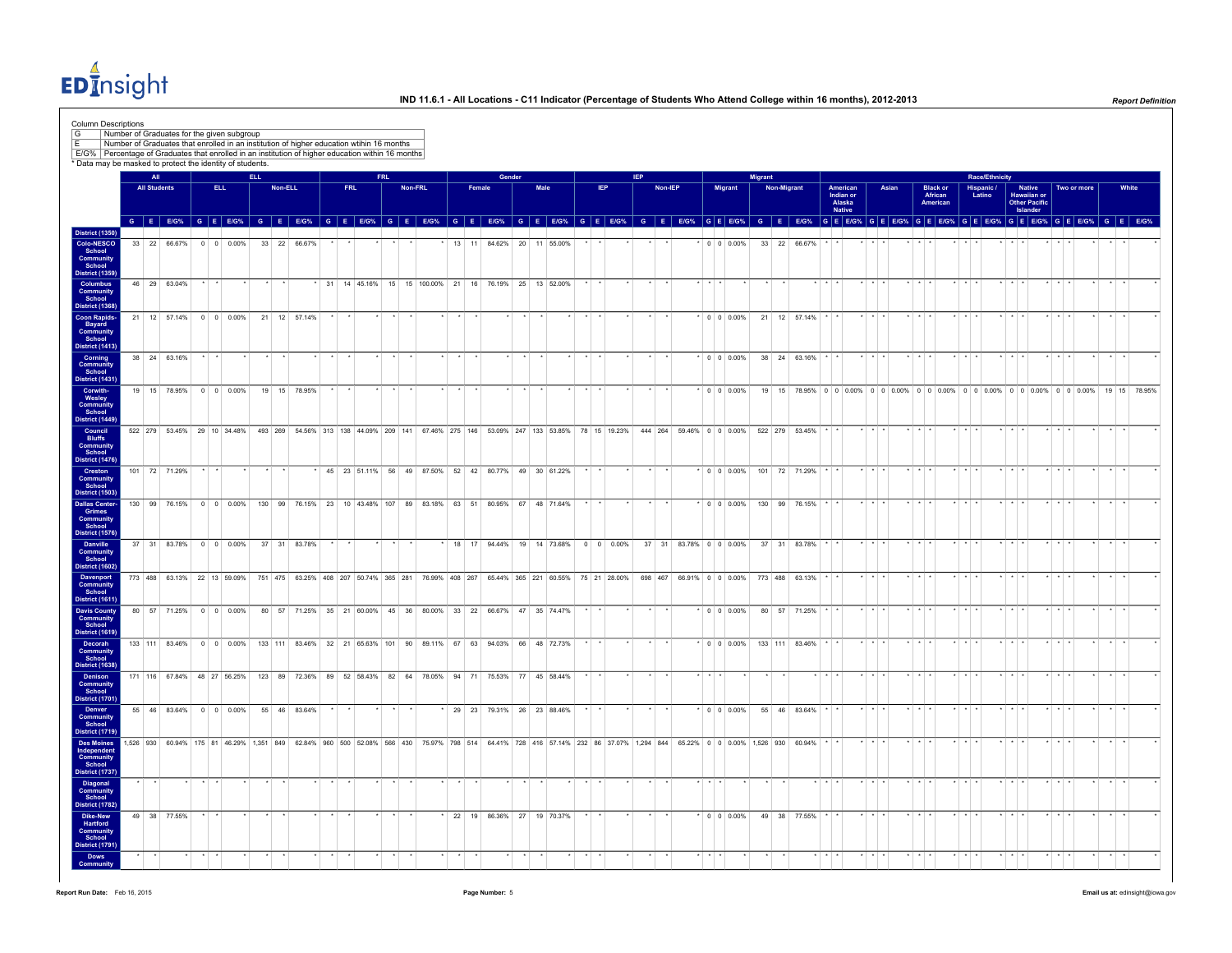Column Descriptions

| | |
|---|---|
| G | Number of Graduates for the given subgroup |
| E | Number of Graduates that enrolled in an institution of higher education within 16 months |
| E/G% | Percentage of Graduates that enrolled in an institution of higher education within 16 months |

* Data may be masked to protect the identity of students.

| | All | | | ELL | | | | | | FRL | | | | | | Gender | | | | | | IEP | | | | | | Migrant | | | | | | Race/Ethnicity | | | | | | | | | | | | | | | | | | | | |
|---|---|---|---|---|---|---|---|---|---|---|---|---|---|---|---|---|---|---|---|---|---|---|---|---|---|---|---|---|---|---|---|---|---|---|---|---|---|---|---|---|---|---|---|---|---|---|---|---|---|---|---|---|---|---|---|---|---|
| | All Students | | | ELL | | | Non-ELL | | | FRL | | | Non-FRL | | | Female | | | Male | | | IEP | | | Non-IEP | | | Migrant | | | Non-Migrant | | | American Indian or Alaska Native | | | Asian | | | Black or African American | | | Hispanic / Latino | | | Native Hawaiian or Other Pacific Islander | | | Two or more | | | White | | |
| | G | E | E/G% | G | E | E/G% | G | E | E/G% | G | E | E/G% | G | E | E/G% | G | E | E/G% | G | E | E/G% | G | E | E/G% | G | E | E/G% | G | E | E/G% | G | E | E/G% | G | E | E/G% | G | E | E/G% | G | E | E/G% | G | E | E/G% | G | E | E/G% | G | E | E/G% | G | E | E/G% |
| District (1350) | | | | | | | | | | | | | | | | | | | | | | | | | | | | | | | | | | | | | | | | | | | | | | | | | | | | | | | | | |
| Colo-NESCO School Community School District (1359) | 33 | 22 | 66.67% | 0 | 0 | 0.00% | 33 | 22 | 66.67% | * | * | * | * | * | * | 13 | 11 | 84.62% | 20 | 11 | 55.00% | * | * | * | * | * | * | 0 | 0 | 0.00% | 33 | 22 | 66.67% | * | * | * | * | * | * | * | * | * | * | * | * | * | * | * | * | * | * | * | * | * |
| Columbus Community School District (1368) | 46 | 29 | 63.04% | * | * | * | * | * | * | 31 | 14 | 45.16% | 15 | 15 | 100.00% | 21 | 16 | 76.19% | 25 | 13 | 52.00% | * | * | * | * | * | * | * | * | * | * | * | * | * | * | * | * | * | * | * | * | * | * | * | * | * | * | * | * | * | * | * | * | * |
| Coon Rapids-Bayard Community School District (1413) | 21 | 12 | 57.14% | 0 | 0 | 0.00% | 21 | 12 | 57.14% | * | * | * | * | * | * | * | * | * | * | * | * | * | * | * | * | * | * | 0 | 0 | 0.00% | 21 | 12 | 57.14% | * | * | * | * | * | * | * | * | * | * | * | * | * | * | * | * | * | * | * | * | * |
| Corning Community School District (1431) | 38 | 24 | 63.16% | * | * | * | * | * | * | * | * | * | * | * | * | * | * | * | * | * | * | * | * | * | * | * | * | 0 | 0 | 0.00% | 38 | 24 | 63.16% | * | * | * | * | * | * | * | * | * | * | * | * | * | * | * | * | * | * | * | * | * |
| Corwith-Wesley Community School District (1449) | 19 | 15 | 78.95% | 0 | 0 | 0.00% | 19 | 15 | 78.95% | * | * | * | * | * | * | * | * | * | * | * | * | * | * | * | * | * | * | 0 | 0 | 0.00% | 19 | 15 | 78.95% | 0 | 0 | 0.00% | 0 | 0 | 0.00% | 0 | 0 | 0.00% | 0 | 0 | 0.00% | 0 | 0 | 0.00% | 0 | 0 | 0.00% | 19 | 15 | 78.95% |
| Council Bluffs Community School District (1476) | 522 | 279 | 53.45% | 29 | 10 | 34.48% | 493 | 269 | 54.56% | 313 | 138 | 44.09% | 209 | 141 | 67.46% | 275 | 146 | 53.09% | 247 | 133 | 53.85% | 78 | 15 | 19.23% | 444 | 264 | 59.46% | 0 | 0 | 0.00% | 522 | 279 | 53.45% | * | * | * | * | * | * | * | * | * | * | * | * | * | * | * | * | * | * | * | * | * |
| Creston Community School District (1503) | 101 | 72 | 71.29% | * | * | * | * | * | * | 45 | 23 | 51.11% | 56 | 49 | 87.50% | 52 | 42 | 80.77% | 49 | 30 | 61.22% | * | * | * | * | * | * | 0 | 0 | 0.00% | 101 | 72 | 71.29% | * | * | * | * | * | * | * | * | * | * | * | * | * | * | * | * | * | * | * | * | * |
| Dallas Center-Grimes Community School District (1576) | 130 | 99 | 76.15% | 0 | 0 | 0.00% | 130 | 99 | 76.15% | 23 | 10 | 43.48% | 107 | 89 | 83.18% | 63 | 51 | 80.95% | 67 | 48 | 71.64% | * | * | * | * | * | * | 0 | 0 | 0.00% | 130 | 99 | 76.15% | * | * | * | * | * | * | * | * | * | * | * | * | * | * | * | * | * | * | * | * | * |
| Danville Community School District (1602) | 37 | 31 | 83.78% | 0 | 0 | 0.00% | 37 | 31 | 83.78% | * | * | * | * | * | * | 18 | 17 | 94.44% | 19 | 14 | 73.68% | 0 | 0 | 0.00% | 37 | 31 | 83.78% | 0 | 0 | 0.00% | 37 | 31 | 83.78% | * | * | * | * | * | * | * | * | * | * | * | * | * | * | * | * | * | * | * | * | * |
| Davenport Community School District (1611) | 773 | 488 | 63.13% | 22 | 13 | 59.09% | 751 | 475 | 63.25% | 408 | 207 | 50.74% | 365 | 281 | 76.99% | 408 | 267 | 65.44% | 365 | 221 | 60.55% | 75 | 21 | 28.00% | 698 | 467 | 66.91% | 0 | 0 | 0.00% | 773 | 488 | 63.13% | * | * | * | * | * | * | * | * | * | * | * | * | * | * | * | * | * | * | * | * | * |
| Davis County Community School District (1619) | 80 | 57 | 71.25% | 0 | 0 | 0.00% | 80 | 57 | 71.25% | 35 | 21 | 60.00% | 45 | 36 | 80.00% | 33 | 22 | 66.67% | 47 | 35 | 74.47% | * | * | * | * | * | * | 0 | 0 | 0.00% | 80 | 57 | 71.25% | * | * | * | * | * | * | * | * | * | * | * | * | * | * | * | * | * | * | * | * | * |
| Decorah Community School District (1638) | 133 | 111 | 83.46% | 0 | 0 | 0.00% | 133 | 111 | 83.46% | 32 | 21 | 65.63% | 101 | 90 | 89.11% | 67 | 63 | 94.03% | 66 | 48 | 72.73% | * | * | * | * | * | * | 0 | 0 | 0.00% | 133 | 111 | 83.46% | * | * | * | * | * | * | * | * | * | * | * | * | * | * | * | * | * | * | * | * | * |
| Denison Community School District (1701) | 171 | 116 | 67.84% | 48 | 27 | 56.25% | 123 | 89 | 72.36% | 89 | 52 | 58.43% | 82 | 64 | 78.05% | 94 | 71 | 75.53% | 77 | 45 | 58.44% | * | * | * | * | * | * | * | * | * | * | * | * | * | * | * | * | * | * | * | * | * | * | * | * | * | * | * | * | * | * | * | * | * |
| Denver Community School District (1719) | 55 | 46 | 83.64% | 0 | 0 | 0.00% | 55 | 46 | 83.64% | * | * | * | * | * | * | 29 | 23 | 79.31% | 26 | 23 | 88.46% | * | * | * | * | * | * | 0 | 0 | 0.00% | 55 | 46 | 83.64% | * | * | * | * | * | * | * | * | * | * | * | * | * | * | * | * | * | * | * | * | * |
| Des Moines Independent Community School District (1737) | 1,526 | 930 | 60.94% | 175 | 81 | 46.29% | 1,351 | 849 | 62.84% | 960 | 500 | 52.08% | 566 | 430 | 75.97% | 798 | 514 | 64.41% | 728 | 416 | 57.14% | 232 | 86 | 37.07% | 1,294 | 844 | 65.22% | 0 | 0 | 0.00% | 1,526 | 930 | 60.94% | * | * | * | * | * | * | * | * | * | * | * | * | * | * | * | * | * | * | * | * | * |
| Diagonal Community School District (1782) | * | * | * | * | * | * | * | * | * | * | * | * | * | * | * | * | * | * | * | * | * | * | * | * | * | * | * | * | * | * | * | * | * | * | * | * | * | * | * | * | * | * | * | * | * | * | * | * | * | * | * | * | * | * | * | * | * |
| Dike-New Hartford Community School District (1791) | 49 | 38 | 77.55% | * | * | * | * | * | * | * | * | * | * | * | * | 22 | 19 | 86.36% | 27 | 19 | 70.37% | * | * | * | * | * | * | 0 | 0 | 0.00% | 49 | 38 | 77.55% | * | * | * | * | * | * | * | * | * | * | * | * | * | * | * | * | * | * | * | * | * |
| Dows Community | * | * | * | * | * | * | * | * | * | * | * | * | * | * | * | * | * | * | * | * | * | * | * | * | * | * | * | * | * | * | * | * | * | * | * | * | * | * | * | * | * | * | * | * | * | * | * | * | * | * | * | * | * | * | * | * | * |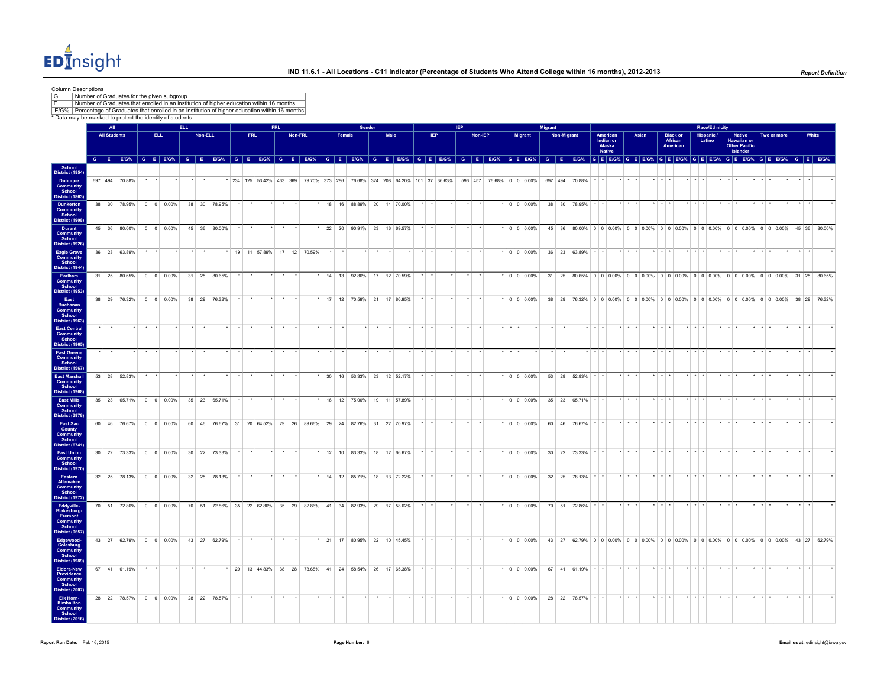# IND 11.6.1 - All Locations - C11 Indicator (Percentage of Students Who Attend College within 16 months), 2012-2013

*Report Definition*

Column Descriptions

| | |
|---|---|
| G | Number of Graduates for the given subgroup |
| E | Number of Graduates that enrolled in an institution of higher education within 16 months |
| E/G% | Percentage of Graduates that enrolled in an institution of higher education within 16 months |

\* Data may be masked to protect the identity of students.

| | All | | | ELL | | | | | | FRL | | | | | | Gender | | | | | | IEP | | | | | | Migrant | | | | | | Race/Ethnicity | | | | | | | | | | | | | | | | | | | | |
|---|---|---|---|---|---|---|---|---|---|---|---|---|---|---|---|---|---|---|---|---|---|---|---|---|---|---|---|---|---|---|---|---|---|---|---|---|---|---|---|---|---|---|---|---|---|---|---|---|---|---|---|---|---|---|
| | All Students | | | ELL | | | Non-ELL | | | FRL | | | Non-FRL | | | Female | | | Male | | | IEP | | | Non-IEP | | | Migrant | | | Non-Migrant | | | American Indian or Alaska Native | | | Asian | | | Black or African American | | | Hispanic / Latino | | | Native Hawaiian or Other Pacific Islander | | | Two or more | | | White | | |
| | G | E | E/G% | G | E | E/G% | G | E | E/G% | G | E | E/G% | G | E | E/G% | G | E | E/G% | G | E | E/G% | G | E | E/G% | G | E | E/G% | G | E | E/G% | G | E | E/G% | G | E | E/G% | G | E | E/G% | G | E | E/G% | G | E | E/G% | G | E | E/G% | G | E | E/G% | G | E | E/G% |
| School District (1854) | | | | | | | | | | | | | | | | | | | | | | | | | | | | | | | | | | | | | | | | | | | | | | | | | | | | | | |
| Dubuque Community School District (1863) | 697 | 494 | 70.88% | * | * | * | * | * | * | 234 | 125 | 53.42% | 463 | 369 | 79.70% | 373 | 286 | 76.68% | 324 | 208 | 64.20% | 101 | 37 | 36.63% | 596 | 457 | 76.68% | 0 | 0 | 0.00% | 697 | 494 | 70.88% | * | * | * | * | * | * | * | * | * | * | * | * | * | * | * | * | * | * | * | * | * |
| Dunkerton Community School District (1908) | 38 | 30 | 78.95% | 0 | 0 | 0.00% | 38 | 30 | 78.95% | * | * | * | * | * | * | 18 | 16 | 88.89% | 20 | 14 | 70.00% | * | * | * | * | * | * | 0 | 0 | 0.00% | 38 | 30 | 78.95% | * | * | * | * | * | * | * | * | * | * | * | * | * | * | * | * | * | * | * | * | * |
| Durant Community School District (1926) | 45 | 36 | 80.00% | 0 | 0 | 0.00% | 45 | 36 | 80.00% | * | * | * | * | * | * | 22 | 20 | 90.91% | 23 | 16 | 69.57% | * | * | * | * | * | * | 0 | 0 | 0.00% | 45 | 36 | 80.00% | 0 | 0 | 0.00% | 0 | 0 | 0.00% | 0 | 0 | 0.00% | 0 | 0 | 0.00% | 0 | 0 | 0.00% | 0 | 0 | 0.00% | 45 | 36 | 80.00% |
| Eagle Grove Community School District (1944) | 36 | 23 | 63.89% | * | * | * | * | * | * | 19 | 11 | 57.89% | 17 | 12 | 70.59% | * | * | * | * | * | * | * | * | * | * | * | * | 0 | 0 | 0.00% | 36 | 23 | 63.89% | * | * | * | * | * | * | * | * | * | * | * | * | * | * | * | * | * | * | * | * | * |
| Earlham Community School District (1953) | 31 | 25 | 80.65% | 0 | 0 | 0.00% | 31 | 25 | 80.65% | * | * | * | * | * | * | 14 | 13 | 92.86% | 17 | 12 | 70.59% | * | * | * | * | * | * | 0 | 0 | 0.00% | 31 | 25 | 80.65% | 0 | 0 | 0.00% | 0 | 0 | 0.00% | 0 | 0 | 0.00% | 0 | 0 | 0.00% | 0 | 0 | 0.00% | 0 | 0 | 0.00% | 31 | 25 | 80.65% |
| East Buchanan Community School District (1963) | 38 | 29 | 76.32% | 0 | 0 | 0.00% | 38 | 29 | 76.32% | * | * | * | * | * | * | 17 | 12 | 70.59% | 21 | 17 | 80.95% | * | * | * | * | * | * | 0 | 0 | 0.00% | 38 | 29 | 76.32% | 0 | 0 | 0.00% | 0 | 0 | 0.00% | 0 | 0 | 0.00% | 0 | 0 | 0.00% | 0 | 0 | 0.00% | 0 | 0 | 0.00% | 38 | 29 | 76.32% |
| East Central Community School District (1965) | * | * | * | * | * | * | * | * | * | * | * | * | * | * | * | * | * | * | * | * | * | * | * | * | * | * | * | * | * | * | * | * | * | * | * | * | * | * | * | * | * | * | * | * | * | * | * | * | * | * | * | * | * | * |
| East Greene Community School District (1967) | * | * | * | * | * | * | * | * | * | * | * | * | * | * | * | * | * | * | * | * | * | * | * | * | * | * | * | * | * | * | * | * | * | * | * | * | * | * | * | * | * | * | * | * | * | * | * | * | * | * | * | * | * | * |
| East Marshall Community School District (1968) | 53 | 28 | 52.83% | * | * | * | * | * | * | * | * | * | * | * | * | 30 | 16 | 53.33% | 23 | 12 | 52.17% | * | * | * | * | * | * | 0 | 0 | 0.00% | 53 | 28 | 52.83% | * | * | * | * | * | * | * | * | * | * | * | * | * | * | * | * | * | * | * | * | * |
| East Mills Community School District (3978) | 35 | 23 | 65.71% | 0 | 0 | 0.00% | 35 | 23 | 65.71% | * | * | * | * | * | * | 16 | 12 | 75.00% | 19 | 11 | 57.89% | * | * | * | * | * | * | 0 | 0 | 0.00% | 35 | 23 | 65.71% | * | * | * | * | * | * | * | * | * | * | * | * | * | * | * | * | * | * | * | * | * |
| East Sac County Community School District (6741) | 60 | 46 | 76.67% | 0 | 0 | 0.00% | 60 | 46 | 76.67% | 31 | 20 | 64.52% | 29 | 26 | 89.66% | 29 | 24 | 82.76% | 31 | 22 | 70.97% | * | * | * | * | * | * | 0 | 0 | 0.00% | 60 | 46 | 76.67% | * | * | * | * | * | * | * | * | * | * | * | * | * | * | * | * | * | * | * | * | * |
| East Union Community School District (1970) | 30 | 22 | 73.33% | 0 | 0 | 0.00% | 30 | 22 | 73.33% | * | * | * | * | * | * | 12 | 10 | 83.33% | 18 | 12 | 66.67% | * | * | * | * | * | * | 0 | 0 | 0.00% | 30 | 22 | 73.33% | * | * | * | * | * | * | * | * | * | * | * | * | * | * | * | * | * | * | * | * | * |
| Eastern Allamakee Community School District (1972) | 32 | 25 | 78.13% | 0 | 0 | 0.00% | 32 | 25 | 78.13% | * | * | * | * | * | * | 14 | 12 | 85.71% | 18 | 13 | 72.22% | * | * | * | * | * | * | 0 | 0 | 0.00% | 32 | 25 | 78.13% | * | * | * | * | * | * | * | * | * | * | * | * | * | * | * | * | * | * | * | * | * |
| Eddyville-Blakesburg-Fremont Community School District (0657) | 70 | 51 | 72.86% | 0 | 0 | 0.00% | 70 | 51 | 72.86% | 35 | 22 | 62.86% | 35 | 29 | 82.86% | 41 | 34 | 82.93% | 29 | 17 | 58.62% | * | * | * | * | * | * | 0 | 0 | 0.00% | 70 | 51 | 72.86% | * | * | * | * | * | * | * | * | * | * | * | * | * | * | * | * | * | * | * | * | * |
| Edgewood-Colesburg Community School District (1989) | 43 | 27 | 62.79% | 0 | 0 | 0.00% | 43 | 27 | 62.79% | * | * | * | * | * | * | 21 | 17 | 80.95% | 22 | 10 | 45.45% | * | * | * | * | * | * | 0 | 0 | 0.00% | 43 | 27 | 62.79% | 0 | 0 | 0.00% | 0 | 0 | 0.00% | 0 | 0 | 0.00% | 0 | 0 | 0.00% | 0 | 0 | 0.00% | 0 | 0 | 0.00% | 43 | 27 | 62.79% |
| Eldora-New Providence Community School District (2007) | 67 | 41 | 61.19% | * | * | * | * | * | * | 29 | 13 | 44.83% | 38 | 28 | 73.68% | 41 | 24 | 58.54% | 26 | 17 | 65.38% | * | * | * | * | * | * | 0 | 0 | 0.00% | 67 | 41 | 61.19% | * | * | * | * | * | * | * | * | * | * | * | * | * | * | * | * | * | * | * | * | * |
| Elk Horn-Kimballton Community School District (2016) | 28 | 22 | 78.57% | 0 | 0 | 0.00% | 28 | 22 | 78.57% | * | * | * | * | * | * | * | * | * | * | * | * | * | * | * | * | * | * | 0 | 0 | 0.00% | 28 | 22 | 78.57% | * | * | * | * | * | * | * | * | * | * | * | * | * | * | * | * | * | * | * | * | * |

Report Run Date: Feb 16, 2015

Email us at: edinsight@iowa.gov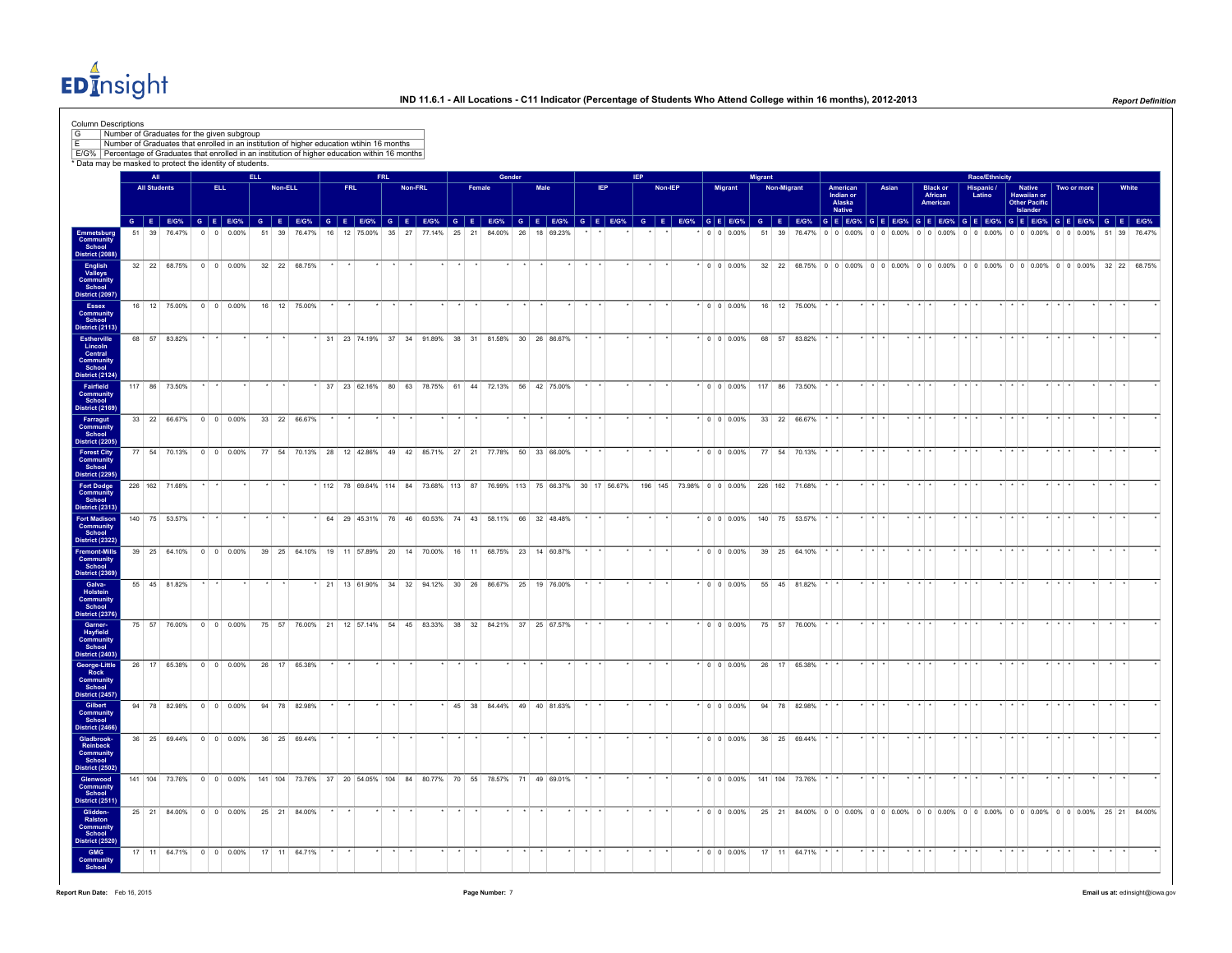# IND 11.6.1 - All Locations - C11 Indicator (Percentage of Students Who Attend College within 16 months), 2012-2013

Column Descriptions

| | |
|---|---|
| G | Number of Graduates for the given subgroup |
| E | Number of Graduates that enrolled in an institution of higher education within 16 months |
| E/G% | Percentage of Graduates that enrolled in an institution of higher education within 16 months |

* Data may be masked to protect the identity of students.

| | All | | | ELL | | | | | | FRL | | | | | | Gender | | | | | | IEP | | | | | | Migrant | | | | | | Race/Ethnicity | | | | | | | | | | | | | | | | | | | | |
|---|---|---|---|---|---|---|---|---|---|---|---|---|---|---|---|---|---|---|---|---|---|---|---|---|---|---|---|---|---|---|---|---|---|---|---|---|---|---|---|---|---|---|---|---|---|---|---|---|---|---|---|---|---|---|
| | All Students | | | ELL | | | Non-ELL | | | FRL | | | Non-FRL | | | Female | | | Male | | | IEP | | | Non-IEP | | | Migrant | | | Non-Migrant | | | American Indian or Alaska Native | | | Asian | | | Black or African American | | | Hispanic / Latino | | | Native Hawaiian or Other Pacific Islander | | | Two or more | | | White | | |
| | G | E | E/G% | G | E | E/G% | G | E | E/G% | G | E | E/G% | G | E | E/G% | G | E | E/G% | G | E | E/G% | G | E | E/G% | G | E | E/G% | G | E | E/G% | G | E | E/G% | G | E | E/G% | G | E | E/G% | G | E | E/G% | G | E | E/G% | G | E | E/G% | G | E | E/G% | G | E | E/G% |
| Emmetsburg Community School District (2088) | 51 | 39 | 76.47% | 0 | 0 | 0.00% | 51 | 39 | 76.47% | 16 | 12 | 75.00% | 35 | 27 | 77.14% | 25 | 21 | 84.00% | 26 | 18 | 69.23% | * | * | * | * | * | * | 0 | 0 | 0.00% | 51 | 39 | 76.47% | 0 | 0 | 0.00% | 0 | 0 | 0.00% | 0 | 0 | 0.00% | 0 | 0 | 0.00% | 0 | 0 | 0.00% | 0 | 0 | 0.00% | 51 | 39 | 76.47% |
| English Valleys Community School District (2097) | 32 | 22 | 68.75% | 0 | 0 | 0.00% | 32 | 22 | 68.75% | * | * | * | * | * | * | * | * | * | * | * | * | * | * | * | * | * | * | 0 | 0 | 0.00% | 32 | 22 | 68.75% | 0 | 0 | 0.00% | 0 | 0 | 0.00% | 0 | 0 | 0.00% | 0 | 0 | 0.00% | 0 | 0 | 0.00% | 0 | 0 | 0.00% | 32 | 22 | 68.75% |
| Essex Community School District (2113) | 16 | 12 | 75.00% | 0 | 0 | 0.00% | 16 | 12 | 75.00% | * | * | * | * | * | * | * | * | * | * | * | * | * | * | * | * | * | * | 0 | 0 | 0.00% | 16 | 12 | 75.00% | * | * | * | * | * | * | * | * | * | * | * | * | * | * | * | * | * | * | * | * | * |
| Estherville Lincoln Central Community School District (2124) | 68 | 57 | 83.82% | * | * | * | * | * | * | 31 | 23 | 74.19% | 37 | 34 | 91.89% | 38 | 31 | 81.58% | 30 | 26 | 86.67% | * | * | * | * | * | * | 0 | 0 | 0.00% | 68 | 57 | 83.82% | * | * | * | * | * | * | * | * | * | * | * | * | * | * | * | * | * | * | * | * | * |
| Fairfield Community School District (2169) | 117 | 86 | 73.50% | * | * | * | * | * | * | 37 | 23 | 62.16% | 80 | 63 | 78.75% | 61 | 44 | 72.13% | 56 | 42 | 75.00% | * | * | * | * | * | * | 0 | 0 | 0.00% | 117 | 86 | 73.50% | * | * | * | * | * | * | * | * | * | * | * | * | * | * | * | * | * | * | * | * | * |
| Farragut Community School District (2205) | 33 | 22 | 66.67% | 0 | 0 | 0.00% | 33 | 22 | 66.67% | * | * | * | * | * | * | * | * | * | * | * | * | * | * | * | * | * | * | 0 | 0 | 0.00% | 33 | 22 | 66.67% | * | * | * | * | * | * | * | * | * | * | * | * | * | * | * | * | * | * | * | * | * |
| Forest City Community School District (2295) | 77 | 54 | 70.13% | 0 | 0 | 0.00% | 77 | 54 | 70.13% | 28 | 12 | 42.86% | 49 | 42 | 85.71% | 27 | 21 | 77.78% | 50 | 33 | 66.00% | * | * | * | * | * | * | 0 | 0 | 0.00% | 77 | 54 | 70.13% | * | * | * | * | * | * | * | * | * | * | * | * | * | * | * | * | * | * | * | * | * |
| Fort Dodge Community School District (2313) | 226 | 162 | 71.68% | * | * | * | * | * | * | 112 | 78 | 69.64% | 114 | 84 | 73.68% | 113 | 87 | 76.99% | 113 | 75 | 66.37% | 30 | 17 | 56.67% | 196 | 145 | 73.98% | 0 | 0 | 0.00% | 226 | 162 | 71.68% | * | * | * | * | * | * | * | * | * | * | * | * | * | * | * | * | * | * | * | * | * |
| Fort Madison Community School District (2322) | 140 | 75 | 53.57% | * | * | * | * | * | * | 64 | 29 | 45.31% | 76 | 46 | 60.53% | 74 | 43 | 58.11% | 66 | 32 | 48.48% | * | * | * | * | * | * | 0 | 0 | 0.00% | 140 | 75 | 53.57% | * | * | * | * | * | * | * | * | * | * | * | * | * | * | * | * | * | * | * | * | * |
| Fremont-Mills Community School District (2369) | 39 | 25 | 64.10% | 0 | 0 | 0.00% | 39 | 25 | 64.10% | 19 | 11 | 57.89% | 20 | 14 | 70.00% | 16 | 11 | 68.75% | 23 | 14 | 60.87% | * | * | * | * | * | * | 0 | 0 | 0.00% | 39 | 25 | 64.10% | * | * | * | * | * | * | * | * | * | * | * | * | * | * | * | * | * | * | * | * | * |
| Galva-Holstein Community School District (2376) | 55 | 45 | 81.82% | * | * | * | * | * | * | 21 | 13 | 61.90% | 34 | 32 | 94.12% | 30 | 26 | 86.67% | 25 | 19 | 76.00% | * | * | * | * | * | * | 0 | 0 | 0.00% | 55 | 45 | 81.82% | * | * | * | * | * | * | * | * | * | * | * | * | * | * | * | * | * | * | * | * | * |
| Garner-Hayfield Community School District (2403) | 75 | 57 | 76.00% | 0 | 0 | 0.00% | 75 | 57 | 76.00% | 21 | 12 | 57.14% | 54 | 45 | 83.33% | 38 | 32 | 84.21% | 37 | 25 | 67.57% | * | * | * | * | * | * | 0 | 0 | 0.00% | 75 | 57 | 76.00% | * | * | * | * | * | * | * | * | * | * | * | * | * | * | * | * | * | * | * | * | * |
| George-Little Rock Community School District (2457) | 26 | 17 | 65.38% | 0 | 0 | 0.00% | 26 | 17 | 65.38% | * | * | * | * | * | * | * | * | * | * | * | * | * | * | * | * | * | * | 0 | 0 | 0.00% | 26 | 17 | 65.38% | * | * | * | * | * | * | * | * | * | * | * | * | * | * | * | * | * | * | * | * | * |
| Gilbert Community School District (2466) | 94 | 78 | 82.98% | 0 | 0 | 0.00% | 94 | 78 | 82.98% | * | * | * | * | * | * | 45 | 38 | 84.44% | 49 | 40 | 81.63% | * | * | * | * | * | * | 0 | 0 | 0.00% | 94 | 78 | 82.98% | * | * | * | * | * | * | * | * | * | * | * | * | * | * | * | * | * | * | * | * | * |
| Gladbrook-Reinbeck Community School District (2502) | 36 | 25 | 69.44% | 0 | 0 | 0.00% | 36 | 25 | 69.44% | * | * | * | * | * | * | * | * | * | * | * | * | * | * | * | * | * | * | 0 | 0 | 0.00% | 36 | 25 | 69.44% | * | * | * | * | * | * | * | * | * | * | * | * | * | * | * | * | * | * | * | * | * |
| Glenwood Community School District (2511) | 141 | 104 | 73.76% | 0 | 0 | 0.00% | 141 | 104 | 73.76% | 37 | 20 | 54.05% | 104 | 84 | 80.77% | 70 | 55 | 78.57% | 71 | 49 | 69.01% | * | * | * | * | * | * | 0 | 0 | 0.00% | 141 | 104 | 73.76% | * | * | * | * | * | * | * | * | * | * | * | * | * | * | * | * | * | * | * | * | * |
| Glidden-Ralston Community School District (2520) | 25 | 21 | 84.00% | 0 | 0 | 0.00% | 25 | 21 | 84.00% | * | * | * | * | * | * | * | * | * | * | * | * | * | * | * | * | * | * | 0 | 0 | 0.00% | 25 | 21 | 84.00% | 0 | 0 | 0.00% | 0 | 0 | 0.00% | 0 | 0 | 0.00% | 0 | 0 | 0.00% | 0 | 0 | 0.00% | 0 | 0 | 0.00% | 25 | 21 | 84.00% |
| GMG Community School | 17 | 11 | 64.71% | 0 | 0 | 0.00% | 17 | 11 | 64.71% | * | * | * | * | * | * | * | * | * | * | * | * | * | * | * | * | * | * | 0 | 0 | 0.00% | 17 | 11 | 64.71% | * | * | * | * | * | * | * | * | * | * | * | * | * | * | * | * | * | * | * | * | * |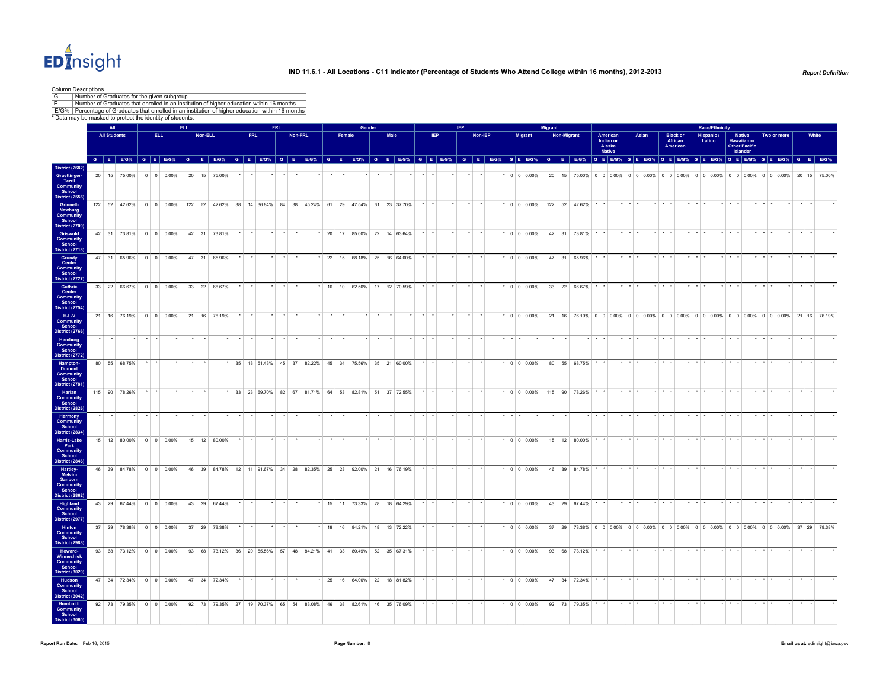# IND 11.6.1 - All Locations - C11 Indicator (Percentage of Students Who Attend College within 16 months), 2012-2013

*Report Definition*

Column Descriptions

| | |
|---|---|
| G | Number of Graduates for the given subgroup |
| E | Number of Graduates that enrolled in an institution of higher education within 16 months |
| E/G% | Percentage of Graduates that enrolled in an institution of higher education within 16 months |

* Data may be masked to protect the identity of students.

| | All | | | ELL | | | | | | FRL | | | | | | Gender | | | | | | IEP | | | | | | Migrant | | | | | | Race/Ethnicity | | | | | | | | | | | | | | | | | | | | |
|---|---|---|---|---|---|---|---|---|---|---|---|---|---|---|---|---|---|---|---|---|---|---|---|---|---|---|---|---|---|---|---|---|---|---|---|---|---|---|---|---|---|---|---|---|---|---|---|---|---|---|---|---|---|---|---|---|
| | All Students | | | ELL | | | Non-ELL | | | FRL | | | Non-FRL | | | Female | | | Male | | | IEP | | | Non-IEP | | | Migrant | | | Non-Migrant | | | American Indian or Alaska Native | | | Asian | | | Black or African American | | | Hispanic / Latino | | | Native Hawaiian or Other Pacific Islander | | | Two or more | | | White | | |
| | G | E | E/G% | G | E | E/G% | G | E | E/G% | G | E | E/G% | G | E | E/G% | G | E | E/G% | G | E | E/G% | G | E | E/G% | G | E | E/G% | G | E | E/G% | G | E | E/G% | G | E | E/G% | G | E | E/G% | G | E | E/G% | G | E | E/G% | G | E | E/G% | G | E | E/G% | G | E | E/G% |
| District (2682) | | | | | | | | | | | | | | | | | | | | | | | | | | | | | | | | | | | | | | | | | | | | | | | | | | | | | | | | |
| Graettinger-Terril Community School District (2556) | 20 | 15 | 75.00% | 0 | 0 | 0.00% | 20 | 15 | 75.00% | * | * | * | * | * | * | * | * | * | * | * | * | * | * | * | * | * | * | 0 | 0 | 0.00% | 20 | 15 | 75.00% | 0 | 0 | 0.00% | 0 | 0 | 0.00% | 0 | 0 | 0.00% | 0 | 0 | 0.00% | 0 | 0 | 0.00% | 0 | 0 | 0.00% | 20 | 15 | 75.00% |
| Grinnell-Newburg Community School District (2709) | 122 | 52 | 42.62% | 0 | 0 | 0.00% | 122 | 52 | 42.62% | 38 | 14 | 36.84% | 84 | 38 | 45.24% | 61 | 29 | 47.54% | 61 | 23 | 37.70% | * | * | * | * | * | * | 0 | 0 | 0.00% | 122 | 52 | 42.62% | * | * | * | * | * | * | * | * | * | * | * | * | * | * | * | * | * | * | * | * | * |
| Griswold Community School District (2718) | 42 | 31 | 73.81% | 0 | 0 | 0.00% | 42 | 31 | 73.81% | * | * | * | * | * | * | 20 | 17 | 85.00% | 22 | 14 | 63.64% | * | * | * | * | * | * | 0 | 0 | 0.00% | 42 | 31 | 73.81% | * | * | * | * | * | * | * | * | * | * | * | * | * | * | * | * | * | * | * | * | * |
| Grundy Center Community School District (2727) | 47 | 31 | 65.96% | 0 | 0 | 0.00% | 47 | 31 | 65.96% | * | * | * | * | * | * | 22 | 15 | 68.18% | 25 | 16 | 64.00% | * | * | * | * | * | * | 0 | 0 | 0.00% | 47 | 31 | 65.96% | * | * | * | * | * | * | * | * | * | * | * | * | * | * | * | * | * | * | * | * | * |
| Guthrie Center Community School District (2754) | 33 | 22 | 66.67% | 0 | 0 | 0.00% | 33 | 22 | 66.67% | * | * | * | * | * | * | 16 | 10 | 62.50% | 17 | 12 | 70.59% | * | * | * | * | * | * | 0 | 0 | 0.00% | 33 | 22 | 66.67% | * | * | * | * | * | * | * | * | * | * | * | * | * | * | * | * | * | * | * | * | * |
| H-L-V Community School District (2766) | 21 | 16 | 76.19% | 0 | 0 | 0.00% | 21 | 16 | 76.19% | * | * | * | * | * | * | * | * | * | * | * | * | * | * | * | * | * | * | 0 | 0 | 0.00% | 21 | 16 | 76.19% | 0 | 0 | 0.00% | 0 | 0 | 0.00% | 0 | 0 | 0.00% | 0 | 0 | 0.00% | 0 | 0 | 0.00% | 0 | 0 | 0.00% | 21 | 16 | 76.19% |
| Hamburg Community School District (2772) | * | * | * | * | * | * | * | * | * | * | * | * | * | * | * | * | * | * | * | * | * | * | * | * | * | * | * | * | * | * | * | * | * | * | * | * | * | * | * | * | * | * | * | * | * | * | * | * | * | * | * | * | * | * | * | * |
| Hampton-Dumont Community School District (2781) | 80 | 55 | 68.75% | * | * | * | * | * | * | 35 | 18 | 51.43% | 45 | 37 | 82.22% | 45 | 34 | 75.56% | 35 | 21 | 60.00% | * | * | * | * | * | * | 0 | 0 | 0.00% | 80 | 55 | 68.75% | * | * | * | * | * | * | * | * | * | * | * | * | * | * | * | * | * | * | * | * | * |
| Harlan Community School District (2826) | 115 | 90 | 78.26% | * | * | * | * | * | * | 33 | 23 | 69.70% | 82 | 67 | 81.71% | 64 | 53 | 82.81% | 51 | 37 | 72.55% | * | * | * | * | * | * | 0 | 0 | 0.00% | 115 | 90 | 78.26% | * | * | * | * | * | * | * | * | * | * | * | * | * | * | * | * | * | * | * | * | * |
| Harmony Community School District (2834) | * | * | * | * | * | * | * | * | * | * | * | * | * | * | * | * | * | * | * | * | * | * | * | * | * | * | * | * | * | * | * | * | * | * | * | * | * | * | * | * | * | * | * | * | * | * | * | * | * | * | * | * | * | * | * | * |
| Harris-Lake Park Community School District (2846) | 15 | 12 | 80.00% | 0 | 0 | 0.00% | 15 | 12 | 80.00% | * | * | * | * | * | * | * | * | * | * | * | * | * | * | * | * | * | * | 0 | 0 | 0.00% | 15 | 12 | 80.00% | * | * | * | * | * | * | * | * | * | * | * | * | * | * | * | * | * | * | * | * | * |
| Hartley-Melvin-Sanborn Community School District (2862) | 46 | 39 | 84.78% | 0 | 0 | 0.00% | 46 | 39 | 84.78% | 12 | 11 | 91.67% | 34 | 28 | 82.35% | 25 | 23 | 92.00% | 21 | 16 | 76.19% | * | * | * | * | * | * | 0 | 0 | 0.00% | 46 | 39 | 84.78% | * | * | * | * | * | * | * | * | * | * | * | * | * | * | * | * | * | * | * | * | * |
| Highland Community School District (2977) | 43 | 29 | 67.44% | 0 | 0 | 0.00% | 43 | 29 | 67.44% | * | * | * | * | * | * | 15 | 11 | 73.33% | 28 | 18 | 64.29% | * | * | * | * | * | * | 0 | 0 | 0.00% | 43 | 29 | 67.44% | * | * | * | * | * | * | * | * | * | * | * | * | * | * | * | * | * | * | * | * | * |
| Hinton Community School District (2988) | 37 | 29 | 78.38% | 0 | 0 | 0.00% | 37 | 29 | 78.38% | * | * | * | * | * | * | 19 | 16 | 84.21% | 18 | 13 | 72.22% | * | * | * | * | * | * | 0 | 0 | 0.00% | 37 | 29 | 78.38% | 0 | 0 | 0.00% | 0 | 0 | 0.00% | 0 | 0 | 0.00% | 0 | 0 | 0.00% | 0 | 0 | 0.00% | 0 | 0 | 0.00% | 37 | 29 | 78.38% |
| Howard-Winneshiek Community School District (3029) | 93 | 68 | 73.12% | 0 | 0 | 0.00% | 93 | 68 | 73.12% | 36 | 20 | 55.56% | 57 | 48 | 84.21% | 41 | 33 | 80.49% | 52 | 35 | 67.31% | * | * | * | * | * | * | 0 | 0 | 0.00% | 93 | 68 | 73.12% | * | * | * | * | * | * | * | * | * | * | * | * | * | * | * | * | * | * | * | * | * |
| Hudson Community School District (3042) | 47 | 34 | 72.34% | 0 | 0 | 0.00% | 47 | 34 | 72.34% | * | * | * | * | * | * | 25 | 16 | 64.00% | 22 | 18 | 81.82% | * | * | * | * | * | * | 0 | 0 | 0.00% | 47 | 34 | 72.34% | * | * | * | * | * | * | * | * | * | * | * | * | * | * | * | * | * | * | * | * | * |
| Humboldt Community School District (3060) | 92 | 73 | 79.35% | 0 | 0 | 0.00% | 92 | 73 | 79.35% | 27 | 19 | 70.37% | 65 | 54 | 83.08% | 46 | 38 | 82.61% | 46 | 35 | 76.09% | * | * | * | * | * | * | 0 | 0 | 0.00% | 92 | 73 | 79.35% | * | * | * | * | * | * | * | * | * | * | * | * | * | * | * | * | * | * | * | * | * |

Report Run Date: Feb 16, 2015

Email us at: edinsight@iowa.gov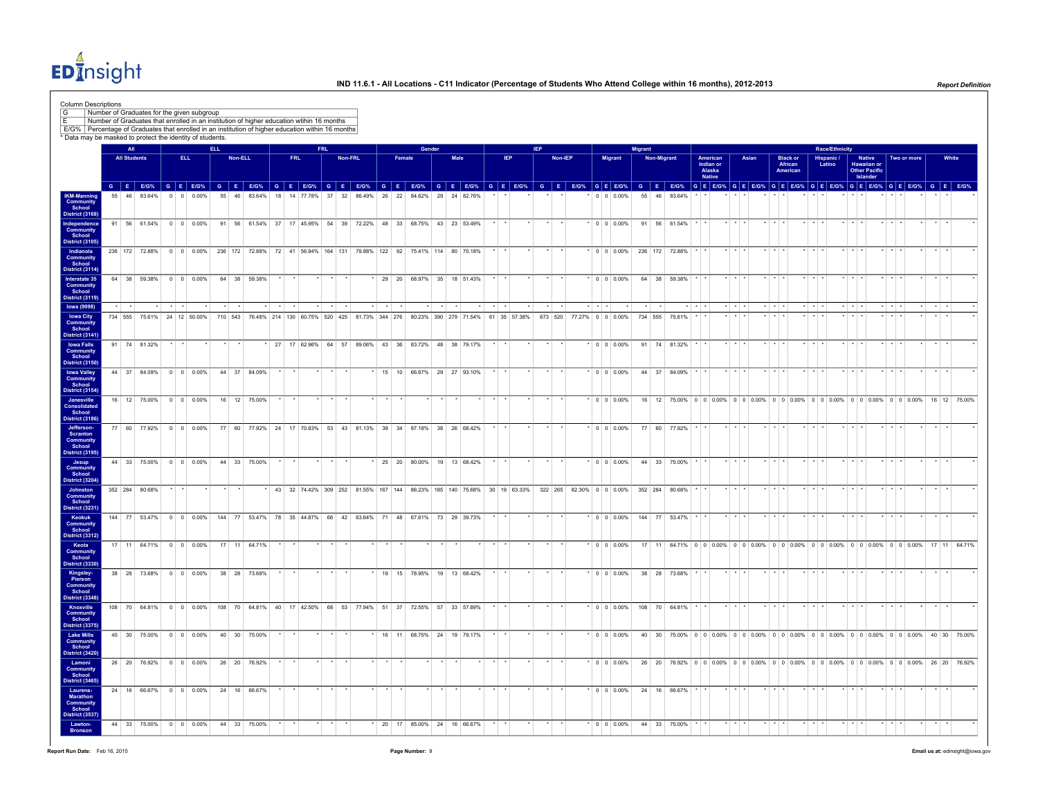Column Descriptions

| | |
|---|---|
| G | Number of Graduates for the given subgroup |
| E | Number of Graduates that enrolled in an institution of higher education within 16 months |
| E/G% | Percentage of Graduates that enrolled in an institution of higher education within 16 months |

* Data may be masked to protect the identity of students.

| | All | | | ELL | | | | | | FRL | | | | | | Gender | | | | | | IEP | | | | | | Migrant | | | | | | Race/Ethnicity | | | | | | | | | | | | | | | | | | | | |
|---|---|---|---|---|---|---|---|---|---|---|---|---|---|---|---|---|---|---|---|---|---|---|---|---|---|---|---|---|---|---|---|---|---|---|---|---|---|---|---|---|---|---|---|---|---|---|---|---|---|---|---|---|---|---|
| | All Students | | | ELL | | | Non-ELL | | | FRL | | | Non-FRL | | | Female | | | Male | | | IEP | | | Non-IEP | | | Migrant | | | Non-Migrant | | | American Indian or Alaska Native | | | Asian | | | Black or African American | | | Hispanic / Latino | | | Native Hawaiian or Other Pacific Islander | | | Two or more | | | White | | |
| | G | E | E/G% | G | E | E/G% | G | E | E/G% | G | E | E/G% | G | E | E/G% | G | E | E/G% | G | E | E/G% | G | E | E/G% | G | E | E/G% | G | E | E/G% | G | E | E/G% | G | E | E/G% | G | E | E/G% | G | E | E/G% | G | E | E/G% | G | E | E/G% | G | E | E/G% | G | E | E/G% |
| IKM-Manning Community School District (3168) | 55 | 46 | 83.64% | 0 | 0 | 0.00% | 55 | 46 | 83.64% | 18 | 14 | 77.78% | 37 | 32 | 86.49% | 26 | 22 | 84.62% | 29 | 24 | 82.76% | * | * | * | * | * | * | 0 | 0 | 0.00% | 55 | 46 | 83.64% | * | * | * | * | * | * | * | * | * | * | * | * | * | * | * | * | * | * | * | * | * |
| Independence Community School District (3105) | 91 | 56 | 61.54% | 0 | 0 | 0.00% | 91 | 56 | 61.54% | 37 | 17 | 45.95% | 54 | 39 | 72.22% | 48 | 33 | 68.75% | 43 | 23 | 53.49% | * | * | * | * | * | * | 0 | 0 | 0.00% | 91 | 56 | 61.54% | * | * | * | * | * | * | * | * | * | * | * | * | * | * | * | * | * | * | * | * | * |
| Indianola Community School District (3114) | 236 | 172 | 72.88% | 0 | 0 | 0.00% | 236 | 172 | 72.88% | 72 | 41 | 56.94% | 164 | 131 | 79.88% | 122 | 92 | 75.41% | 114 | 80 | 70.18% | * | * | * | * | * | * | 0 | 0 | 0.00% | 236 | 172 | 72.88% | * | * | * | * | * | * | * | * | * | * | * | * | * | * | * | * | * | * | * | * | * |
| Interstate 35 Community School District (3119) | 64 | 38 | 59.38% | 0 | 0 | 0.00% | 64 | 38 | 59.38% | * | * | * | * | * | * | 29 | 20 | 68.97% | 35 | 18 | 51.43% | * | * | * | * | * | * | 0 | 0 | 0.00% | 64 | 38 | 59.38% | * | * | * | * | * | * | * | * | * | * | * | * | * | * | * | * | * | * | * | * | * |
| Iowa (9098) | * | * | * | * | * | * | * | * | * | * | * | * | * | * | * | * | * | * | * | * | * | * | * | * | * | * | * | * | * | * | * | * | * | * | * | * | * | * | * | * | * | * | * | * | * | * | * | * | * | * | * | * | * | * | * |
| Iowa City Community School District (3141) | 734 | 555 | 75.61% | 24 | 12 | 50.00% | 710 | 543 | 76.48% | 214 | 130 | 60.75% | 520 | 425 | 81.73% | 344 | 276 | 80.23% | 390 | 279 | 71.54% | 61 | 35 | 57.38% | 673 | 520 | 77.27% | 0 | 0 | 0.00% | 734 | 555 | 75.61% | * | * | * | * | * | * | * | * | * | * | * | * | * | * | * | * | * | * | * | * | * |
| Iowa Falls Community School District (3150) | 91 | 74 | 81.32% | * | * | * | * | * | * | 27 | 17 | 62.96% | 64 | 57 | 89.06% | 43 | 36 | 83.72% | 48 | 38 | 79.17% | * | * | * | * | * | * | 0 | 0 | 0.00% | 91 | 74 | 81.32% | * | * | * | * | * | * | * | * | * | * | * | * | * | * | * | * | * | * | * | * | * |
| Iowa Valley Community School District (3154) | 44 | 37 | 84.09% | 0 | 0 | 0.00% | 44 | 37 | 84.09% | * | * | * | * | * | * | 15 | 10 | 66.67% | 29 | 27 | 93.10% | * | * | * | * | * | * | 0 | 0 | 0.00% | 44 | 37 | 84.09% | * | * | * | * | * | * | * | * | * | * | * | * | * | * | * | * | * | * | * | * | * |
| Janesville Consolidated School District (3186) | 16 | 12 | 75.00% | 0 | 0 | 0.00% | 16 | 12 | 75.00% | * | * | * | * | * | * | * | * | * | * | * | * | * | * | * | * | * | * | 0 | 0 | 0.00% | 16 | 12 | 75.00% | 0 | 0 | 0.00% | 0 | 0 | 0.00% | 0 | 0 | 0.00% | 0 | 0 | 0.00% | 0 | 0 | 0.00% | 0 | 0 | 0.00% | 16 | 12 | 75.00% |
| Jefferson-Scranton Community School District (3195) | 77 | 60 | 77.92% | 0 | 0 | 0.00% | 77 | 60 | 77.92% | 24 | 17 | 70.83% | 53 | 43 | 81.13% | 39 | 34 | 87.18% | 38 | 26 | 68.42% | * | * | * | * | * | * | 0 | 0 | 0.00% | 77 | 60 | 77.92% | * | * | * | * | * | * | * | * | * | * | * | * | * | * | * | * | * | * | * | * | * |
| Jesup Community School District (3204) | 44 | 33 | 75.00% | 0 | 0 | 0.00% | 44 | 33 | 75.00% | * | * | * | * | * | * | 25 | 20 | 80.00% | 19 | 13 | 68.42% | * | * | * | * | * | * | 0 | 0 | 0.00% | 44 | 33 | 75.00% | * | * | * | * | * | * | * | * | * | * | * | * | * | * | * | * | * | * | * | * | * |
| Johnston Community School District (3231) | 352 | 284 | 80.68% | * | * | * | * | * | * | 43 | 32 | 74.42% | 309 | 252 | 81.55% | 167 | 144 | 86.23% | 185 | 140 | 75.68% | 30 | 19 | 63.33% | 322 | 265 | 82.30% | 0 | 0 | 0.00% | 352 | 284 | 80.68% | * | * | * | * | * | * | * | * | * | * | * | * | * | * | * | * | * | * | * | * | * |
| Keokuk Community School District (3312) | 144 | 77 | 53.47% | 0 | 0 | 0.00% | 144 | 77 | 53.47% | 78 | 35 | 44.87% | 66 | 42 | 63.64% | 71 | 48 | 67.61% | 73 | 29 | 39.73% | * | * | * | * | * | * | 0 | 0 | 0.00% | 144 | 77 | 53.47% | * | * | * | * | * | * | * | * | * | * | * | * | * | * | * | * | * | * | * | * | * |
| Keota Community School District (3330) | 17 | 11 | 64.71% | 0 | 0 | 0.00% | 17 | 11 | 64.71% | * | * | * | * | * | * | * | * | * | * | * | * | * | * | * | * | * | * | 0 | 0 | 0.00% | 17 | 11 | 64.71% | 0 | 0 | 0.00% | 0 | 0 | 0.00% | 0 | 0 | 0.00% | 0 | 0 | 0.00% | 0 | 0 | 0.00% | 0 | 0 | 0.00% | 17 | 11 | 64.71% |
| Kingsley-Pierson Community School District (3348) | 38 | 28 | 73.68% | 0 | 0 | 0.00% | 38 | 28 | 73.68% | * | * | * | * | * | * | 19 | 15 | 78.95% | 19 | 13 | 68.42% | * | * | * | * | * | * | 0 | 0 | 0.00% | 38 | 28 | 73.68% | * | * | * | * | * | * | * | * | * | * | * | * | * | * | * | * | * | * | * | * | * |
| Knoxville Community School District (3375) | 108 | 70 | 64.81% | 0 | 0 | 0.00% | 108 | 70 | 64.81% | 40 | 17 | 42.50% | 68 | 53 | 77.94% | 51 | 37 | 72.55% | 57 | 33 | 57.89% | * | * | * | * | * | * | 0 | 0 | 0.00% | 108 | 70 | 64.81% | * | * | * | * | * | * | * | * | * | * | * | * | * | * | * | * | * | * | * | * | * |
| Lake Mills Community School District (3420) | 40 | 30 | 75.00% | 0 | 0 | 0.00% | 40 | 30 | 75.00% | * | * | * | * | * | * | 16 | 11 | 68.75% | 24 | 19 | 79.17% | * | * | * | * | * | * | 0 | 0 | 0.00% | 40 | 30 | 75.00% | 0 | 0 | 0.00% | 0 | 0 | 0.00% | 0 | 0 | 0.00% | 0 | 0 | 0.00% | 0 | 0 | 0.00% | 0 | 0 | 0.00% | 40 | 30 | 75.00% |
| Lamoni Community School District (3465) | 26 | 20 | 76.92% | 0 | 0 | 0.00% | 26 | 20 | 76.92% | * | * | * | * | * | * | * | * | * | * | * | * | * | * | * | * | * | * | 0 | 0 | 0.00% | 26 | 20 | 76.92% | 0 | 0 | 0.00% | 0 | 0 | 0.00% | 0 | 0 | 0.00% | 0 | 0 | 0.00% | 0 | 0 | 0.00% | 0 | 0 | 0.00% | 26 | 20 | 76.92% |
| Laurens-Marathon Community School District (3537) | 24 | 16 | 66.67% | 0 | 0 | 0.00% | 24 | 16 | 66.67% | * | * | * | * | * | * | * | * | * | * | * | * | * | * | * | * | * | * | 0 | 0 | 0.00% | 24 | 16 | 66.67% | * | * | * | * | * | * | * | * | * | * | * | * | * | * | * | * | * | * | * | * | * |
| Lawton-Bronson | 44 | 33 | 75.00% | 0 | 0 | 0.00% | 44 | 33 | 75.00% | * | * | * | * | * | * | 20 | 17 | 85.00% | 24 | 16 | 66.67% | * | * | * | * | * | * | 0 | 0 | 0.00% | 44 | 33 | 75.00% | * | * | * | * | * | * | * | * | * | * | * | * | * | * | * | * | * | * | * | * | * |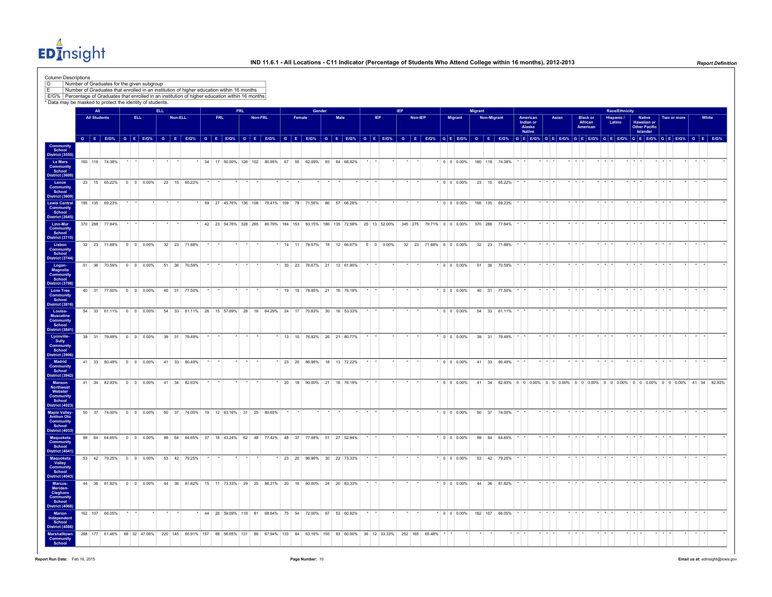# IND 11.6.1 - All Locations - C11 Indicator (Percentage of Students Who Attend College within 16 months), 2012-2013

**Report Definition**

Column Descriptions

| | |
|---|---|
| G | Number of Graduates for the given subgroup |
| E | Number of Graduates that enrolled in an institution of higher education within 16 months |
| E/G% | Percentage of Graduates that enrolled in an institution of higher education within 16 months |

\* Data may be masked to protect the identity of students.

| | All | | | ELL | | | | | | FRL | | | | | | Gender | | | | | | IEP | | | | | | Migrant | | | | | | Race/Ethnicity | | | | | | | | | | | | | | | | | | | | |
|---|---|---|---|---|---|---|---|---|---|---|---|---|---|---|---|---|---|---|---|---|---|---|---|---|---|---|---|---|---|---|---|---|---|---|---|---|---|---|---|---|---|---|---|---|---|---|---|---|---|---|---|---|---|---|
| | All Students | | | ELL | | | Non-ELL | | | FRL | | | Non-FRL | | | Female | | | Male | | | IEP | | | Non-IEP | | | Migrant | | | Non-Migrant | | | American Indian or Alaska Native | | | Asian | | | Black or African American | | | Hispanic / Latino | | | Native Hawaiian or Other Pacific Islander | | | Two or more | | | White | | |
| | G | E | E/G% | G | E | E/G% | G | E | E/G% | G | E | E/G% | G | E | E/G% | G | E | E/G% | G | E | E/G% | G | E | E/G% | G | E | E/G% | G | E | E/G% | G | E | E/G% | G | E | E/G% | G | E | E/G% | G | E | E/G% | G | E | E/G% | G | E | E/G% | G | E | E/G% | G | E | E/G% |
| Community School District (3555) | | | | | | | | | | | | | | | | | | | | | | | | | | | | | | | | | | | | | | | | | | | | | | | | | | | | | | |
| Le Mars Community School District (3600) | 160 | 119 | 74.38% | * | * | * | * | * | * | 34 | 17 | 50.00% | 126 | 102 | 80.95% | 67 | 55 | 82.09% | 93 | 64 | 68.82% | * | * | * | * | * | * | 0 | 0 | 0.00% | 160 | 119 | 74.38% | * | * | * | * | * | * | * | * | * | * | * | * | * | * | * | * | * | * | * | * | * |
| Lenox Community School District (3609) | 23 | 15 | 65.22% | 0 | 0 | 0.00% | 23 | 15 | 65.22% | * | * | * | * | * | * | * | * | * | * | * | * | * | * | * | * | * | * | 0 | 0 | 0.00% | 23 | 15 | 65.22% | * | * | * | * | * | * | * | * | * | * | * | * | * | * | * | * | * | * | * | * | * |
| Lewis Central Community School District (3645) | 195 | 135 | 69.23% | * | * | * | * | * | * | 59 | 27 | 45.76% | 136 | 108 | 79.41% | 109 | 78 | 71.56% | 86 | 57 | 66.28% | * | * | * | * | * | * | 0 | 0 | 0.00% | 195 | 135 | 69.23% | * | * | * | * | * | * | * | * | * | * | * | * | * | * | * | * | * | * | * | * | * |
| Linn-Mar Community School District (3715) | 370 | 288 | 77.84% | * | * | * | * | * | * | 42 | 23 | 54.76% | 328 | 265 | 80.79% | 184 | 153 | 83.15% | 186 | 135 | 72.58% | 25 | 13 | 52.00% | 345 | 275 | 79.71% | 0 | 0 | 0.00% | 370 | 288 | 77.84% | * | * | * | * | * | * | * | * | * | * | * | * | * | * | * | * | * | * | * | * | * |
| Lisbon Community School District (3744) | 32 | 23 | 71.88% | 0 | 0 | 0.00% | 32 | 23 | 71.88% | * | * | * | * | * | * | 14 | 11 | 78.57% | 18 | 12 | 66.67% | 0 | 0 | 0.00% | 32 | 23 | 71.88% | 0 | 0 | 0.00% | 32 | 23 | 71.88% | * | * | * | * | * | * | * | * | * | * | * | * | * | * | * | * | * | * | * | * | * |
| Logan-Magnolia Community School District (3798) | 51 | 36 | 70.59% | 0 | 0 | 0.00% | 51 | 36 | 70.59% | * | * | * | * | * | * | 30 | 23 | 76.67% | 21 | 13 | 61.90% | * | * | * | * | * | * | 0 | 0 | 0.00% | 51 | 36 | 70.59% | * | * | * | * | * | * | * | * | * | * | * | * | * | * | * | * | * | * | * | * | * |
| Lone Tree Community School District (3816) | 40 | 31 | 77.50% | 0 | 0 | 0.00% | 40 | 31 | 77.50% | * | * | * | * | * | * | 19 | 15 | 78.95% | 21 | 16 | 76.19% | * | * | * | * | * | * | 0 | 0 | 0.00% | 40 | 31 | 77.50% | * | * | * | * | * | * | * | * | * | * | * | * | * | * | * | * | * | * | * | * | * |
| Louisa-Muscatine Community School District (3841) | 54 | 33 | 61.11% | 0 | 0 | 0.00% | 54 | 33 | 61.11% | 26 | 15 | 57.69% | 28 | 18 | 64.29% | 24 | 17 | 70.83% | 30 | 16 | 53.33% | * | * | * | * | * | * | 0 | 0 | 0.00% | 54 | 33 | 61.11% | * | * | * | * | * | * | * | * | * | * | * | * | * | * | * | * | * | * | * | * | * |
| Lynnville-Sully Community School District (3906) | 39 | 31 | 79.49% | 0 | 0 | 0.00% | 39 | 31 | 79.49% | * | * | * | * | * | * | 13 | 10 | 76.92% | 26 | 21 | 80.77% | * | * | * | * | * | * | 0 | 0 | 0.00% | 39 | 31 | 79.49% | * | * | * | * | * | * | * | * | * | * | * | * | * | * | * | * | * | * | * | * | * |
| Madrid Community School District (3942) | 41 | 33 | 80.49% | 0 | 0 | 0.00% | 41 | 33 | 80.49% | * | * | * | * | * | * | 23 | 20 | 86.96% | 18 | 13 | 72.22% | * | * | * | * | * | * | 0 | 0 | 0.00% | 41 | 33 | 80.49% | * | * | * | * | * | * | * | * | * | * | * | * | * | * | * | * | * | * | * | * | * |
| Manson Northwest Webster Community School District (4023) | 41 | 34 | 82.93% | 0 | 0 | 0.00% | 41 | 34 | 82.93% | * | * | * | * | * | * | 20 | 18 | 90.00% | 21 | 16 | 76.19% | * | * | * | * | * | * | 0 | 0 | 0.00% | 41 | 34 | 82.93% | 0 | 0 | 0.00% | 0 | 0 | 0.00% | 0 | 0 | 0.00% | 0 | 0 | 0.00% | 0 | 0 | 0.00% | 0 | 0 | 0.00% | 41 | 34 | 82.93% |
| Maple Valley-Anthon Oto Community School District (4033) | 50 | 37 | 74.00% | 0 | 0 | 0.00% | 50 | 37 | 74.00% | 19 | 12 | 63.16% | 31 | 25 | 80.65% | * | * | * | * | * | * | * | * | * | * | * | * | 0 | 0 | 0.00% | 50 | 37 | 74.00% | * | * | * | * | * | * | * | * | * | * | * | * | * | * | * | * | * | * | * | * | * |
| Maquoketa Community School District (4041) | 99 | 64 | 64.65% | 0 | 0 | 0.00% | 99 | 64 | 64.65% | 37 | 16 | 43.24% | 62 | 48 | 77.42% | 48 | 37 | 77.08% | 51 | 27 | 52.94% | * | * | * | * | * | * | 0 | 0 | 0.00% | 99 | 64 | 64.65% | * | * | * | * | * | * | * | * | * | * | * | * | * | * | * | * | * | * | * | * | * |
| Maquoketa Valley Community School District (4043) | 53 | 42 | 79.25% | 0 | 0 | 0.00% | 53 | 42 | 79.25% | * | * | * | * | * | * | 23 | 20 | 86.96% | 30 | 22 | 73.33% | * | * | * | * | * | * | 0 | 0 | 0.00% | 53 | 42 | 79.25% | * | * | * | * | * | * | * | * | * | * | * | * | * | * | * | * | * | * | * | * | * |
| Marcus-Meriden-Cleghorn Community School District (4068) | 44 | 36 | 81.82% | 0 | 0 | 0.00% | 44 | 36 | 81.82% | 15 | 11 | 73.33% | 29 | 25 | 86.21% | 20 | 16 | 80.00% | 24 | 20 | 83.33% | * | * | * | * | * | * | 0 | 0 | 0.00% | 44 | 36 | 81.82% | * | * | * | * | * | * | * | * | * | * | * | * | * | * | * | * | * | * | * | * | * |
| Marion Independent School District (4086) | 162 | 107 | 66.05% | * | * | * | * | * | * | 44 | 26 | 59.09% | 118 | 81 | 68.64% | 75 | 54 | 72.00% | 87 | 53 | 60.92% | * | * | * | * | * | * | 0 | 0 | 0.00% | 162 | 107 | 66.05% | * | * | * | * | * | * | * | * | * | * | * | * | * | * | * | * | * | * | * | * | * |
| Marshalltown Community School | 288 | 177 | 61.46% | 68 | 32 | 47.06% | 220 | 145 | 65.91% | 157 | 88 | 56.05% | 131 | 89 | 67.94% | 133 | 84 | 63.16% | 155 | 93 | 60.00% | 36 | 12 | 33.33% | 252 | 165 | 65.48% | * | * | * | * | * | * | * | * | * | * | * | * | * | * | * | * | * | * | * | * | * | * | * | * | * | * | * |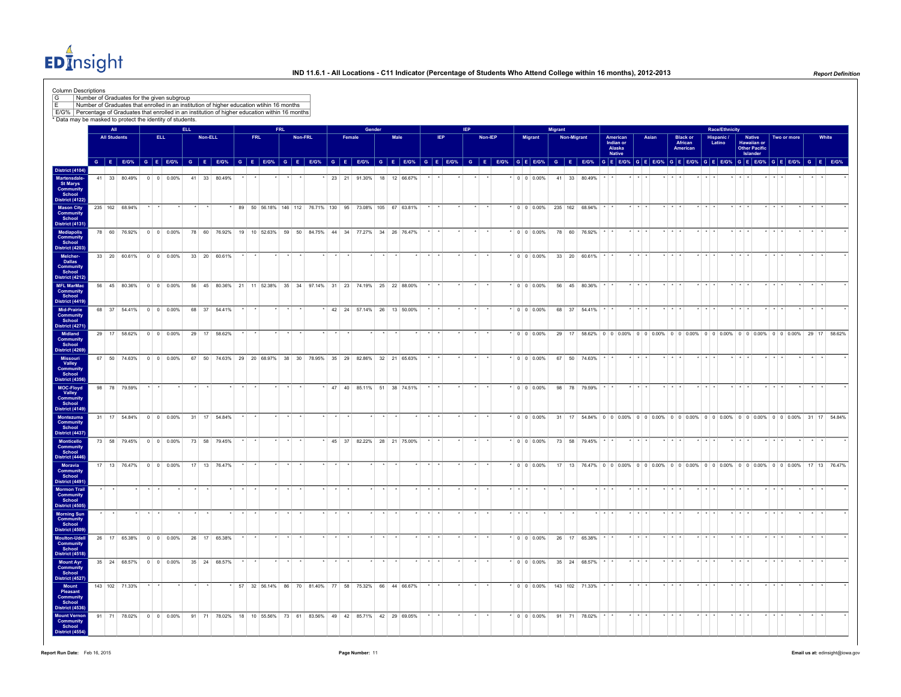Column Descriptions

| | |
|---|---|
| G | Number of Graduates for the given subgroup |
| E | Number of Graduates that enrolled in an institution of higher education within 16 months |
| E/G% | Percentage of Graduates that enrolled in an institution of higher education within 16 months |

* Data may be masked to protect the identity of students.

| | All: All Students | | | ELL: ELL | | | ELL: Non-ELL | | | FRL: FRL | | | FRL: Non-FRL | | | Gender: Female | | | Gender: Male | | | IEP: IEP | | | IEP: Non-IEP | | | Migrant: Migrant | | | Migrant: Non-Migrant | | | Race/Ethnicity: American Indian or Alaska Native | | | Race/Ethnicity: Asian | | | Race/Ethnicity: Black or African American | | | Race/Ethnicity: Hispanic / Latino | | | Race/Ethnicity: Native Hawaiian or Other Pacific Islander | | | Race/Ethnicity: Two or more | | | Race/Ethnicity: White | | |
|---|---|---|---|---|---|---|---|---|---|---|---|---|---|---|---|---|---|---|---|---|---|---|---|---|---|---|---|---|---|---|---|---|---|---|---|---|---|---|---|---|---|---|---|---|---|---|---|---|---|---|---|---|---|---|
| | G | E | E/G% | G | E | E/G% | G | E | E/G% | G | E | E/G% | G | E | E/G% | G | E | E/G% | G | E | E/G% | G | E | E/G% | G | E | E/G% | G | E | E/G% | G | E | E/G% | G | E | E/G% | G | E | E/G% | G | E | E/G% | G | E | E/G% | G | E | E/G% | G | E | E/G% | G | E | E/G% |
| District (4104) | | | | | | | | | | | | | | | | | | | | | | | | | | | | | | | | | | | | | | | | | | | | | | | | | | | | | | | |
| Martensdale-St Marys Community School District (4122) | 41 | 33 | 80.49% | 0 | 0 | 0.00% | 41 | 33 | 80.49% | * | * | * | * | * | * | 23 | 21 | 91.30% | 18 | 12 | 66.67% | * | * | * | * | * | * | 0 | 0 | 0.00% | 41 | 33 | 80.49% | * | * | * | * | * | * | * | * | * | * | * | * | * | * | * | * | * | * | * | * | * |
| Mason City Community School District (4131) | 235 | 162 | 68.94% | * | * | * | * | * | * | 89 | 50 | 56.18% | 146 | 112 | 76.71% | 130 | 95 | 73.08% | 105 | 67 | 63.81% | * | * | * | * | * | * | 0 | 0 | 0.00% | 235 | 162 | 68.94% | * | * | * | * | * | * | * | * | * | * | * | * | * | * | * | * | * | * | * | * | * |
| Mediapolis Community School District (4203) | 78 | 60 | 76.92% | 0 | 0 | 0.00% | 78 | 60 | 76.92% | 19 | 10 | 52.63% | 59 | 50 | 84.75% | 44 | 34 | 77.27% | 34 | 26 | 76.47% | * | * | * | * | * | * | 0 | 0 | 0.00% | 78 | 60 | 76.92% | * | * | * | * | * | * | * | * | * | * | * | * | * | * | * | * | * | * | * | * | * |
| Melcher-Dallas Community School District (4212) | 33 | 20 | 60.61% | 0 | 0 | 0.00% | 33 | 20 | 60.61% | * | * | * | * | * | * | * | * | * | * | * | * | * | * | * | * | * | * | 0 | 0 | 0.00% | 33 | 20 | 60.61% | * | * | * | * | * | * | * | * | * | * | * | * | * | * | * | * | * | * | * | * | * |
| MFL MarMac Community School District (4419) | 56 | 45 | 80.36% | 0 | 0 | 0.00% | 56 | 45 | 80.36% | 21 | 11 | 52.38% | 35 | 34 | 97.14% | 31 | 23 | 74.19% | 25 | 22 | 88.00% | * | * | * | * | * | * | 0 | 0 | 0.00% | 56 | 45 | 80.36% | * | * | * | * | * | * | * | * | * | * | * | * | * | * | * | * | * | * | * | * | * |
| Mid-Prairie Community School District (4271) | 68 | 37 | 54.41% | 0 | 0 | 0.00% | 68 | 37 | 54.41% | * | * | * | * | * | * | 42 | 24 | 57.14% | 26 | 13 | 50.00% | * | * | * | * | * | * | 0 | 0 | 0.00% | 68 | 37 | 54.41% | * | * | * | * | * | * | * | * | * | * | * | * | * | * | * | * | * | * | * | * | * |
| Midland Community School District (4269) | 29 | 17 | 58.62% | 0 | 0 | 0.00% | 29 | 17 | 58.62% | * | * | * | * | * | * | * | * | * | * | * | * | * | * | * | * | * | * | 0 | 0 | 0.00% | 29 | 17 | 58.62% | 0 | 0 | 0.00% | 0 | 0 | 0.00% | 0 | 0 | 0.00% | 0 | 0 | 0.00% | 0 | 0 | 0.00% | 0 | 0 | 0.00% | 29 | 17 | 58.62% |
| Missouri Valley Community School District (4356) | 67 | 50 | 74.63% | 0 | 0 | 0.00% | 67 | 50 | 74.63% | 29 | 20 | 68.97% | 38 | 30 | 78.95% | 35 | 29 | 82.86% | 32 | 21 | 65.63% | * | * | * | * | * | * | 0 | 0 | 0.00% | 67 | 50 | 74.63% | * | * | * | * | * | * | * | * | * | * | * | * | * | * | * | * | * | * | * | * | * |
| MOC-Floyd Valley Community School District (4149) | 98 | 78 | 79.59% | * | * | * | * | * | * | * | * | * | * | * | * | 47 | 40 | 85.11% | 51 | 38 | 74.51% | * | * | * | * | * | * | 0 | 0 | 0.00% | 98 | 78 | 79.59% | * | * | * | * | * | * | * | * | * | * | * | * | * | * | * | * | * | * | * | * | * |
| Montezuma Community School District (4437) | 31 | 17 | 54.84% | 0 | 0 | 0.00% | 31 | 17 | 54.84% | * | * | * | * | * | * | * | * | * | * | * | * | * | * | * | * | * | * | 0 | 0 | 0.00% | 31 | 17 | 54.84% | 0 | 0 | 0.00% | 0 | 0 | 0.00% | 0 | 0 | 0.00% | 0 | 0 | 0.00% | 0 | 0 | 0.00% | 0 | 0 | 0.00% | 31 | 17 | 54.84% |
| Monticello Community School District (4446) | 73 | 58 | 79.45% | 0 | 0 | 0.00% | 73 | 58 | 79.45% | * | * | * | * | * | * | 45 | 37 | 82.22% | 28 | 21 | 75.00% | * | * | * | * | * | * | 0 | 0 | 0.00% | 73 | 58 | 79.45% | * | * | * | * | * | * | * | * | * | * | * | * | * | * | * | * | * | * | * | * | * |
| Moravia Community School District (4491) | 17 | 13 | 76.47% | 0 | 0 | 0.00% | 17 | 13 | 76.47% | * | * | * | * | * | * | * | * | * | * | * | * | * | * | * | * | * | * | 0 | 0 | 0.00% | 17 | 13 | 76.47% | 0 | 0 | 0.00% | 0 | 0 | 0.00% | 0 | 0 | 0.00% | 0 | 0 | 0.00% | 0 | 0 | 0.00% | 0 | 0 | 0.00% | 17 | 13 | 76.47% |
| Mormon Trail Community School District (4505) | * | * | * | * | * | * | * | * | * | * | * | * | * | * | * | * | * | * | * | * | * | * | * | * | * | * | * | * | * | * | * | * | * | * | * | * | * | * | * | * | * | * | * | * | * | * | * | * | * | * | * | * | * | * | * |
| Morning Sun Community School District (4509) | * | * | * | * | * | * | * | * | * | * | * | * | * | * | * | * | * | * | * | * | * | * | * | * | * | * | * | * | * | * | * | * | * | * | * | * | * | * | * | * | * | * | * | * | * | * | * | * | * | * | * | * | * | * | * |
| Moulton-Udell Community School District (4518) | 26 | 17 | 65.38% | 0 | 0 | 0.00% | 26 | 17 | 65.38% | * | * | * | * | * | * | * | * | * | * | * | * | * | * | * | * | * | * | 0 | 0 | 0.00% | 26 | 17 | 65.38% | * | * | * | * | * | * | * | * | * | * | * | * | * | * | * | * | * | * | * | * | * |
| Mount Ayr Community School District (4527) | 35 | 24 | 68.57% | 0 | 0 | 0.00% | 35 | 24 | 68.57% | * | * | * | * | * | * | * | * | * | * | * | * | * | * | * | * | * | * | 0 | 0 | 0.00% | 35 | 24 | 68.57% | * | * | * | * | * | * | * | * | * | * | * | * | * | * | * | * | * | * | * | * | * |
| Mount Pleasant Community School District (4536) | 143 | 102 | 71.33% | * | * | * | * | * | * | 57 | 32 | 56.14% | 86 | 70 | 81.40% | 77 | 58 | 75.32% | 66 | 44 | 66.67% | * | * | * | * | * | * | 0 | 0 | 0.00% | 143 | 102 | 71.33% | * | * | * | * | * | * | * | * | * | * | * | * | * | * | * | * | * | * | * | * | * |
| Mount Vernon Community School District (4554) | 91 | 71 | 78.02% | 0 | 0 | 0.00% | 91 | 71 | 78.02% | 18 | 10 | 55.56% | 73 | 61 | 83.56% | 49 | 42 | 85.71% | 42 | 29 | 69.05% | * | * | * | * | * | * | 0 | 0 | 0.00% | 91 | 71 | 78.02% | * | * | * | * | * | * | * | * | * | * | * | * | * | * | * | * | * | * | * | * | * |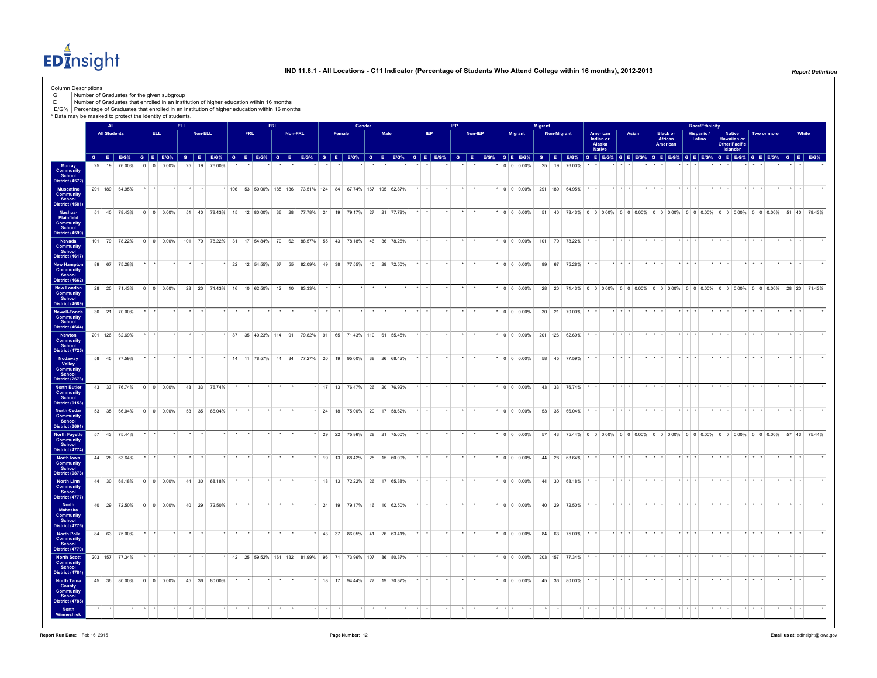# IND 11.6.1 - All Locations - C11 Indicator (Percentage of Students Who Attend College within 16 months), 2012-2013

Column Descriptions

| | |
|---|---|
| G | Number of Graduates for the given subgroup |
| E | Number of Graduates that enrolled in an institution of higher education within 16 months |
| E/G% | Percentage of Graduates that enrolled in an institution of higher education within 16 months |

* Data may be masked to protect the identity of students.

| | All | | | ELL | | | | | | FRL | | | | | | Gender | | | | | | IEP | | | | | | Migrant | | | | | | Race/Ethnicity | | | | | | | | | | | | | | | | | | | | |
|---|---|---|---|---|---|---|---|---|---|---|---|---|---|---|---|---|---|---|---|---|---|---|---|---|---|---|---|---|---|---|---|---|---|---|---|---|---|---|---|---|---|---|---|---|---|---|---|---|---|---|---|---|---|---|
| | All Students | | | ELL | | | Non-ELL | | | FRL | | | Non-FRL | | | Female | | | Male | | | IEP | | | Non-IEP | | | Migrant | | | Non-Migrant | | | American Indian or Alaska Native | | | Asian | | | Black or African American | | | Hispanic / Latino | | | Native Hawaiian or Other Pacific Islander | | | Two or more | | | White | | |
| | G | E | E/G% | G | E | E/G% | G | E | E/G% | G | E | E/G% | G | E | E/G% | G | E | E/G% | G | E | E/G% | G | E | E/G% | G | E | E/G% | G | E | E/G% | G | E | E/G% | G | E | E/G% | G | E | E/G% | G | E | E/G% | G | E | E/G% | G | E | E/G% | G | E | E/G% | G | E | E/G% |
| Murray Community School District (4572) | 25 | 19 | 76.00% | 0 | 0 | 0.00% | 25 | 19 | 76.00% | * | * | * | * | * | * | * | * | * | * | * | * | * | * | * | * | * | * | 0 | 0 | 0.00% | 25 | 19 | 76.00% | * | * | * | * | * | * | * | * | * | * | * | * | * | * | * | * | * | * | * | * | * |
| Muscatine Community School District (4581) | 291 | 189 | 64.95% | * | * | * | * | * | * | 106 | 53 | 50.00% | 185 | 136 | 73.51% | 124 | 84 | 67.74% | 167 | 105 | 62.87% | * | * | * | * | * | * | 0 | 0 | 0.00% | 291 | 189 | 64.95% | * | * | * | * | * | * | * | * | * | * | * | * | * | * | * | * | * | * | * | * | * |
| Nashua-Plainfield Community School District (4599) | 51 | 40 | 78.43% | 0 | 0 | 0.00% | 51 | 40 | 78.43% | 15 | 12 | 80.00% | 36 | 28 | 77.78% | 24 | 19 | 79.17% | 27 | 21 | 77.78% | * | * | * | * | * | * | 0 | 0 | 0.00% | 51 | 40 | 78.43% | 0 | 0 | 0.00% | 0 | 0 | 0.00% | 0 | 0 | 0.00% | 0 | 0 | 0.00% | 0 | 0 | 0.00% | 0 | 0 | 0.00% | 51 | 40 | 78.43% |
| Nevada Community School District (4617) | 101 | 79 | 78.22% | 0 | 0 | 0.00% | 101 | 79 | 78.22% | 31 | 17 | 54.84% | 70 | 62 | 88.57% | 55 | 43 | 78.18% | 46 | 36 | 78.26% | * | * | * | * | * | * | 0 | 0 | 0.00% | 101 | 79 | 78.22% | * | * | * | * | * | * | * | * | * | * | * | * | * | * | * | * | * | * | * | * | * |
| New Hampton Community School District (4662) | 89 | 67 | 75.28% | * | * | * | * | * | * | 22 | 12 | 54.55% | 67 | 55 | 82.09% | 49 | 38 | 77.55% | 40 | 29 | 72.50% | * | * | * | * | * | * | 0 | 0 | 0.00% | 89 | 67 | 75.28% | * | * | * | * | * | * | * | * | * | * | * | * | * | * | * | * | * | * | * | * | * |
| New London Community School District (4689) | 28 | 20 | 71.43% | 0 | 0 | 0.00% | 28 | 20 | 71.43% | 16 | 10 | 62.50% | 12 | 10 | 83.33% | * | * | * | * | * | * | * | * | * | * | * | * | 0 | 0 | 0.00% | 28 | 20 | 71.43% | 0 | 0 | 0.00% | 0 | 0 | 0.00% | 0 | 0 | 0.00% | 0 | 0 | 0.00% | 0 | 0 | 0.00% | 0 | 0 | 0.00% | 28 | 20 | 71.43% |
| Newell-Fonda Community School District (4644) | 30 | 21 | 70.00% | * | * | * | * | * | * | * | * | * | * | * | * | * | * | * | * | * | * | * | * | * | * | * | * | 0 | 0 | 0.00% | 30 | 21 | 70.00% | * | * | * | * | * | * | * | * | * | * | * | * | * | * | * | * | * | * | * | * | * |
| Newton Community School District (4725) | 201 | 126 | 62.69% | * | * | * | * | * | * | 87 | 35 | 40.23% | 114 | 91 | 79.82% | 91 | 65 | 71.43% | 110 | 61 | 55.45% | * | * | * | * | * | * | 0 | 0 | 0.00% | 201 | 126 | 62.69% | * | * | * | * | * | * | * | * | * | * | * | * | * | * | * | * | * | * | * | * | * |
| Nodaway Valley Community School District (2673) | 58 | 45 | 77.59% | * | * | * | * | * | * | 14 | 11 | 78.57% | 44 | 34 | 77.27% | 20 | 19 | 95.00% | 38 | 26 | 68.42% | * | * | * | * | * | * | 0 | 0 | 0.00% | 58 | 45 | 77.59% | * | * | * | * | * | * | * | * | * | * | * | * | * | * | * | * | * | * | * | * | * |
| North Butler Community School District (0153) | 43 | 33 | 76.74% | 0 | 0 | 0.00% | 43 | 33 | 76.74% | * | * | * | * | * | * | 17 | 13 | 76.47% | 26 | 20 | 76.92% | * | * | * | * | * | * | 0 | 0 | 0.00% | 43 | 33 | 76.74% | * | * | * | * | * | * | * | * | * | * | * | * | * | * | * | * | * | * | * | * | * |
| North Cedar Community School District (3691) | 53 | 35 | 66.04% | 0 | 0 | 0.00% | 53 | 35 | 66.04% | * | * | * | * | * | * | 24 | 18 | 75.00% | 29 | 17 | 58.62% | * | * | * | * | * | * | 0 | 0 | 0.00% | 53 | 35 | 66.04% | * | * | * | * | * | * | * | * | * | * | * | * | * | * | * | * | * | * | * | * | * |
| North Fayette Community School District (4774) | 57 | 43 | 75.44% | * | * | * | * | * | * | * | * | * | * | * | * | 29 | 22 | 75.86% | 28 | 21 | 75.00% | * | * | * | * | * | * | 0 | 0 | 0.00% | 57 | 43 | 75.44% | 0 | 0 | 0.00% | 0 | 0 | 0.00% | 0 | 0 | 0.00% | 0 | 0 | 0.00% | 0 | 0 | 0.00% | 0 | 0 | 0.00% | 57 | 43 | 75.44% |
| North Iowa Community School District (0873) | 44 | 28 | 63.64% | * | * | * | * | * | * | * | * | * | * | * | * | 19 | 13 | 68.42% | 25 | 15 | 60.00% | * | * | * | * | * | * | 0 | 0 | 0.00% | 44 | 28 | 63.64% | * | * | * | * | * | * | * | * | * | * | * | * | * | * | * | * | * | * | * | * | * |
| North Linn Community School District (4777) | 44 | 30 | 68.18% | 0 | 0 | 0.00% | 44 | 30 | 68.18% | * | * | * | * | * | * | 18 | 13 | 72.22% | 26 | 17 | 65.38% | * | * | * | * | * | * | 0 | 0 | 0.00% | 44 | 30 | 68.18% | * | * | * | * | * | * | * | * | * | * | * | * | * | * | * | * | * | * | * | * | * |
| North Mahaska Community School District (4776) | 40 | 29 | 72.50% | 0 | 0 | 0.00% | 40 | 29 | 72.50% | * | * | * | * | * | * | 24 | 19 | 79.17% | 16 | 10 | 62.50% | * | * | * | * | * | * | 0 | 0 | 0.00% | 40 | 29 | 72.50% | * | * | * | * | * | * | * | * | * | * | * | * | * | * | * | * | * | * | * | * | * |
| North Polk Community School District (4779) | 84 | 63 | 75.00% | * | * | * | * | * | * | * | * | * | * | * | * | 43 | 37 | 86.05% | 41 | 26 | 63.41% | * | * | * | * | * | * | 0 | 0 | 0.00% | 84 | 63 | 75.00% | * | * | * | * | * | * | * | * | * | * | * | * | * | * | * | * | * | * | * | * | * |
| North Scott Community School District (4784) | 203 | 157 | 77.34% | * | * | * | * | * | * | 42 | 25 | 59.52% | 161 | 132 | 81.99% | 96 | 71 | 73.96% | 107 | 86 | 80.37% | * | * | * | * | * | * | 0 | 0 | 0.00% | 203 | 157 | 77.34% | * | * | * | * | * | * | * | * | * | * | * | * | * | * | * | * | * | * | * | * | * |
| North Tama County Community School District (4785) | 45 | 36 | 80.00% | 0 | 0 | 0.00% | 45 | 36 | 80.00% | * | * | * | * | * | * | 18 | 17 | 94.44% | 27 | 19 | 70.37% | * | * | * | * | * | * | 0 | 0 | 0.00% | 45 | 36 | 80.00% | * | * | * | * | * | * | * | * | * | * | * | * | * | * | * | * | * | * | * | * | * |
| North Winneshiek | * | * | * | * | * | * | * | * | * | * | * | * | * | * | * | * | * | * | * | * | * | * | * | * | * | * | * | * | * | * | * | * | * | * | * | * | * | * | * | * | * | * | * | * | * | * | * | * | * | * | * | * | * | * | * |

Report Run Date: Feb 16, 2015

Email us at: edinsight@iowa.gov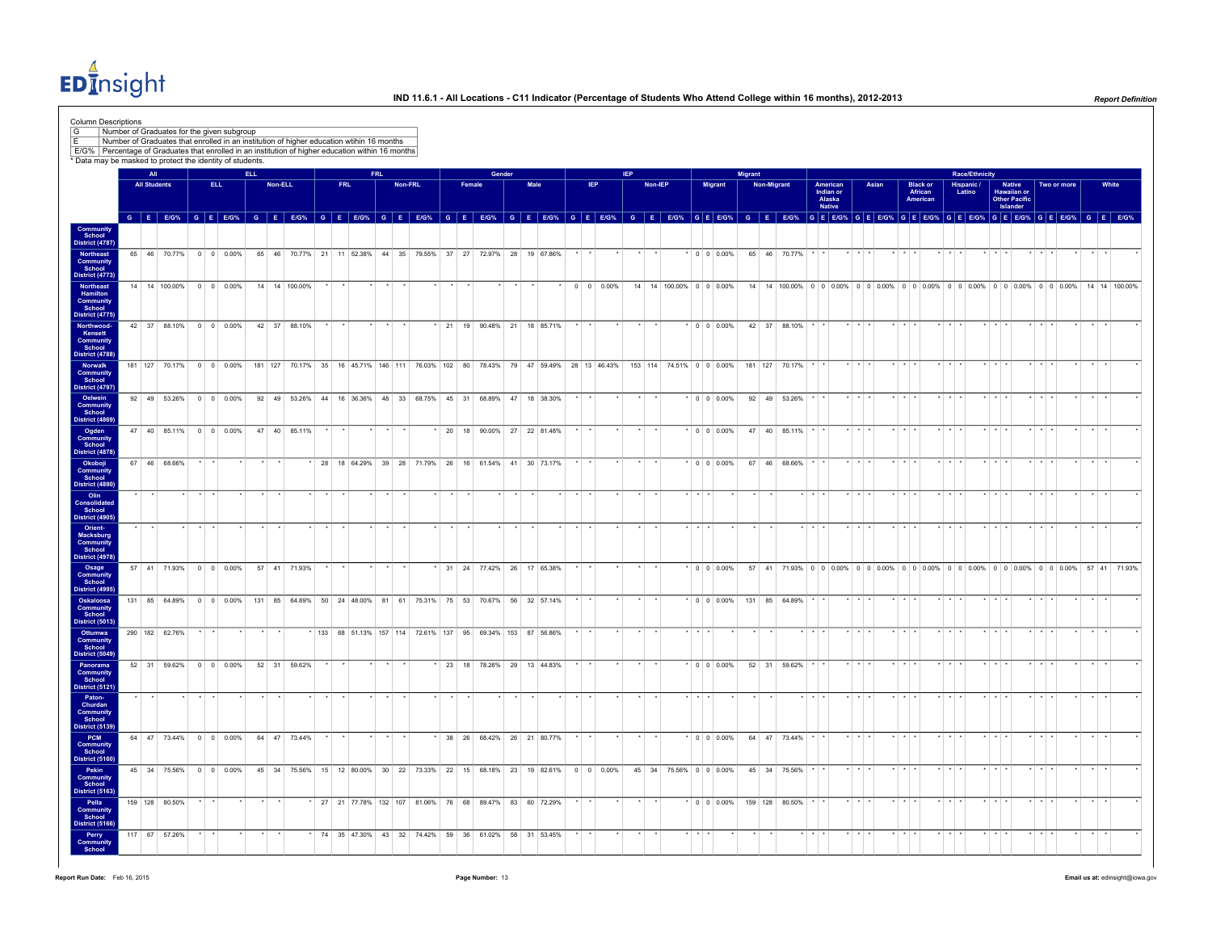# IND 11.6.1 - All Locations - C11 Indicator (Percentage of Students Who Attend College within 16 months), 2012-2013

Report Definition

Column Descriptions

| | |
|---|---|
| G | Number of Graduates for the given subgroup |
| E | Number of Graduates that enrolled in an institution of higher education within 16 months |
| E/G% | Percentage of Graduates that enrolled in an institution of higher education within 16 months |

* Data may be masked to protect the identity of students.

| | All | | | ELL | | | | | | FRL | | | | | | Gender | | | | | | IEP | | | | | | Migrant | | | | | | Race/Ethnicity | | | | | | | | | | | | | | | | | | | | | |
|---|---|---|---|---|---|---|---|---|---|---|---|---|---|---|---|---|---|---|---|---|---|---|---|---|---|---|---|---|---|---|---|---|---|---|---|---|---|---|---|---|---|---|---|---|---|---|---|---|---|---|---|---|---|---|---|
| | All Students | | | ELL | | | Non-ELL | | | FRL | | | Non-FRL | | | Female | | | Male | | | IEP | | | Non-IEP | | | Migrant | | | Non-Migrant | | | American Indian or Alaska Native | | | Asian | | | Black or African American | | | Hispanic / Latino | | | Native Hawaiian or Other Pacific Islander | | | Two or more | | | White | | |
| | G | E | E/G% | G | E | E/G% | G | E | E/G% | G | E | E/G% | G | E | E/G% | G | E | E/G% | G | E | E/G% | G | E | E/G% | G | E | E/G% | G | E | E/G% | G | E | E/G% | G | E | E/G% | G | E | E/G% | G | E | E/G% | G | E | E/G% | G | E | E/G% | G | E | E/G% | G | E | E/G% |
| Community School District (4787) | | | | | | | | | | | | | | | | | | | | | | | | | | | | | | | | | | | | | | | | | | | | | | | | | | | | | | | |
| Northeast Community School District (4773) | 65 | 46 | 70.77% | 0 | 0 | 0.00% | 65 | 46 | 70.77% | 21 | 11 | 52.38% | 44 | 35 | 79.55% | 37 | 27 | 72.97% | 28 | 19 | 67.86% | * | * | * | * | * | * | 0 | 0 | 0.00% | 65 | 46 | 70.77% | * | * | * | * | * | * | * | * | * | * | * | * | * | * | * | * | * | * | * | * | * |
| Northeast Hamilton Community School District (4775) | 14 | 14 | 100.00% | 0 | 0 | 0.00% | 14 | 14 | 100.00% | * | * | * | * | * | * | * | * | * | * | * | * | 0 | 0 | 0.00% | 14 | 14 | 100.00% | 0 | 0 | 0.00% | 14 | 14 | 100.00% | 0 | 0 | 0.00% | 0 | 0 | 0.00% | 0 | 0 | 0.00% | 0 | 0 | 0.00% | 0 | 0 | 0.00% | 0 | 0 | 0.00% | 14 | 14 | 100.00% |
| Northwood-Kensett Community School District (4788) | 42 | 37 | 88.10% | 0 | 0 | 0.00% | 42 | 37 | 88.10% | * | * | * | * | * | * | 21 | 19 | 90.48% | 21 | 18 | 85.71% | * | * | * | * | * | * | 0 | 0 | 0.00% | 42 | 37 | 88.10% | * | * | * | * | * | * | * | * | * | * | * | * | * | * | * | * | * | * | * | * | * |
| Norwalk Community School District (4797) | 181 | 127 | 70.17% | 0 | 0 | 0.00% | 181 | 127 | 70.17% | 35 | 16 | 45.71% | 146 | 111 | 76.03% | 102 | 80 | 78.43% | 79 | 47 | 59.49% | 28 | 13 | 46.43% | 153 | 114 | 74.51% | 0 | 0 | 0.00% | 181 | 127 | 70.17% | * | * | * | * | * | * | * | * | * | * | * | * | * | * | * | * | * | * | * | * | * |
| Oelwein Community School District (4869) | 92 | 49 | 53.26% | 0 | 0 | 0.00% | 92 | 49 | 53.26% | 44 | 16 | 36.36% | 48 | 33 | 68.75% | 45 | 31 | 68.89% | 47 | 18 | 38.30% | * | * | * | * | * | * | 0 | 0 | 0.00% | 92 | 49 | 53.26% | * | * | * | * | * | * | * | * | * | * | * | * | * | * | * | * | * | * | * | * | * |
| Ogden Community School District (4878) | 47 | 40 | 85.11% | 0 | 0 | 0.00% | 47 | 40 | 85.11% | * | * | * | * | * | * | 20 | 18 | 90.00% | 27 | 22 | 81.48% | * | * | * | * | * | * | 0 | 0 | 0.00% | 47 | 40 | 85.11% | * | * | * | * | * | * | * | * | * | * | * | * | * | * | * | * | * | * | * | * | * |
| Okoboji Community School District (4890) | 67 | 46 | 68.66% | * | * | * | * | * | * | 28 | 18 | 64.29% | 39 | 28 | 71.79% | 26 | 16 | 61.54% | 41 | 30 | 73.17% | * | * | * | * | * | * | 0 | 0 | 0.00% | 67 | 46 | 68.66% | * | * | * | * | * | * | * | * | * | * | * | * | * | * | * | * | * | * | * | * | * |
| Olin Consolidated School District (4905) | * | * | * | * | * | * | * | * | * | * | * | * | * | * | * | * | * | * | * | * | * | * | * | * | * | * | * | * | * | * | * | * | * | * | * | * | * | * | * | * | * | * | * | * | * | * | * | * | * | * | * | * | * | * | * |
| Orient-Macksburg Community School District (4978) | * | * | * | * | * | * | * | * | * | * | * | * | * | * | * | * | * | * | * | * | * | * | * | * | * | * | * | * | * | * | * | * | * | * | * | * | * | * | * | * | * | * | * | * | * | * | * | * | * | * | * | * | * | * | * |
| Osage Community School District (4995) | 57 | 41 | 71.93% | 0 | 0 | 0.00% | 57 | 41 | 71.93% | * | * | * | * | * | * | 31 | 24 | 77.42% | 26 | 17 | 65.38% | * | * | * | * | * | * | 0 | 0 | 0.00% | 57 | 41 | 71.93% | 0 | 0 | 0.00% | 0 | 0 | 0.00% | 0 | 0 | 0.00% | 0 | 0 | 0.00% | 0 | 0 | 0.00% | 0 | 0 | 0.00% | 57 | 41 | 71.93% |
| Oskaloosa Community School District (5013) | 131 | 85 | 64.89% | 0 | 0 | 0.00% | 131 | 85 | 64.89% | 50 | 24 | 48.00% | 81 | 61 | 75.31% | 75 | 53 | 70.67% | 56 | 32 | 57.14% | * | * | * | * | * | * | 0 | 0 | 0.00% | 131 | 85 | 64.89% | * | * | * | * | * | * | * | * | * | * | * | * | * | * | * | * | * | * | * | * | * |
| Ottumwa Community School District (5049) | 290 | 182 | 62.76% | * | * | * | * | * | * | 133 | 68 | 51.13% | 157 | 114 | 72.61% | 137 | 95 | 69.34% | 153 | 87 | 56.86% | * | * | * | * | * | * | * | * | * | * | * | * | * | * | * | * | * | * | * | * | * | * | * | * | * | * | * | * | * | * | * | * | * |
| Panorama Community School District (5121) | 52 | 31 | 59.62% | 0 | 0 | 0.00% | 52 | 31 | 59.62% | * | * | * | * | * | * | 23 | 18 | 78.26% | 29 | 13 | 44.83% | * | * | * | * | * | * | 0 | 0 | 0.00% | 52 | 31 | 59.62% | * | * | * | * | * | * | * | * | * | * | * | * | * | * | * | * | * | * | * | * | * |
| Paton-Churdan Community School District (5139) | * | * | * | * | * | * | * | * | * | * | * | * | * | * | * | * | * | * | * | * | * | * | * | * | * | * | * | * | * | * | * | * | * | * | * | * | * | * | * | * | * | * | * | * | * | * | * | * | * | * | * | * | * | * | * |
| PCM Community School District (5160) | 64 | 47 | 73.44% | 0 | 0 | 0.00% | 64 | 47 | 73.44% | * | * | * | * | * | * | 38 | 26 | 68.42% | 26 | 21 | 80.77% | * | * | * | * | * | * | 0 | 0 | 0.00% | 64 | 47 | 73.44% | * | * | * | * | * | * | * | * | * | * | * | * | * | * | * | * | * | * | * | * | * |
| Pekin Community School District (5163) | 45 | 34 | 75.56% | 0 | 0 | 0.00% | 45 | 34 | 75.56% | 15 | 12 | 80.00% | 30 | 22 | 73.33% | 22 | 15 | 68.18% | 23 | 19 | 82.61% | 0 | 0 | 0.00% | 45 | 34 | 75.56% | 0 | 0 | 0.00% | 45 | 34 | 75.56% | * | * | * | * | * | * | * | * | * | * | * | * | * | * | * | * | * | * | * | * | * |
| Pella Community School District (5166) | 159 | 128 | 80.50% | * | * | * | * | * | * | 27 | 21 | 77.78% | 132 | 107 | 81.06% | 76 | 68 | 89.47% | 83 | 60 | 72.29% | * | * | * | * | * | * | 0 | 0 | 0.00% | 159 | 128 | 80.50% | * | * | * | * | * | * | * | * | * | * | * | * | * | * | * | * | * | * | * | * | * |
| Perry Community School | 117 | 67 | 57.26% | * | * | * | * | * | * | 74 | 35 | 47.30% | 43 | 32 | 74.42% | 59 | 36 | 61.02% | 58 | 31 | 53.45% | * | * | * | * | * | * | * | * | * | * | * | * | * | * | * | * | * | * | * | * | * | * | * | * | * | * | * | * | * | * | * | * | * |

Report Run Date: Feb 16, 2015

Email us at: edinsight@iowa.gov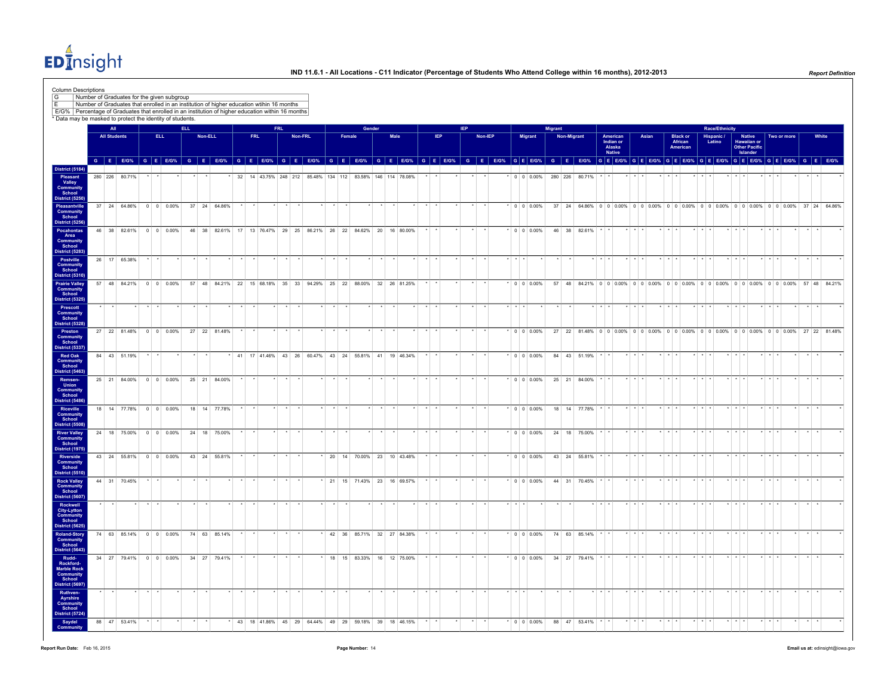# IND 11.6.1 - All Locations - C11 Indicator (Percentage of Students Who Attend College within 16 months), 2012-2013

Column Descriptions

| | |
|---|---|
| G | Number of Graduates for the given subgroup |
| E | Number of Graduates that enrolled in an institution of higher education within 16 months |
| E/G% | Percentage of Graduates that enrolled in an institution of higher education within 16 months |

\* Data may be masked to protect the identity of students.

| | All | | | ELL | | | | | | FRL | | | | | | Gender | | | | | | IEP | | | | | | Migrant | | | | | | Race/Ethnicity | | | | | | | | | | | | | | | | | | | | |
|---|---|---|---|---|---|---|---|---|---|---|---|---|---|---|---|---|---|---|---|---|---|---|---|---|---|---|---|---|---|---|---|---|---|---|---|---|---|---|---|---|---|---|---|---|---|---|---|---|---|---|---|---|---|---|
| | All Students | | | ELL | | | Non-ELL | | | FRL | | | Non-FRL | | | Female | | | Male | | | IEP | | | Non-IEP | | | Migrant | | | Non-Migrant | | | American Indian or Alaska Native | | | Asian | | | Black or African American | | | Hispanic / Latino | | | Native Hawaiian or Other Pacific Islander | | | Two or more | | | White | | |
| | G | E | E/G% | G | E | E/G% | G | E | E/G% | G | E | E/G% | G | E | E/G% | G | E | E/G% | G | E | E/G% | G | E | E/G% | G | E | E/G% | G | E | E/G% | G | E | E/G% | G | E | E/G% | G | E | E/G% | G | E | E/G% | G | E | E/G% | G | E | E/G% | G | E | E/G% | G | E | E/G% |
| District (5184) | | | | | | | | | | | | | | | | | | | | | | | | | | | | | | | | | | | | | | | | | | | | | | | | | | | | | | |
| Pleasant Valley Community School District (5250) | 280 | 226 | 80.71% | * | * | * | * | * | * | 32 | 14 | 43.75% | 248 | 212 | 85.48% | 134 | 112 | 83.58% | 146 | 114 | 78.08% | * | * | * | * | * | * | 0 | 0 | 0.00% | 280 | 226 | 80.71% | * | * | * | * | * | * | * | * | * | * | * | * | * | * | * | * | * | * | * | * | * |
| Pleasantville Community School District (5256) | 37 | 24 | 64.86% | 0 | 0 | 0.00% | 37 | 24 | 64.86% | * | * | * | * | * | * | * | * | * | * | * | * | * | * | * | * | * | * | 0 | 0 | 0.00% | 37 | 24 | 64.86% | 0 | 0 | 0.00% | 0 | 0 | 0.00% | 0 | 0 | 0.00% | 0 | 0 | 0.00% | 0 | 0 | 0.00% | 0 | 0 | 0.00% | 37 | 24 | 64.86% |
| Pocahontas Area Community School District (5283) | 46 | 38 | 82.61% | 0 | 0 | 0.00% | 46 | 38 | 82.61% | 17 | 13 | 76.47% | 29 | 25 | 86.21% | 26 | 22 | 84.62% | 20 | 16 | 80.00% | * | * | * | * | * | * | 0 | 0 | 0.00% | 46 | 38 | 82.61% | * | * | * | * | * | * | * | * | * | * | * | * | * | * | * | * | * | * | * | * | * |
| Postville Community School District (5310) | 26 | 17 | 65.38% | * | * | * | * | * | * | * | * | * | * | * | * | * | * | * | * | * | * | * | * | * | * | * | * | * | * | * | * | * | * | * | * | * | * | * | * | * | * | * | * | * | * | * | * | * | * | * | * | * | * | * |
| Prairie Valley Community School District (5325) | 57 | 48 | 84.21% | 0 | 0 | 0.00% | 57 | 48 | 84.21% | 22 | 15 | 68.18% | 35 | 33 | 94.29% | 25 | 22 | 88.00% | 32 | 26 | 81.25% | * | * | * | * | * | * | 0 | 0 | 0.00% | 57 | 48 | 84.21% | 0 | 0 | 0.00% | 0 | 0 | 0.00% | 0 | 0 | 0.00% | 0 | 0 | 0.00% | 0 | 0 | 0.00% | 0 | 0 | 0.00% | 57 | 48 | 84.21% |
| Prescott Community School District (5328) | * | * | * | * | * | * | * | * | * | * | * | * | * | * | * | * | * | * | * | * | * | * | * | * | * | * | * | * | * | * | * | * | * | * | * | * | * | * | * | * | * | * | * | * | * | * | * | * | * | * | * | * | * | * |
| Preston Community School District (5337) | 27 | 22 | 81.48% | 0 | 0 | 0.00% | 27 | 22 | 81.48% | * | * | * | * | * | * | * | * | * | * | * | * | * | * | * | * | * | * | 0 | 0 | 0.00% | 27 | 22 | 81.48% | 0 | 0 | 0.00% | 0 | 0 | 0.00% | 0 | 0 | 0.00% | 0 | 0 | 0.00% | 0 | 0 | 0.00% | 0 | 0 | 0.00% | 27 | 22 | 81.48% |
| Red Oak Community School District (5463) | 84 | 43 | 51.19% | * | * | * | * | * | * | 41 | 17 | 41.46% | 43 | 26 | 60.47% | 43 | 24 | 55.81% | 41 | 19 | 46.34% | * | * | * | * | * | * | 0 | 0 | 0.00% | 84 | 43 | 51.19% | * | * | * | * | * | * | * | * | * | * | * | * | * | * | * | * | * | * | * | * | * |
| Remsen-Union Community School District (5486) | 25 | 21 | 84.00% | 0 | 0 | 0.00% | 25 | 21 | 84.00% | * | * | * | * | * | * | * | * | * | * | * | * | * | * | * | * | * | * | 0 | 0 | 0.00% | 25 | 21 | 84.00% | * | * | * | * | * | * | * | * | * | * | * | * | * | * | * | * | * | * | * | * | * |
| Riceville Community School District (5508) | 18 | 14 | 77.78% | 0 | 0 | 0.00% | 18 | 14 | 77.78% | * | * | * | * | * | * | * | * | * | * | * | * | * | * | * | * | * | * | 0 | 0 | 0.00% | 18 | 14 | 77.78% | * | * | * | * | * | * | * | * | * | * | * | * | * | * | * | * | * | * | * | * | * |
| River Valley Community School District (1975) | 24 | 18 | 75.00% | 0 | 0 | 0.00% | 24 | 18 | 75.00% | * | * | * | * | * | * | * | * | * | * | * | * | * | * | * | * | * | * | 0 | 0 | 0.00% | 24 | 18 | 75.00% | * | * | * | * | * | * | * | * | * | * | * | * | * | * | * | * | * | * | * | * | * |
| Riverside Community School District (5510) | 43 | 24 | 55.81% | 0 | 0 | 0.00% | 43 | 24 | 55.81% | * | * | * | * | * | * | 20 | 14 | 70.00% | 23 | 10 | 43.48% | * | * | * | * | * | * | 0 | 0 | 0.00% | 43 | 24 | 55.81% | * | * | * | * | * | * | * | * | * | * | * | * | * | * | * | * | * | * | * | * | * |
| Rock Valley Community School District (5607) | 44 | 31 | 70.45% | * | * | * | * | * | * | * | * | * | * | * | * | 21 | 15 | 71.43% | 23 | 16 | 69.57% | * | * | * | * | * | * | 0 | 0 | 0.00% | 44 | 31 | 70.45% | * | * | * | * | * | * | * | * | * | * | * | * | * | * | * | * | * | * | * | * | * |
| Rockwell City-Lytton Community School District (5625) | * | * | * | * | * | * | * | * | * | * | * | * | * | * | * | * | * | * | * | * | * | * | * | * | * | * | * | * | * | * | * | * | * | * | * | * | * | * | * | * | * | * | * | * | * | * | * | * | * | * | * | * | * | * |
| Roland-Story Community School District (5643) | 74 | 63 | 85.14% | 0 | 0 | 0.00% | 74 | 63 | 85.14% | * | * | * | * | * | * | 42 | 36 | 85.71% | 32 | 27 | 84.38% | * | * | * | * | * | * | 0 | 0 | 0.00% | 74 | 63 | 85.14% | * | * | * | * | * | * | * | * | * | * | * | * | * | * | * | * | * | * | * | * | * |
| Rudd-Rockford-Marble Rock Community School District (5697) | 34 | 27 | 79.41% | 0 | 0 | 0.00% | 34 | 27 | 79.41% | * | * | * | * | * | * | 18 | 15 | 83.33% | 16 | 12 | 75.00% | * | * | * | * | * | * | 0 | 0 | 0.00% | 34 | 27 | 79.41% | * | * | * | * | * | * | * | * | * | * | * | * | * | * | * | * | * | * | * | * | * |
| Ruthven-Ayrshire Community School District (5724) | * | * | * | * | * | * | * | * | * | * | * | * | * | * | * | * | * | * | * | * | * | * | * | * | * | * | * | * | * | * | * | * | * | * | * | * | * | * | * | * | * | * | * | * | * | * | * | * | * | * | * | * | * | * |
| Saydel Community | 88 | 47 | 53.41% | * | * | * | * | * | * | 43 | 18 | 41.86% | 45 | 29 | 64.44% | 49 | 29 | 59.18% | 39 | 18 | 46.15% | * | * | * | * | * | * | 0 | 0 | 0.00% | 88 | 47 | 53.41% | * | * | * | * | * | * | * | * | * | * | * | * | * | * | * | * | * | * | * | * | * |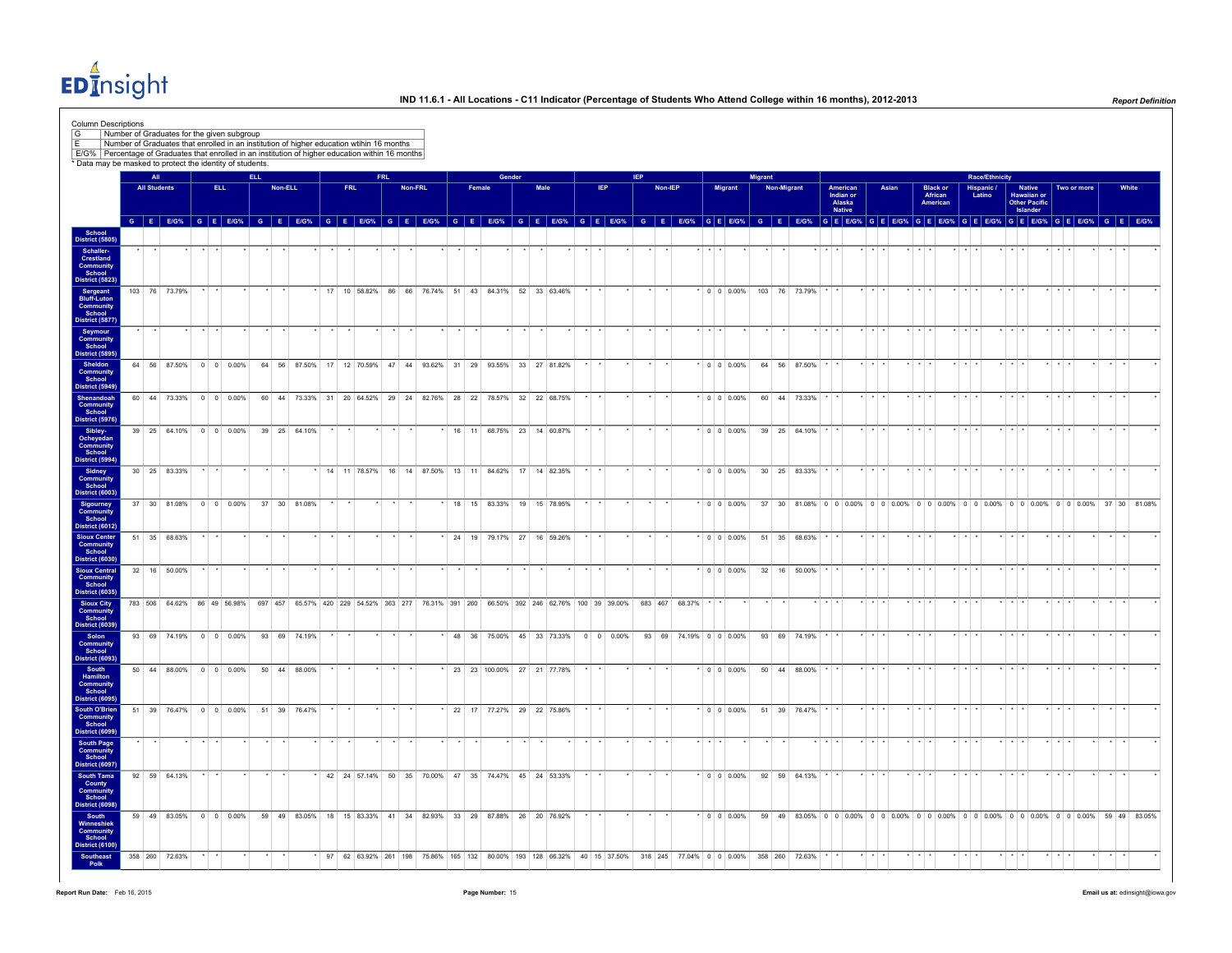# IND 11.6.1 - All Locations - C11 Indicator (Percentage of Students Who Attend College within 16 months), 2012-2013

Report Definition

Column Descriptions

| | |
|---|---|
| G | Number of Graduates for the given subgroup |
| E | Number of Graduates that enrolled in an institution of higher education within 16 months |
| E/G% | Percentage of Graduates that enrolled in an institution of higher education within 16 months |

\* Data may be masked to protect the identity of students.

| | All | | | ELL | | | | | | FRL | | | | | | Gender | | | | | | IEP | | | | | | Migrant | | | | | | Race/Ethnicity | | | | | | | | | | | | | | | | | | | | |
|---|---|---|---|---|---|---|---|---|---|---|---|---|---|---|---|---|---|---|---|---|---|---|---|---|---|---|---|---|---|---|---|---|---|---|---|---|---|---|---|---|---|---|---|---|---|---|---|---|---|---|---|---|---|---|
| | All Students | | | ELL | | | Non-ELL | | | FRL | | | Non-FRL | | | Female | | | Male | | | IEP | | | Non-IEP | | | Migrant | | | Non-Migrant | | | American Indian or Alaska Native | | | Asian | | | Black or African American | | | Hispanic / Latino | | | Native Hawaiian or Other Pacific Islander | | | Two or more | | | White | | |
| | G | E | E/G% | G | E | E/G% | G | E | E/G% | G | E | E/G% | G | E | E/G% | G | E | E/G% | G | E | E/G% | G | E | E/G% | G | E | E/G% | G | E | E/G% | G | E | E/G% | G | E | E/G% | G | E | E/G% | G | E | E/G% | G | E | E/G% | G | E | E/G% | G | E | E/G% | G | E | E/G% |
| School District (5805) | | | | | | | | | | | | | | | | | | | | | | | | | | | | | | | | | | | | | | | | | | | | | | | | | | | | | | |
| Schaller-Crestland Community School District (5823) | * | * | * | * | * | * | * | * | * | * | * | * | * | * | * | * | * | * | * | * | * | * | * | * | * | * | * | * | * | * | * | * | * | * | * | * | * | * | * | * | * | * | * | * | * | * | * | * | * | * | * | * | * | * |
| Sergeant Bluff-Luton Community School District (5877) | 103 | 76 | 73.79% | * | * | * | * | * | * | 17 | 10 | 58.82% | 86 | 66 | 76.74% | 51 | 43 | 84.31% | 52 | 33 | 63.46% | * | * | * | * | * | * | 0 | 0 | 0.00% | 103 | 76 | 73.79% | * | * | * | * | * | * | * | * | * | * | * | * | * | * | * | * | * | * | * | * | * |
| Seymour Community School District (5895) | * | * | * | * | * | * | * | * | * | * | * | * | * | * | * | * | * | * | * | * | * | * | * | * | * | * | * | * | * | * | * | * | * | * | * | * | * | * | * | * | * | * | * | * | * | * | * | * | * | * | * | * | * | * |
| Sheldon Community School District (5949) | 64 | 56 | 87.50% | 0 | 0 | 0.00% | 64 | 56 | 87.50% | 17 | 12 | 70.59% | 47 | 44 | 93.62% | 31 | 29 | 93.55% | 33 | 27 | 81.82% | * | * | * | * | * | * | 0 | 0 | 0.00% | 64 | 56 | 87.50% | * | * | * | * | * | * | * | * | * | * | * | * | * | * | * | * | * | * | * | * | * |
| Shenandoah Community School District (5976) | 60 | 44 | 73.33% | 0 | 0 | 0.00% | 60 | 44 | 73.33% | 31 | 20 | 64.52% | 29 | 24 | 82.76% | 28 | 22 | 78.57% | 32 | 22 | 68.75% | * | * | * | * | * | * | 0 | 0 | 0.00% | 60 | 44 | 73.33% | * | * | * | * | * | * | * | * | * | * | * | * | * | * | * | * | * | * | * | * | * |
| Sibley-Ocheyedan Community School District (5994) | 39 | 25 | 64.10% | 0 | 0 | 0.00% | 39 | 25 | 64.10% | * | * | * | * | * | * | 16 | 11 | 68.75% | 23 | 14 | 60.87% | * | * | * | * | * | * | 0 | 0 | 0.00% | 39 | 25 | 64.10% | * | * | * | * | * | * | * | * | * | * | * | * | * | * | * | * | * | * | * | * | * |
| Sidney Community School District (6003) | 30 | 25 | 83.33% | * | * | * | * | * | * | 14 | 11 | 78.57% | 16 | 14 | 87.50% | 13 | 11 | 84.62% | 17 | 14 | 82.35% | * | * | * | * | * | * | 0 | 0 | 0.00% | 30 | 25 | 83.33% | * | * | * | * | * | * | * | * | * | * | * | * | * | * | * | * | * | * | * | * | * |
| Sigourney Community School District (6012) | 37 | 30 | 81.08% | 0 | 0 | 0.00% | 37 | 30 | 81.08% | * | * | * | * | * | * | 18 | 15 | 83.33% | 19 | 15 | 78.95% | * | * | * | * | * | * | 0 | 0 | 0.00% | 37 | 30 | 81.08% | 0 | 0 | 0.00% | 0 | 0 | 0.00% | 0 | 0 | 0.00% | 0 | 0 | 0.00% | 0 | 0 | 0.00% | 0 | 0 | 0.00% | 37 | 30 | 81.08% |
| Sioux Center Community School District (6030) | 51 | 35 | 68.63% | * | * | * | * | * | * | * | * | * | * | * | * | 24 | 19 | 79.17% | 27 | 16 | 59.26% | * | * | * | * | * | * | 0 | 0 | 0.00% | 51 | 35 | 68.63% | * | * | * | * | * | * | * | * | * | * | * | * | * | * | * | * | * | * | * | * | * |
| Sioux Central Community School District (6035) | 32 | 16 | 50.00% | * | * | * | * | * | * | * | * | * | * | * | * | * | * | * | * | * | * | * | * | * | * | * | * | 0 | 0 | 0.00% | 32 | 16 | 50.00% | * | * | * | * | * | * | * | * | * | * | * | * | * | * | * | * | * | * | * | * | * |
| Sioux City Community School District (6039) | 783 | 506 | 64.62% | 86 | 49 | 56.98% | 697 | 457 | 65.57% | 420 | 229 | 54.52% | 363 | 277 | 76.31% | 391 | 260 | 66.50% | 392 | 246 | 62.76% | 100 | 39 | 39.00% | 683 | 467 | 68.37% | * | * | * | * | * | * | * | * | * | * | * | * | * | * | * | * | * | * | * | * | * | * | * | * | * | * | * |
| Solon Community School District (6093) | 93 | 69 | 74.19% | 0 | 0 | 0.00% | 93 | 69 | 74.19% | * | * | * | * | * | * | 48 | 36 | 75.00% | 45 | 33 | 73.33% | 0 | 0 | 0.00% | 93 | 69 | 74.19% | 0 | 0 | 0.00% | 93 | 69 | 74.19% | * | * | * | * | * | * | * | * | * | * | * | * | * | * | * | * | * | * | * | * | * |
| South Hamilton Community School District (6095) | 50 | 44 | 88.00% | 0 | 0 | 0.00% | 50 | 44 | 88.00% | * | * | * | * | * | * | 23 | 23 | 100.00% | 27 | 21 | 77.78% | * | * | * | * | * | * | 0 | 0 | 0.00% | 50 | 44 | 88.00% | * | * | * | * | * | * | * | * | * | * | * | * | * | * | * | * | * | * | * | * | * |
| South O'Brien Community School District (6099) | 51 | 39 | 76.47% | 0 | 0 | 0.00% | 51 | 39 | 76.47% | * | * | * | * | * | * | 22 | 17 | 77.27% | 29 | 22 | 75.86% | * | * | * | * | * | * | 0 | 0 | 0.00% | 51 | 39 | 76.47% | * | * | * | * | * | * | * | * | * | * | * | * | * | * | * | * | * | * | * | * | * |
| South Page Community School District (6097) | * | * | * | * | * | * | * | * | * | * | * | * | * | * | * | * | * | * | * | * | * | * | * | * | * | * | * | * | * | * | * | * | * | * | * | * | * | * | * | * | * | * | * | * | * | * | * | * | * | * | * | * | * | * |
| South Tama County Community School District (6098) | 92 | 59 | 64.13% | * | * | * | * | * | * | 42 | 24 | 57.14% | 50 | 35 | 70.00% | 47 | 35 | 74.47% | 45 | 24 | 53.33% | * | * | * | * | * | * | 0 | 0 | 0.00% | 92 | 59 | 64.13% | * | * | * | * | * | * | * | * | * | * | * | * | * | * | * | * | * | * | * | * | * |
| South Winneshiek Community School District (6100) | 59 | 49 | 83.05% | 0 | 0 | 0.00% | 59 | 49 | 83.05% | 18 | 15 | 83.33% | 41 | 34 | 82.93% | 33 | 29 | 87.88% | 26 | 20 | 76.92% | * | * | * | * | * | * | 0 | 0 | 0.00% | 59 | 49 | 83.05% | 0 | 0 | 0.00% | 0 | 0 | 0.00% | 0 | 0 | 0.00% | 0 | 0 | 0.00% | 0 | 0 | 0.00% | 0 | 0 | 0.00% | 59 | 49 | 83.05% |
| Southeast Polk | 358 | 260 | 72.63% | * | * | * | * | * | * | 97 | 62 | 63.92% | 261 | 198 | 75.86% | 165 | 132 | 80.00% | 193 | 128 | 66.32% | 40 | 15 | 37.50% | 318 | 245 | 77.04% | 0 | 0 | 0.00% | 358 | 260 | 72.63% | * | * | * | * | * | * | * | * | * | * | * | * | * | * | * | * | * | * | * | * | * |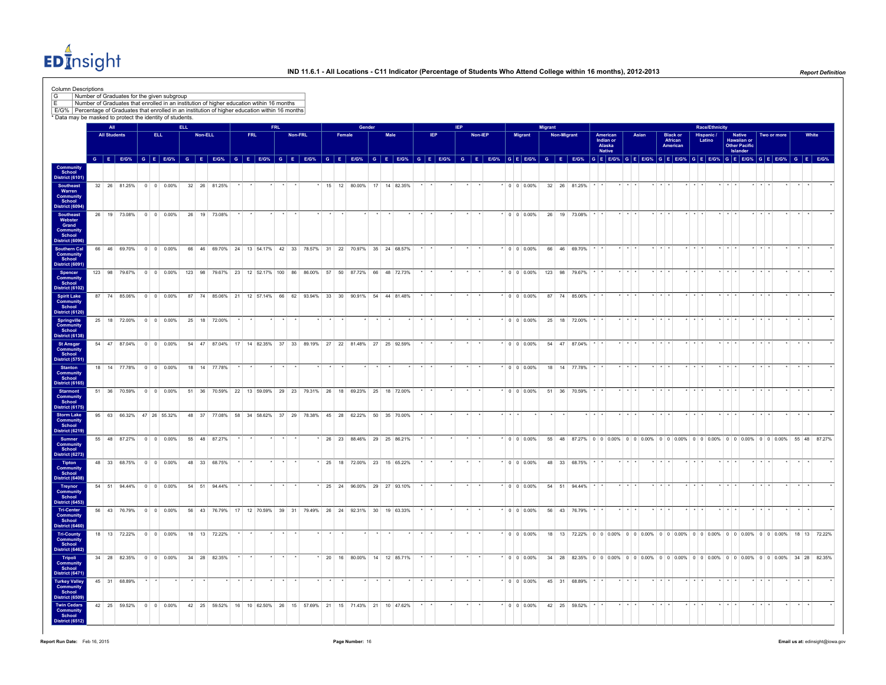# IND 11.6.1 - All Locations - C11 Indicator (Percentage of Students Who Attend College within 16 months), 2012-2013

Column Descriptions

| | |
|---|---|
| G | Number of Graduates for the given subgroup |
| E | Number of Graduates that enrolled in an institution of higher education within 16 months |
| E/G% | Percentage of Graduates that enrolled in an institution of higher education within 16 months |

* Data may be masked to protect the identity of students.

| | All | | | ELL | | | | | | FRL | | | | | | Gender | | | | | | IEP | | | | | | Migrant | | | | | | Race/Ethnicity | | | | | | | | | | | | | | | | | | | | |
|---|---|---|---|---|---|---|---|---|---|---|---|---|---|---|---|---|---|---|---|---|---|---|---|---|---|---|---|---|---|---|---|---|---|---|---|---|---|---|---|---|---|---|---|---|---|---|---|---|---|---|---|---|---|---|---|---|
| | All Students | | | ELL | | | Non-ELL | | | FRL | | | Non-FRL | | | Female | | | Male | | | IEP | | | Non-IEP | | | Migrant | | | Non-Migrant | | | American Indian or Alaska Native | | | Asian | | | Black or African American | | | Hispanic / Latino | | | Native Hawaiian or Other Pacific Islander | | | Two or more | | | White | | |
| | G | E | E/G% | G | E | E/G% | G | E | E/G% | G | E | E/G% | G | E | E/G% | G | E | E/G% | G | E | E/G% | G | E | E/G% | G | E | E/G% | G | E | E/G% | G | E | E/G% | G | E | E/G% | G | E | E/G% | G | E | E/G% | G | E | E/G% | G | E | E/G% | G | E | E/G% | G | E | E/G% |
| Community School District (6101) | | | | | | | | | | | | | | | | | | | | | | | | | | | | | | | | | | | | | | | | | | | | | | | | | | | | | | | | |
| Southeast Warren Community School District (6094) | 32 | 26 | 81.25% | 0 | 0 | 0.00% | 32 | 26 | 81.25% | * | * | * | * | * | * | 15 | 12 | 80.00% | 17 | 14 | 82.35% | * | * | * | * | * | * | 0 | 0 | 0.00% | 32 | 26 | 81.25% | * | * | * | * | * | * | * | * | * | * | * | * | * | * | * | * | * | * | * | * | * |
| Southeast Webster Grand Community School District (6096) | 26 | 19 | 73.08% | 0 | 0 | 0.00% | 26 | 19 | 73.08% | * | * | * | * | * | * | * | * | * | * | * | * | * | * | * | * | * | * | 0 | 0 | 0.00% | 26 | 19 | 73.08% | * | * | * | * | * | * | * | * | * | * | * | * | * | * | * | * | * | * | * | * | * |
| Southern Cal Community School District (6091) | 66 | 46 | 69.70% | 0 | 0 | 0.00% | 66 | 46 | 69.70% | 24 | 13 | 54.17% | 42 | 33 | 78.57% | 31 | 22 | 70.97% | 35 | 24 | 68.57% | * | * | * | * | * | * | 0 | 0 | 0.00% | 66 | 46 | 69.70% | * | * | * | * | * | * | * | * | * | * | * | * | * | * | * | * | * | * | * | * | * |
| Spencer Community School District (6102) | 123 | 98 | 79.67% | 0 | 0 | 0.00% | 123 | 98 | 79.67% | 23 | 12 | 52.17% | 100 | 86 | 86.00% | 57 | 50 | 87.72% | 66 | 48 | 72.73% | * | * | * | * | * | * | 0 | 0 | 0.00% | 123 | 98 | 79.67% | * | * | * | * | * | * | * | * | * | * | * | * | * | * | * | * | * | * | * | * | * |
| Spirit Lake Community School District (6120) | 87 | 74 | 85.06% | 0 | 0 | 0.00% | 87 | 74 | 85.06% | 21 | 12 | 57.14% | 66 | 62 | 93.94% | 33 | 30 | 90.91% | 54 | 44 | 81.48% | * | * | * | * | * | * | 0 | 0 | 0.00% | 87 | 74 | 85.06% | * | * | * | * | * | * | * | * | * | * | * | * | * | * | * | * | * | * | * | * | * |
| Springville Community School District (6138) | 25 | 18 | 72.00% | 0 | 0 | 0.00% | 25 | 18 | 72.00% | * | * | * | * | * | * | * | * | * | * | * | * | * | * | * | * | * | * | 0 | 0 | 0.00% | 25 | 18 | 72.00% | * | * | * | * | * | * | * | * | * | * | * | * | * | * | * | * | * | * | * | * | * |
| St Ansgar Community School District (5751) | 54 | 47 | 87.04% | 0 | 0 | 0.00% | 54 | 47 | 87.04% | 17 | 14 | 82.35% | 37 | 33 | 89.19% | 27 | 22 | 81.48% | 27 | 25 | 92.59% | * | * | * | * | * | * | 0 | 0 | 0.00% | 54 | 47 | 87.04% | * | * | * | * | * | * | * | * | * | * | * | * | * | * | * | * | * | * | * | * | * |
| Stanton Community School District (6165) | 18 | 14 | 77.78% | 0 | 0 | 0.00% | 18 | 14 | 77.78% | * | * | * | * | * | * | * | * | * | * | * | * | * | * | * | * | * | * | 0 | 0 | 0.00% | 18 | 14 | 77.78% | * | * | * | * | * | * | * | * | * | * | * | * | * | * | * | * | * | * | * | * | * |
| Starmont Community School District (6175) | 51 | 36 | 70.59% | 0 | 0 | 0.00% | 51 | 36 | 70.59% | 22 | 13 | 59.09% | 29 | 23 | 79.31% | 26 | 18 | 69.23% | 25 | 18 | 72.00% | * | * | * | * | * | * | 0 | 0 | 0.00% | 51 | 36 | 70.59% | * | * | * | * | * | * | * | * | * | * | * | * | * | * | * | * | * | * | * | * | * |
| Storm Lake Community School District (6219) | 95 | 63 | 66.32% | 47 | 26 | 55.32% | 48 | 37 | 77.08% | 58 | 34 | 58.62% | 37 | 29 | 78.38% | 45 | 28 | 62.22% | 50 | 35 | 70.00% | * | * | * | * | * | * | * | * | * | * | * | * | * | * | * | * | * | * | * | * | * | * | * | * | * | * | * | * | * | * | * | * | * |
| Sumner Community School District (6273) | 55 | 48 | 87.27% | 0 | 0 | 0.00% | 55 | 48 | 87.27% | * | * | * | * | * | * | 26 | 23 | 88.46% | 29 | 25 | 86.21% | * | * | * | * | * | * | 0 | 0 | 0.00% | 55 | 48 | 87.27% | 0 | 0 | 0.00% | 0 | 0 | 0.00% | 0 | 0 | 0.00% | 0 | 0 | 0.00% | 0 | 0 | 0.00% | 0 | 0 | 0.00% | 55 | 48 | 87.27% |
| Tipton Community School District (6408) | 48 | 33 | 68.75% | 0 | 0 | 0.00% | 48 | 33 | 68.75% | * | * | * | * | * | * | 25 | 18 | 72.00% | 23 | 15 | 65.22% | * | * | * | * | * | * | 0 | 0 | 0.00% | 48 | 33 | 68.75% | * | * | * | * | * | * | * | * | * | * | * | * | * | * | * | * | * | * | * | * | * |
| Treynor Community School District (6453) | 54 | 51 | 94.44% | 0 | 0 | 0.00% | 54 | 51 | 94.44% | * | * | * | * | * | * | 25 | 24 | 96.00% | 29 | 27 | 93.10% | * | * | * | * | * | * | 0 | 0 | 0.00% | 54 | 51 | 94.44% | * | * | * | * | * | * | * | * | * | * | * | * | * | * | * | * | * | * | * | * | * |
| Tri-Center Community School District (6460) | 56 | 43 | 76.79% | 0 | 0 | 0.00% | 56 | 43 | 76.79% | 17 | 12 | 70.59% | 39 | 31 | 79.49% | 26 | 24 | 92.31% | 30 | 19 | 63.33% | * | * | * | * | * | * | 0 | 0 | 0.00% | 56 | 43 | 76.79% | * | * | * | * | * | * | * | * | * | * | * | * | * | * | * | * | * | * | * | * | * |
| Tri-County Community School District (6462) | 18 | 13 | 72.22% | 0 | 0 | 0.00% | 18 | 13 | 72.22% | * | * | * | * | * | * | * | * | * | * | * | * | * | * | * | * | * | * | 0 | 0 | 0.00% | 18 | 13 | 72.22% | 0 | 0 | 0.00% | 0 | 0 | 0.00% | 0 | 0 | 0.00% | 0 | 0 | 0.00% | 0 | 0 | 0.00% | 0 | 0 | 0.00% | 18 | 13 | 72.22% |
| Tripoli Community School District (6471) | 34 | 28 | 82.35% | 0 | 0 | 0.00% | 34 | 28 | 82.35% | * | * | * | * | * | * | 20 | 16 | 80.00% | 14 | 12 | 85.71% | * | * | * | * | * | * | 0 | 0 | 0.00% | 34 | 28 | 82.35% | 0 | 0 | 0.00% | 0 | 0 | 0.00% | 0 | 0 | 0.00% | 0 | 0 | 0.00% | 0 | 0 | 0.00% | 0 | 0 | 0.00% | 34 | 28 | 82.35% |
| Turkey Valley Community School District (6509) | 45 | 31 | 68.89% | * | * | * | * | * | * | * | * | * | * | * | * | * | * | * | * | * | * | * | * | * | * | * | * | 0 | 0 | 0.00% | 45 | 31 | 68.89% | * | * | * | * | * | * | * | * | * | * | * | * | * | * | * | * | * | * | * | * | * |
| Twin Cedars Community School District (6512) | 42 | 25 | 59.52% | 0 | 0 | 0.00% | 42 | 25 | 59.52% | 16 | 10 | 62.50% | 26 | 15 | 57.69% | 21 | 15 | 71.43% | 21 | 10 | 47.62% | * | * | * | * | * | * | 0 | 0 | 0.00% | 42 | 25 | 59.52% | * | * | * | * | * | * | * | * | * | * | * | * | * | * | * | * | * | * | * | * | * |

Report Run Date: Feb 16, 2015

Email us at: edinsight@iowa.gov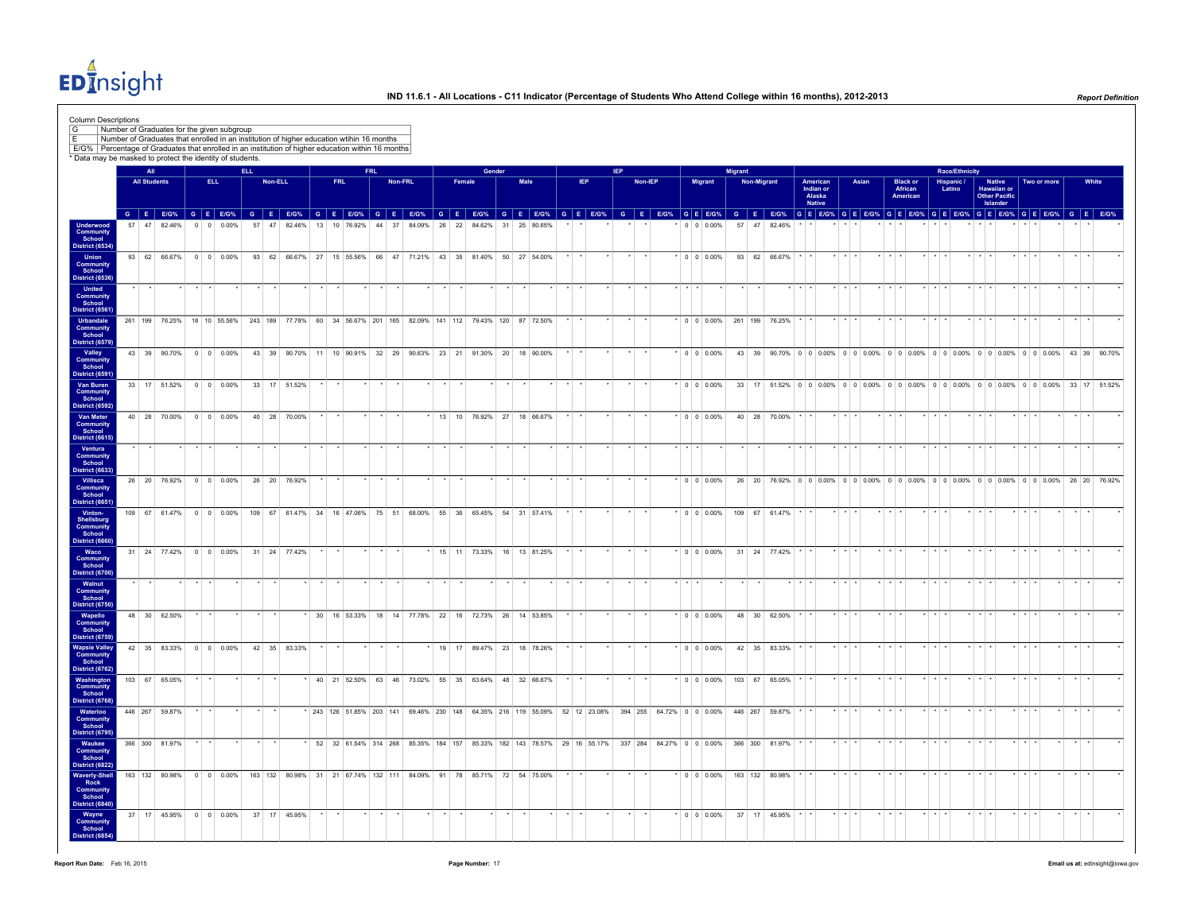# IND 11.6.1 - All Locations - C11 Indicator (Percentage of Students Who Attend College within 16 months), 2012-2013

Column Descriptions

| | |
|---|---|
| G | Number of Graduates for the given subgroup |
| E | Number of Graduates that enrolled in an institution of higher education within 16 months |
| E/G% | Percentage of Graduates that enrolled in an institution of higher education within 16 months |

\* Data may be masked to protect the identity of students.

| | All | | | ELL | | | | | | FRL | | | | | | Gender | | | | | | IEP | | | | | | Migrant | | | | | | Race/Ethnicity | | | | | | | | | | | | | | | | | |
|---|---|---|---|---|---|---|---|---|---|---|---|---|---|---|---|---|---|---|---|---|---|---|---|---|---|---|---|---|---|---|---|---|---|---|---|---|---|---|---|---|---|---|---|---|---|---|---|---|---|---|---|---|---|---|
| | All Students | | | ELL | | | Non-ELL | | | FRL | | | Non-FRL | | | Female | | | Male | | | IEP | | | Non-IEP | | | Migrant | | | Non-Migrant | | | American Indian or Alaska Native | | | Asian | | | Black or African American | | | Hispanic / Latino | | | Native Hawaiian or Other Pacific Islander | | | Two or more | | | White | | |
| | G | E | E/G% | G | E | E/G% | G | E | E/G% | G | E | E/G% | G | E | E/G% | G | E | E/G% | G | E | E/G% | G | E | E/G% | G | E | E/G% | G | E | E/G% | G | E | E/G% | G | E | E/G% | G | E | E/G% | G | E | E/G% | G | E | E/G% | G | E | E/G% | G | E | E/G% | G | E | E/G% |
| Underwood Community School District (6534) | 57 | 47 | 82.46% | 0 | 0 | 0.00% | 57 | 47 | 82.46% | 13 | 10 | 76.92% | 44 | 37 | 84.09% | 26 | 22 | 84.62% | 31 | 25 | 80.65% | * | * | * | * | * | * | 0 | 0 | 0.00% | 57 | 47 | 82.46% | * | * | * | * | * | * | * | * | * | * | * | * | * | * | * | * | * | * | * | * | * |
| Union Community School District (6536) | 93 | 62 | 66.67% | 0 | 0 | 0.00% | 93 | 62 | 66.67% | 27 | 15 | 55.56% | 66 | 47 | 71.21% | 43 | 35 | 81.40% | 50 | 27 | 54.00% | * | * | * | * | * | * | 0 | 0 | 0.00% | 93 | 62 | 66.67% | * | * | * | * | * | * | * | * | * | * | * | * | * | * | * | * | * | * | * | * | * |
| United Community School District (6561) | * | * | * | * | * | * | * | * | * | * | * | * | * | * | * | * | * | * | * | * | * | * | * | * | * | * | * | * | * | * | * | * | * | * | * | * | * | * | * | * | * | * | * | * | * | * | * | * | * | * | * | * | * | * |
| Urbandale Community School District (6579) | 261 | 199 | 76.25% | 18 | 10 | 55.56% | 243 | 189 | 77.78% | 60 | 34 | 56.67% | 201 | 165 | 82.09% | 141 | 112 | 79.43% | 120 | 87 | 72.50% | * | * | * | * | * | * | 0 | 0 | 0.00% | 261 | 199 | 76.25% | * | * | * | * | * | * | * | * | * | * | * | * | * | * | * | * | * | * | * | * | * |
| Valley Community School District (6591) | 43 | 39 | 90.70% | 0 | 0 | 0.00% | 43 | 39 | 90.70% | 11 | 10 | 90.91% | 32 | 29 | 90.63% | 23 | 21 | 91.30% | 20 | 18 | 90.00% | * | * | * | * | * | * | 0 | 0 | 0.00% | 43 | 39 | 90.70% | 0 | 0 | 0.00% | 0 | 0 | 0.00% | 0 | 0 | 0.00% | 0 | 0 | 0.00% | 0 | 0 | 0.00% | 0 | 0 | 0.00% | 43 | 39 | 90.70% |
| Van Buren Community School District (6592) | 33 | 17 | 51.52% | 0 | 0 | 0.00% | 33 | 17 | 51.52% | * | * | * | * | * | * | * | * | * | * | * | * | * | * | * | * | * | * | 0 | 0 | 0.00% | 33 | 17 | 51.52% | 0 | 0 | 0.00% | 0 | 0 | 0.00% | 0 | 0 | 0.00% | 0 | 0 | 0.00% | 0 | 0 | 0.00% | 0 | 0 | 0.00% | 33 | 17 | 51.52% |
| Van Meter Community School District (6615) | 40 | 28 | 70.00% | 0 | 0 | 0.00% | 40 | 28 | 70.00% | * | * | * | * | * | * | 13 | 10 | 76.92% | 27 | 18 | 66.67% | * | * | * | * | * | * | 0 | 0 | 0.00% | 40 | 28 | 70.00% | * | * | * | * | * | * | * | * | * | * | * | * | * | * | * | * | * | * | * | * | * |
| Ventura Community School District (6633) | * | * | * | * | * | * | * | * | * | * | * | * | * | * | * | * | * | * | * | * | * | * | * | * | * | * | * | * | * | * | * | * | * | * | * | * | * | * | * | * | * | * | * | * | * | * | * | * | * | * | * | * | * | * |
| Villisca Community School District (6651) | 26 | 20 | 76.92% | 0 | 0 | 0.00% | 26 | 20 | 76.92% | * | * | * | * | * | * | * | * | * | * | * | * | * | * | * | * | * | * | 0 | 0 | 0.00% | 26 | 20 | 76.92% | 0 | 0 | 0.00% | 0 | 0 | 0.00% | 0 | 0 | 0.00% | 0 | 0 | 0.00% | 0 | 0 | 0.00% | 0 | 0 | 0.00% | 26 | 20 | 76.92% |
| Vinton-Shellsburg Community School District (6660) | 109 | 67 | 61.47% | 0 | 0 | 0.00% | 109 | 67 | 61.47% | 34 | 16 | 47.06% | 75 | 51 | 68.00% | 55 | 36 | 65.45% | 54 | 31 | 57.41% | * | * | * | * | * | * | 0 | 0 | 0.00% | 109 | 67 | 61.47% | * | * | * | * | * | * | * | * | * | * | * | * | * | * | * | * | * | * | * | * | * |
| Waco Community School District (6700) | 31 | 24 | 77.42% | 0 | 0 | 0.00% | 31 | 24 | 77.42% | * | * | * | * | * | * | 15 | 11 | 73.33% | 16 | 13 | 81.25% | * | * | * | * | * | * | 0 | 0 | 0.00% | 31 | 24 | 77.42% | * | * | * | * | * | * | * | * | * | * | * | * | * | * | * | * | * | * | * | * | * |
| Walnut Community School District (6750) | * | * | * | * | * | * | * | * | * | * | * | * | * | * | * | * | * | * | * | * | * | * | * | * | * | * | * | * | * | * | * | * | * | * | * | * | * | * | * | * | * | * | * | * | * | * | * | * | * | * | * | * | * | * |
| Wapello Community School District (6759) | 48 | 30 | 62.50% | * | * | * | * | * | * | 30 | 16 | 53.33% | 18 | 14 | 77.78% | 22 | 16 | 72.73% | 26 | 14 | 53.85% | * | * | * | * | * | * | 0 | 0 | 0.00% | 48 | 30 | 62.50% | * | * | * | * | * | * | * | * | * | * | * | * | * | * | * | * | * | * | * | * | * |
| Wapsie Valley Community School District (6762) | 42 | 35 | 83.33% | 0 | 0 | 0.00% | 42 | 35 | 83.33% | * | * | * | * | * | * | 19 | 17 | 89.47% | 23 | 18 | 78.26% | * | * | * | * | * | * | 0 | 0 | 0.00% | 42 | 35 | 83.33% | * | * | * | * | * | * | * | * | * | * | * | * | * | * | * | * | * | * | * | * | * |
| Washington Community School District (6768) | 103 | 67 | 65.05% | * | * | * | * | * | * | 40 | 21 | 52.50% | 63 | 46 | 73.02% | 55 | 35 | 63.64% | 48 | 32 | 66.67% | * | * | * | * | * | * | 0 | 0 | 0.00% | 103 | 67 | 65.05% | * | * | * | * | * | * | * | * | * | * | * | * | * | * | * | * | * | * | * | * | * |
| Waterloo Community School District (6795) | 446 | 267 | 59.87% | * | * | * | * | * | * | 243 | 126 | 51.85% | 203 | 141 | 69.46% | 230 | 148 | 64.35% | 216 | 119 | 55.09% | 52 | 12 | 23.08% | 394 | 255 | 64.72% | 0 | 0 | 0.00% | 446 | 267 | 59.87% | * | * | * | * | * | * | * | * | * | * | * | * | * | * | * | * | * | * | * | * | * |
| Waukee Community School District (6822) | 366 | 300 | 81.97% | * | * | * | * | * | * | 52 | 32 | 61.54% | 314 | 268 | 85.35% | 184 | 157 | 85.33% | 182 | 143 | 78.57% | 29 | 16 | 55.17% | 337 | 284 | 84.27% | 0 | 0 | 0.00% | 366 | 300 | 81.97% | * | * | * | * | * | * | * | * | * | * | * | * | * | * | * | * | * | * | * | * | * |
| Waverly-Shell Rock Community School District (6840) | 163 | 132 | 80.98% | 0 | 0 | 0.00% | 163 | 132 | 80.98% | 31 | 21 | 67.74% | 132 | 111 | 84.09% | 91 | 78 | 85.71% | 72 | 54 | 75.00% | * | * | * | * | * | * | 0 | 0 | 0.00% | 163 | 132 | 80.98% | * | * | * | * | * | * | * | * | * | * | * | * | * | * | * | * | * | * | * | * | * |
| Wayne Community School District (6854) | 37 | 17 | 45.95% | 0 | 0 | 0.00% | 37 | 17 | 45.95% | * | * | * | * | * | * | * | * | * | * | * | * | * | * | * | * | * | * | 0 | 0 | 0.00% | 37 | 17 | 45.95% | * | * | * | * | * | * | * | * | * | * | * | * | * | * | * | * | * | * | * | * | * |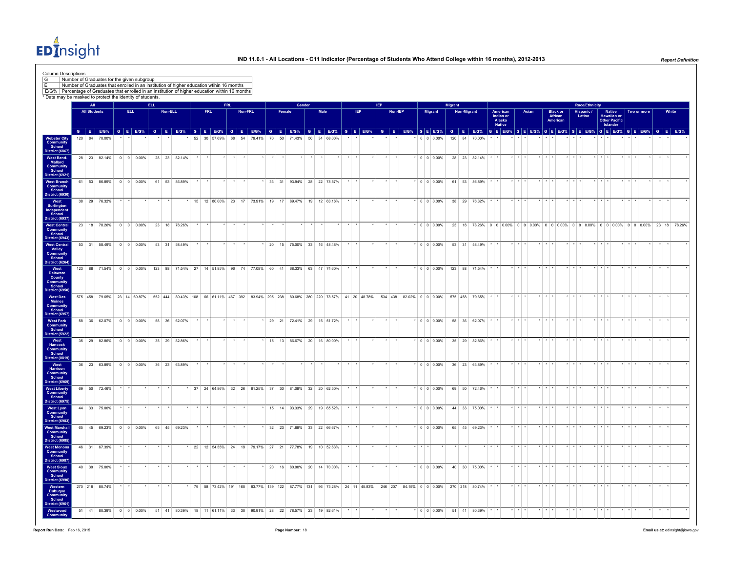# IND 11.6.1 - All Locations - C11 Indicator (Percentage of Students Who Attend College within 16 months), 2012-2013

Column Descriptions

| | |
|---|---|
| G | Number of Graduates for the given subgroup |
| E | Number of Graduates that enrolled in an institution of higher education within 16 months |
| E/G% | Percentage of Graduates that enrolled in an institution of higher education within 16 months |

\* Data may be masked to protect the identity of students.

| | All | | | ELL | | | | | | FRL | | | | | | Gender | | | | | | IEP | | | | | | Migrant | | | | | | Race/Ethnicity | | | | | | | | | | | | | | | | | | | | |
|---|---|---|---|---|---|---|---|---|---|---|---|---|---|---|---|---|---|---|---|---|---|---|---|---|---|---|---|---|---|---|---|---|---|---|---|---|---|---|---|---|---|---|---|---|---|---|---|---|---|---|---|---|---|---|
| | All Students | | | ELL | | | Non-ELL | | | FRL | | | Non-FRL | | | Female | | | Male | | | IEP | | | Non-IEP | | | Migrant | | | Non-Migrant | | | American Indian or Alaska Native | | | Asian | | | Black or African American | | | Hispanic / Latino | | | Native Hawaiian or Other Pacific Islander | | | Two or more | | | White | | |
| | G | E | E/G% | G | E | E/G% | G | E | E/G% | G | E | E/G% | G | E | E/G% | G | E | E/G% | G | E | E/G% | G | E | E/G% | G | E | E/G% | G | E | E/G% | G | E | E/G% | G | E | E/G% | G | E | E/G% | G | E | E/G% | G | E | E/G% | G | E | E/G% | G | E | E/G% | G | E | E/G% |
| Webster City Community School District (6867) | 120 | 84 | 70.00% | * | * | * | * | * | * | 52 | 30 | 57.69% | 68 | 54 | 79.41% | 70 | 50 | 71.43% | 50 | 34 | 68.00% | * | * | * | * | * | * | 0 | 0 | 0.00% | 120 | 84 | 70.00% | * | * | * | * | * | * | * | * | * | * | * | * | * | * | * | * | * | * | * | * | * |
| West Bend-Mallard Community School District (6921) | 28 | 23 | 82.14% | 0 | 0 | 0.00% | 28 | 23 | 82.14% | * | * | * | * | * | * | * | * | * | * | * | * | * | * | * | * | * | * | 0 | 0 | 0.00% | 28 | 23 | 82.14% | * | * | * | * | * | * | * | * | * | * | * | * | * | * | * | * | * | * | * | * | * |
| West Branch Community School District (6930) | 61 | 53 | 86.89% | 0 | 0 | 0.00% | 61 | 53 | 86.89% | * | * | * | * | * | * | 33 | 31 | 93.94% | 28 | 22 | 78.57% | * | * | * | * | * | * | 0 | 0 | 0.00% | 61 | 53 | 86.89% | * | * | * | * | * | * | * | * | * | * | * | * | * | * | * | * | * | * | * | * | * |
| West Burlington Independent School District (6937) | 38 | 29 | 76.32% | * | * | * | * | * | * | 15 | 12 | 80.00% | 23 | 17 | 73.91% | 19 | 17 | 89.47% | 19 | 12 | 63.16% | * | * | * | * | * | * | 0 | 0 | 0.00% | 38 | 29 | 76.32% | * | * | * | * | * | * | * | * | * | * | * | * | * | * | * | * | * | * | * | * | * |
| West Central Community School District (6943) | 23 | 18 | 78.26% | 0 | 0 | 0.00% | 23 | 18 | 78.26% | * | * | * | * | * | * | * | * | * | * | * | * | * | * | * | * | * | * | 0 | 0 | 0.00% | 23 | 18 | 78.26% | 0 | 0 | 0.00% | 0 | 0 | 0.00% | 0 | 0 | 0.00% | 0 | 0 | 0.00% | 0 | 0 | 0.00% | 0 | 0 | 0.00% | 23 | 18 | 78.26% |
| West Central Valley Community School District (6264) | 53 | 31 | 58.49% | 0 | 0 | 0.00% | 53 | 31 | 58.49% | * | * | * | * | * | * | 20 | 15 | 75.00% | 33 | 16 | 48.48% | * | * | * | * | * | * | 0 | 0 | 0.00% | 53 | 31 | 58.49% | * | * | * | * | * | * | * | * | * | * | * | * | * | * | * | * | * | * | * | * | * |
| West Delaware County Community School District (6950) | 123 | 88 | 71.54% | 0 | 0 | 0.00% | 123 | 88 | 71.54% | 27 | 14 | 51.85% | 96 | 74 | 77.08% | 60 | 41 | 68.33% | 63 | 47 | 74.60% | * | * | * | * | * | * | 0 | 0 | 0.00% | 123 | 88 | 71.54% | * | * | * | * | * | * | * | * | * | * | * | * | * | * | * | * | * | * | * | * | * |
| West Des Moines Community School District (6957) | 575 | 458 | 79.65% | 23 | 14 | 60.87% | 552 | 444 | 80.43% | 108 | 66 | 61.11% | 467 | 392 | 83.94% | 295 | 238 | 80.68% | 280 | 220 | 78.57% | 41 | 20 | 48.78% | 534 | 438 | 82.02% | 0 | 0 | 0.00% | 575 | 458 | 79.65% | * | * | * | * | * | * | * | * | * | * | * | * | * | * | * | * | * | * | * | * | * |
| West Fork Community School District (5922) | 58 | 36 | 62.07% | 0 | 0 | 0.00% | 58 | 36 | 62.07% | * | * | * | * | * | * | 29 | 21 | 72.41% | 29 | 15 | 51.72% | * | * | * | * | * | * | 0 | 0 | 0.00% | 58 | 36 | 62.07% | * | * | * | * | * | * | * | * | * | * | * | * | * | * | * | * | * | * | * | * | * |
| West Hancock Community School District (0819) | 35 | 29 | 82.86% | 0 | 0 | 0.00% | 35 | 29 | 82.86% | * | * | * | * | * | * | 15 | 13 | 86.67% | 20 | 16 | 80.00% | * | * | * | * | * | * | 0 | 0 | 0.00% | 35 | 29 | 82.86% | * | * | * | * | * | * | * | * | * | * | * | * | * | * | * | * | * | * | * | * | * |
| West Harrison Community School District (6969) | 36 | 23 | 63.89% | 0 | 0 | 0.00% | 36 | 23 | 63.89% | * | * | * | * | * | * | * | * | * | * | * | * | * | * | * | * | * | * | 0 | 0 | 0.00% | 36 | 23 | 63.89% | * | * | * | * | * | * | * | * | * | * | * | * | * | * | * | * | * | * | * | * | * |
| West Liberty Community School District (6975) | 69 | 50 | 72.46% | * | * | * | * | * | * | 37 | 24 | 64.86% | 32 | 26 | 81.25% | 37 | 30 | 81.08% | 32 | 20 | 62.50% | * | * | * | * | * | * | 0 | 0 | 0.00% | 69 | 50 | 72.46% | * | * | * | * | * | * | * | * | * | * | * | * | * | * | * | * | * | * | * | * | * |
| West Lyon Community School District (6983) | 44 | 33 | 75.00% | * | * | * | * | * | * | * | * | * | * | * | * | 15 | 14 | 93.33% | 29 | 19 | 65.52% | * | * | * | * | * | * | 0 | 0 | 0.00% | 44 | 33 | 75.00% | * | * | * | * | * | * | * | * | * | * | * | * | * | * | * | * | * | * | * | * | * |
| West Marshall Community School District (6985) | 65 | 45 | 69.23% | 0 | 0 | 0.00% | 65 | 45 | 69.23% | * | * | * | * | * | * | 32 | 23 | 71.88% | 33 | 22 | 66.67% | * | * | * | * | * | * | 0 | 0 | 0.00% | 65 | 45 | 69.23% | * | * | * | * | * | * | * | * | * | * | * | * | * | * | * | * | * | * | * | * | * |
| West Monona Community School District (6987) | 46 | 31 | 67.39% | * | * | * | * | * | * | 22 | 12 | 54.55% | 24 | 19 | 79.17% | 27 | 21 | 77.78% | 19 | 10 | 52.63% | * | * | * | * | * | * | * | * | * | * | * | * | * | * | * | * | * | * | * | * | * | * | * | * | * | * | * | * | * | * | * | * | * |
| West Sioux Community School District (6990) | 40 | 30 | 75.00% | * | * | * | * | * | * | * | * | * | * | * | * | 20 | 16 | 80.00% | 20 | 14 | 70.00% | * | * | * | * | * | * | 0 | 0 | 0.00% | 40 | 30 | 75.00% | * | * | * | * | * | * | * | * | * | * | * | * | * | * | * | * | * | * | * | * | * |
| Western Dubuque Community School District (6961) | 270 | 218 | 80.74% | * | * | * | * | * | * | 79 | 58 | 73.42% | 191 | 160 | 83.77% | 139 | 122 | 87.77% | 131 | 96 | 73.28% | 24 | 11 | 45.83% | 246 | 207 | 84.15% | 0 | 0 | 0.00% | 270 | 218 | 80.74% | * | * | * | * | * | * | * | * | * | * | * | * | * | * | * | * | * | * | * | * | * |
| Westwood Community | 51 | 41 | 80.39% | 0 | 0 | 0.00% | 51 | 41 | 80.39% | 18 | 11 | 61.11% | 33 | 30 | 90.91% | 28 | 22 | 78.57% | 23 | 19 | 82.61% | * | * | * | * | * | * | 0 | 0 | 0.00% | 51 | 41 | 80.39% | * | * | * | * | * | * | * | * | * | * | * | * | * | * | * | * | * | * | * | * | * |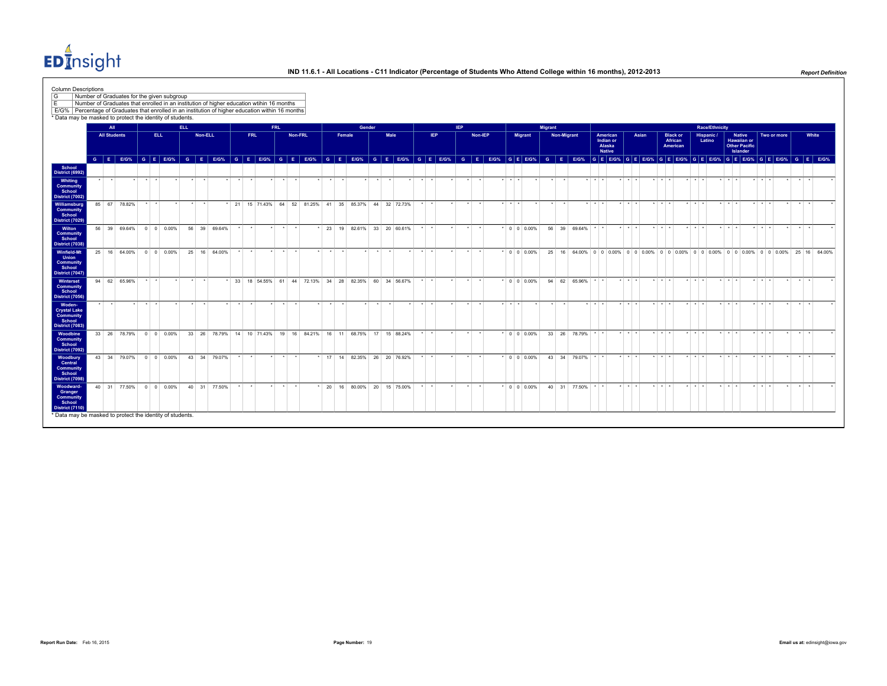Column Descriptions

| | |
|---|---|
| G | Number of Graduates for the given subgroup |
| E | Number of Graduates that enrolled in an institution of higher education within 16 months |
| E/G% | Percentage of Graduates that enrolled in an institution of higher education within 16 months |

* Data may be masked to protect the identity of students.

| | All | | | ELL | | | | | | FRL | | | | | | Gender | | | | | | IEP | | | | | | Migrant | | | | | | Race/Ethnicity | | | | | | | | | | | | | | | | | | | | |
|---|---|---|---|---|---|---|---|---|---|---|---|---|---|---|---|---|---|---|---|---|---|---|---|---|---|---|---|---|---|---|---|---|---|---|---|---|---|---|---|---|---|---|---|---|---|---|---|---|---|---|---|---|---|---|
| | All Students | | | ELL | | | Non-ELL | | | FRL | | | Non-FRL | | | Female | | | Male | | | IEP | | | Non-IEP | | | Migrant | | | Non-Migrant | | | American Indian or Alaska Native | | | Asian | | | Black or African American | | | Hispanic / Latino | | | Native Hawaiian or Other Pacific Islander | | | Two or more | | | White | | |
| | G | E | E/G% | G | E | E/G% | G | E | E/G% | G | E | E/G% | G | E | E/G% | G | E | E/G% | G | E | E/G% | G | E | E/G% | G | E | E/G% | G | E | E/G% | G | E | E/G% | G | E | E/G% | G | E | E/G% | G | E | E/G% | G | E | E/G% | G | E | E/G% | G | E | E/G% | G | E | E/G% |
| School District (6992) | | | | | | | | | | | | | | | | | | | | | | | | | | | | | | | | | | | | | | | | | | | | | | | | | | | | | | |
| Whiting Community School District (7002) | * | * | * | * | * | * | * | * | * | * | * | * | * | * | * | * | * | * | * | * | * | * | * | * | * | * | * | * | * | * | * | * | * | * | * | * | * | * | * | * | * | * | * | * | * | * | * | * | * | * | * | * | * | * |
| Williamsburg Community School District (7029) | 85 | 67 | 78.82% | * | * | * | * | * | * | 21 | 15 | 71.43% | 64 | 52 | 81.25% | 41 | 35 | 85.37% | 44 | 32 | 72.73% | * | * | * | * | * | * | * | * | * | * | * | * | * | * | * | * | * | * | * | * | * | * | * | * | * | * | * | * | * | * | * | * | * |
| Wilton Community School District (7038) | 56 | 39 | 69.64% | 0 | 0 | 0.00% | 56 | 39 | 69.64% | * | * | * | * | * | * | 23 | 19 | 82.61% | 33 | 20 | 60.61% | * | * | * | * | * | * | 0 | 0 | 0.00% | 56 | 39 | 69.64% | * | * | * | * | * | * | * | * | * | * | * | * | * | * | * | * | * | * | * | * | * |
| Winfield-Mt Union Community School District (7047) | 25 | 16 | 64.00% | 0 | 0 | 0.00% | 25 | 16 | 64.00% | * | * | * | * | * | * | * | * | * | * | * | * | * | * | * | * | * | * | 0 | 0 | 0.00% | 25 | 16 | 64.00% | 0 | 0 | 0.00% | 0 | 0 | 0.00% | 0 | 0 | 0.00% | 0 | 0 | 0.00% | 0 | 0 | 0.00% | 0 | 0 | 0.00% | 25 | 16 | 64.00% |
| Winterset Community School District (7056) | 94 | 62 | 65.96% | * | * | * | * | * | * | 33 | 18 | 54.55% | 61 | 44 | 72.13% | 34 | 28 | 82.35% | 60 | 34 | 56.67% | * | * | * | * | * | * | 0 | 0 | 0.00% | 94 | 62 | 65.96% | * | * | * | * | * | * | * | * | * | * | * | * | * | * | * | * | * | * | * | * | * |
| Woden-Crystal Lake Community School District (7083) | * | * | * | * | * | * | * | * | * | * | * | * | * | * | * | * | * | * | * | * | * | * | * | * | * | * | * | * | * | * | * | * | * | * | * | * | * | * | * | * | * | * | * | * | * | * | * | * | * | * | * | * | * | * |
| Woodbine Community School District (7092) | 33 | 26 | 78.79% | 0 | 0 | 0.00% | 33 | 26 | 78.79% | 14 | 10 | 71.43% | 19 | 16 | 84.21% | 16 | 11 | 68.75% | 17 | 15 | 88.24% | * | * | * | * | * | * | 0 | 0 | 0.00% | 33 | 26 | 78.79% | * | * | * | * | * | * | * | * | * | * | * | * | * | * | * | * | * | * | * | * | * |
| Woodbury Central Community School District (7098) | 43 | 34 | 79.07% | 0 | 0 | 0.00% | 43 | 34 | 79.07% | * | * | * | * | * | * | 17 | 14 | 82.35% | 26 | 20 | 76.92% | * | * | * | * | * | * | 0 | 0 | 0.00% | 43 | 34 | 79.07% | * | * | * | * | * | * | * | * | * | * | * | * | * | * | * | * | * | * | * | * | * |
| Woodward-Granger Community School District (7110) | 40 | 31 | 77.50% | 0 | 0 | 0.00% | 40 | 31 | 77.50% | * | * | * | * | * | * | 20 | 16 | 80.00% | 20 | 15 | 75.00% | * | * | * | * | * | * | 0 | 0 | 0.00% | 40 | 31 | 77.50% | * | * | * | * | * | * | * | * | * | * | * | * | * | * | * | * | * | * | * | * | * |

* Data may be masked to protect the identity of students.